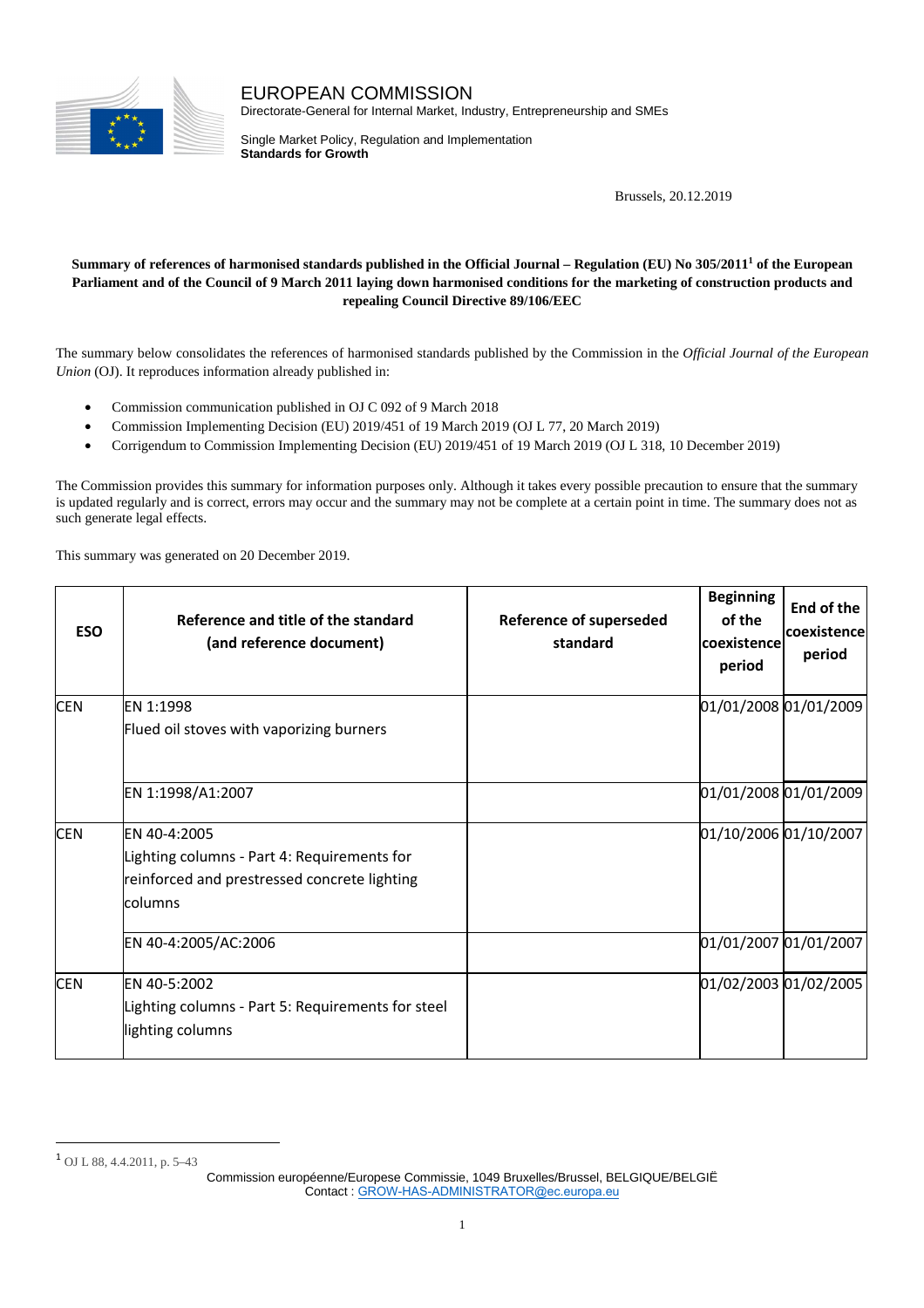EUROPEAN COMMISSION
Directorate-General for Internal Market, Industry, Entrepreneurship and SMEs

Single Market Policy, Regulation and Implementation
**Standards for Growth**

Brussels, 20.12.2019

**Summary of references of harmonised standards published in the Official Journal – Regulation (EU) No 305/2011[1] of the European Parliament and of the Council of 9 March 2011 laying down harmonised conditions for the marketing of construction products and repealing Council Directive 89/106/EEC**

The summary below consolidates the references of harmonised standards published by the Commission in the *Official Journal of the European Union* (OJ). It reproduces information already published in:

- Commission communication published in OJ C 092 of 9 March 2018
- Commission Implementing Decision (EU) 2019/451 of 19 March 2019 (OJ L 77, 20 March 2019)
- Corrigendum to Commission Implementing Decision (EU) 2019/451 of 19 March 2019 (OJ L 318, 10 December 2019)

The Commission provides this summary for information purposes only. Although it takes every possible precaution to ensure that the summary is updated regularly and is correct, errors may occur and the summary may not be complete at a certain point in time. The summary does not as such generate legal effects.

This summary was generated on 20 December 2019.

| ESO | Reference and title of the standard (and reference document) | Reference of superseded standard | Beginning of the coexistence period | End of the coexistence period |
|---|---|---|---|---|
| CEN | EN 1:1998<br>Flued oil stoves with vaporizing burners | | 01/01/2008 | 01/01/2009 |
| | EN 1:1998/A1:2007 | | 01/01/2008 | 01/01/2009 |
| CEN | EN 40-4:2005<br>Lighting columns - Part 4: Requirements for reinforced and prestressed concrete lighting columns | | 01/10/2006 | 01/10/2007 |
| | EN 40-4:2005/AC:2006 | | 01/01/2007 | 01/01/2007 |
| CEN | EN 40-5:2002<br>Lighting columns - Part 5: Requirements for steel lighting columns | | 01/02/2003 | 01/02/2005 |

[1] OJ L 88, 4.4.2011, p. 5–43

Commission européenne/Europese Commissie, 1049 Bruxelles/Brussel, BELGIQUE/BELGIË
Contact : GROW-HAS-ADMINISTRATOR@ec.europa.eu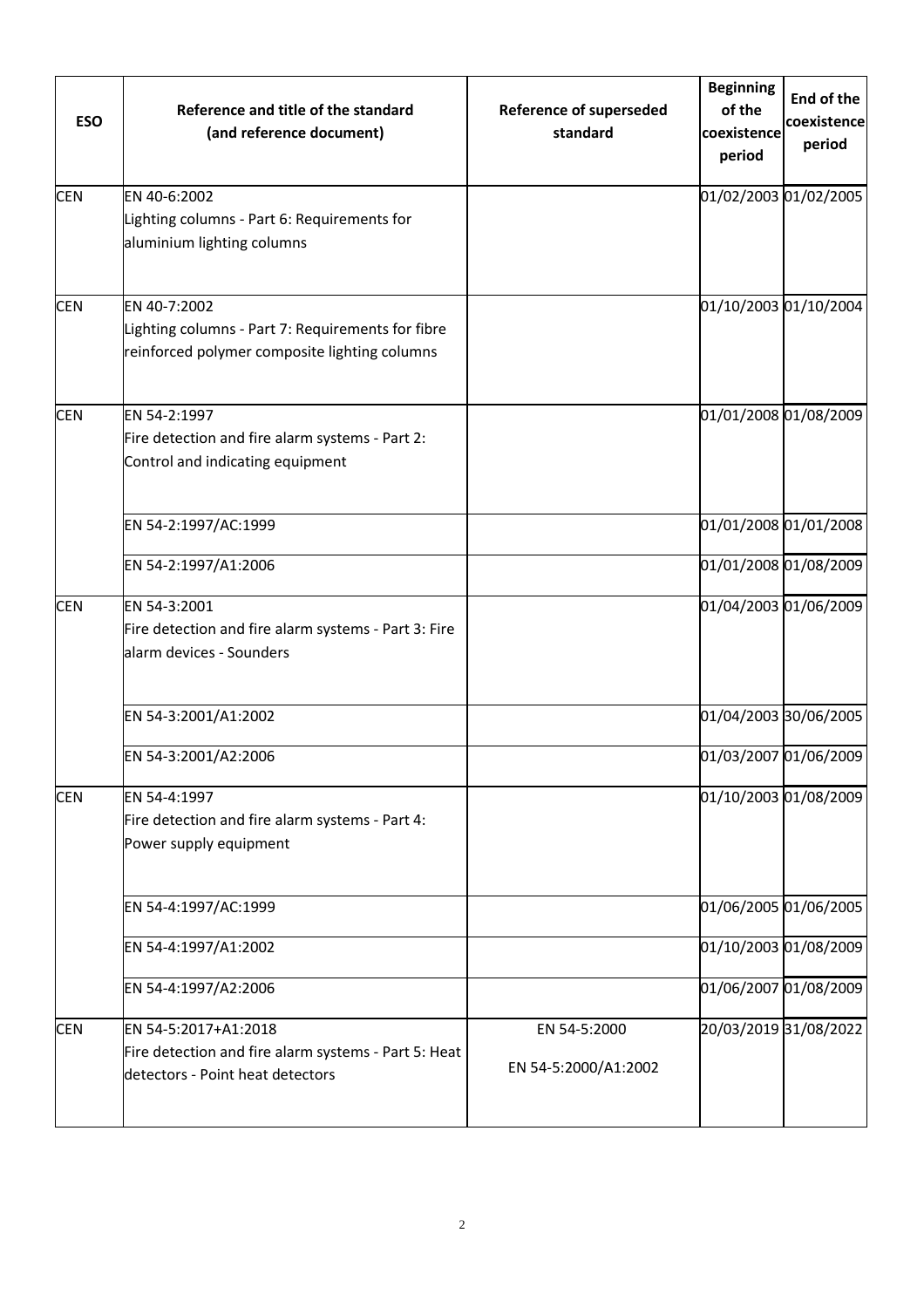| ESO | Reference and title of the standard (and reference document) | Reference of superseded standard | Beginning of the coexistence period | End of the coexistence period |
|---|---|---|---|---|
| CEN | EN 40-6:2002<br>Lighting columns - Part 6: Requirements for aluminium lighting columns | | 01/02/2003 | 01/02/2005 |
| CEN | EN 40-7:2002<br>Lighting columns - Part 7: Requirements for fibre reinforced polymer composite lighting columns | | 01/10/2003 | 01/10/2004 |
| CEN | EN 54-2:1997<br>Fire detection and fire alarm systems - Part 2: Control and indicating equipment | | 01/01/2008 | 01/08/2009 |
| | EN 54-2:1997/AC:1999 | | 01/01/2008 | 01/01/2008 |
| | EN 54-2:1997/A1:2006 | | 01/01/2008 | 01/08/2009 |
| CEN | EN 54-3:2001<br>Fire detection and fire alarm systems - Part 3: Fire alarm devices - Sounders | | 01/04/2003 | 01/06/2009 |
| | EN 54-3:2001/A1:2002 | | 01/04/2003 | 30/06/2005 |
| | EN 54-3:2001/A2:2006 | | 01/03/2007 | 01/06/2009 |
| CEN | EN 54-4:1997<br>Fire detection and fire alarm systems - Part 4: Power supply equipment | | 01/10/2003 | 01/08/2009 |
| | EN 54-4:1997/AC:1999 | | 01/06/2005 | 01/06/2005 |
| | EN 54-4:1997/A1:2002 | | 01/10/2003 | 01/08/2009 |
| | EN 54-4:1997/A2:2006 | | 01/06/2007 | 01/08/2009 |
| CEN | EN 54-5:2017+A1:2018<br>Fire detection and fire alarm systems - Part 5: Heat detectors - Point heat detectors | EN 54-5:2000<br>EN 54-5:2000/A1:2002 | 20/03/2019 | 31/08/2022 |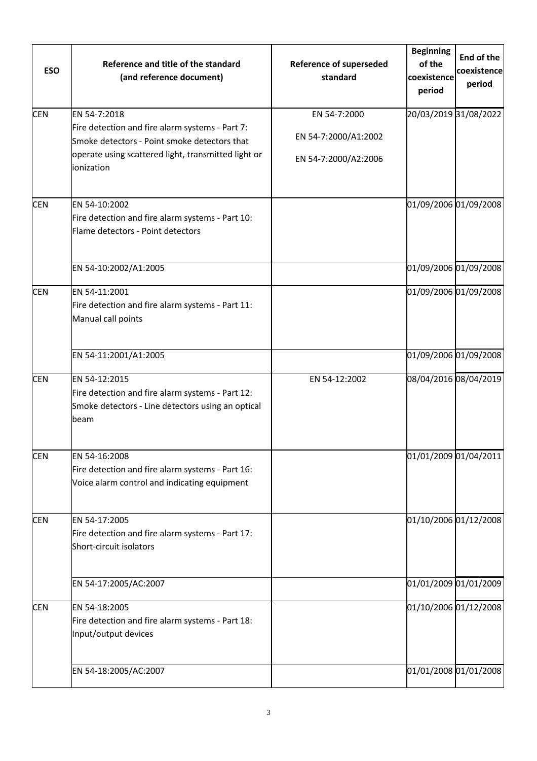| ESO | Reference and title of the standard (and reference document) | Reference of superseded standard | Beginning of the coexistence period | End of the coexistence period |
|---|---|---|---|---|
| CEN | EN 54-7:2018 Fire detection and fire alarm systems - Part 7: Smoke detectors - Point smoke detectors that operate using scattered light, transmitted light or ionization | EN 54-7:2000 EN 54-7:2000/A1:2002 EN 54-7:2000/A2:2006 | 20/03/2019 | 31/08/2022 |
| CEN | EN 54-10:2002 Fire detection and fire alarm systems - Part 10: Flame detectors - Point detectors | | 01/09/2006 | 01/09/2008 |
| | EN 54-10:2002/A1:2005 | | 01/09/2006 | 01/09/2008 |
| CEN | EN 54-11:2001 Fire detection and fire alarm systems - Part 11: Manual call points | | 01/09/2006 | 01/09/2008 |
| | EN 54-11:2001/A1:2005 | | 01/09/2006 | 01/09/2008 |
| CEN | EN 54-12:2015 Fire detection and fire alarm systems - Part 12: Smoke detectors - Line detectors using an optical beam | EN 54-12:2002 | 08/04/2016 | 08/04/2019 |
| CEN | EN 54-16:2008 Fire detection and fire alarm systems - Part 16: Voice alarm control and indicating equipment | | 01/01/2009 | 01/04/2011 |
| CEN | EN 54-17:2005 Fire detection and fire alarm systems - Part 17: Short-circuit isolators | | 01/10/2006 | 01/12/2008 |
| | EN 54-17:2005/AC:2007 | | 01/01/2009 | 01/01/2009 |
| CEN | EN 54-18:2005 Fire detection and fire alarm systems - Part 18: Input/output devices | | 01/10/2006 | 01/12/2008 |
| | EN 54-18:2005/AC:2007 | | 01/01/2008 | 01/01/2008 |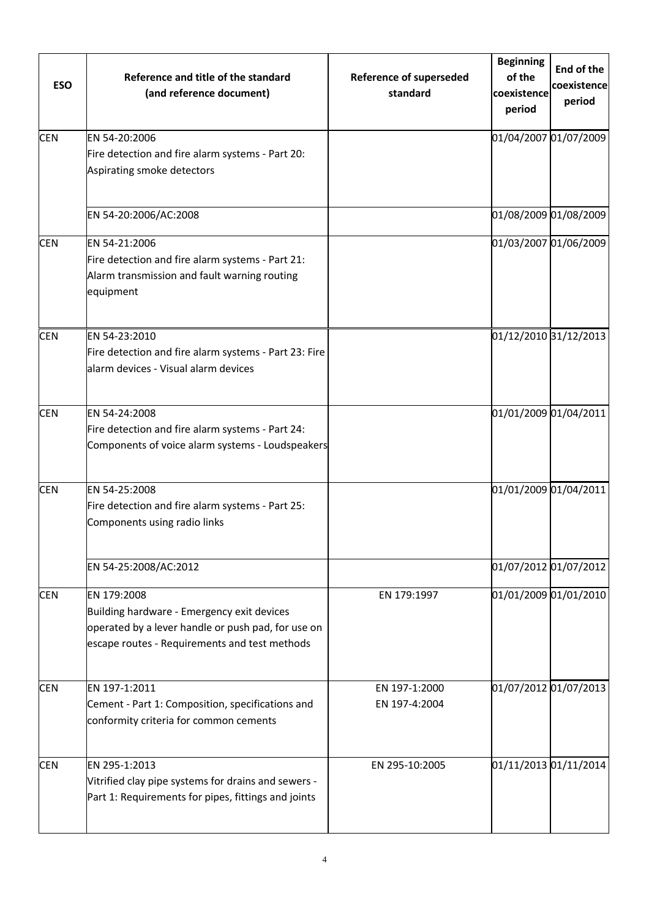| ESO | Reference and title of the standard (and reference document) | Reference of superseded standard | Beginning of the coexistence period | End of the coexistence period |
|---|---|---|---|---|
| CEN | EN 54-20:2006<br>Fire detection and fire alarm systems - Part 20: Aspirating smoke detectors | | 01/04/2007 | 01/07/2009 |
| | EN 54-20:2006/AC:2008 | | 01/08/2009 | 01/08/2009 |
| CEN | EN 54-21:2006<br>Fire detection and fire alarm systems - Part 21: Alarm transmission and fault warning routing equipment | | 01/03/2007 | 01/06/2009 |
| CEN | EN 54-23:2010<br>Fire detection and fire alarm systems - Part 23: Fire alarm devices - Visual alarm devices | | 01/12/2010 | 31/12/2013 |
| CEN | EN 54-24:2008<br>Fire detection and fire alarm systems - Part 24: Components of voice alarm systems - Loudspeakers | | 01/01/2009 | 01/04/2011 |
| CEN | EN 54-25:2008<br>Fire detection and fire alarm systems - Part 25: Components using radio links | | 01/01/2009 | 01/04/2011 |
| | EN 54-25:2008/AC:2012 | | 01/07/2012 | 01/07/2012 |
| CEN | EN 179:2008<br>Building hardware - Emergency exit devices operated by a lever handle or push pad, for use on escape routes - Requirements and test methods | EN 179:1997 | 01/01/2009 | 01/01/2010 |
| CEN | EN 197-1:2011<br>Cement - Part 1: Composition, specifications and conformity criteria for common cements | EN 197-1:2000<br>EN 197-4:2004 | 01/07/2012 | 01/07/2013 |
| CEN | EN 295-1:2013<br>Vitrified clay pipe systems for drains and sewers - Part 1: Requirements for pipes, fittings and joints | EN 295-10:2005 | 01/11/2013 | 01/11/2014 |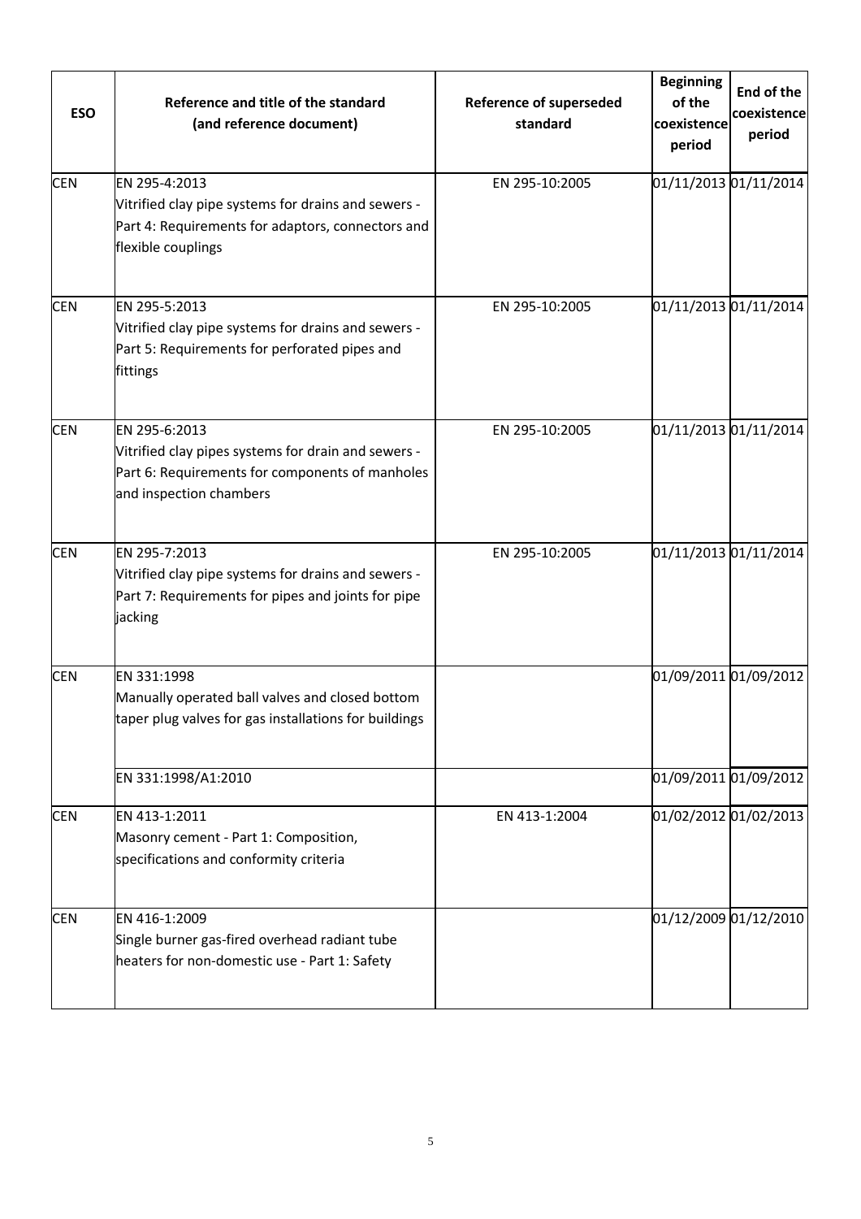| ESO | Reference and title of the standard (and reference document) | Reference of superseded standard | Beginning of the coexistence period | End of the coexistence period |
|---|---|---|---|---|
| CEN | EN 295-4:2013<br>Vitrified clay pipe systems for drains and sewers - Part 4: Requirements for adaptors, connectors and flexible couplings | EN 295-10:2005 | 01/11/2013 | 01/11/2014 |
| CEN | EN 295-5:2013<br>Vitrified clay pipe systems for drains and sewers - Part 5: Requirements for perforated pipes and fittings | EN 295-10:2005 | 01/11/2013 | 01/11/2014 |
| CEN | EN 295-6:2013<br>Vitrified clay pipes systems for drain and sewers - Part 6: Requirements for components of manholes and inspection chambers | EN 295-10:2005 | 01/11/2013 | 01/11/2014 |
| CEN | EN 295-7:2013<br>Vitrified clay pipe systems for drains and sewers - Part 7: Requirements for pipes and joints for pipe jacking | EN 295-10:2005 | 01/11/2013 | 01/11/2014 |
| CEN | EN 331:1998<br>Manually operated ball valves and closed bottom taper plug valves for gas installations for buildings | | 01/09/2011 | 01/09/2012 |
| | EN 331:1998/A1:2010 | | 01/09/2011 | 01/09/2012 |
| CEN | EN 413-1:2011<br>Masonry cement - Part 1: Composition, specifications and conformity criteria | EN 413-1:2004 | 01/02/2012 | 01/02/2013 |
| CEN | EN 416-1:2009<br>Single burner gas-fired overhead radiant tube heaters for non-domestic use - Part 1: Safety | | 01/12/2009 | 01/12/2010 |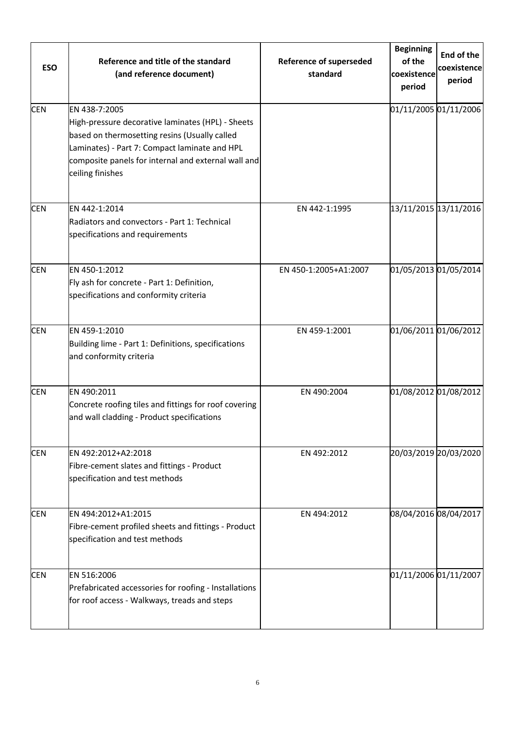| ESO | Reference and title of the standard (and reference document) | Reference of superseded standard | Beginning of the coexistence period | End of the coexistence period |
|---|---|---|---|---|
| CEN | EN 438-7:2005<br>High-pressure decorative laminates (HPL) - Sheets based on thermosetting resins (Usually called Laminates) - Part 7: Compact laminate and HPL composite panels for internal and external wall and ceiling finishes | | 01/11/2005 | 01/11/2006 |
| CEN | EN 442-1:2014<br>Radiators and convectors - Part 1: Technical specifications and requirements | EN 442-1:1995 | 13/11/2015 | 13/11/2016 |
| CEN | EN 450-1:2012<br>Fly ash for concrete - Part 1: Definition, specifications and conformity criteria | EN 450-1:2005+A1:2007 | 01/05/2013 | 01/05/2014 |
| CEN | EN 459-1:2010<br>Building lime - Part 1: Definitions, specifications and conformity criteria | EN 459-1:2001 | 01/06/2011 | 01/06/2012 |
| CEN | EN 490:2011<br>Concrete roofing tiles and fittings for roof covering and wall cladding - Product specifications | EN 490:2004 | 01/08/2012 | 01/08/2012 |
| CEN | EN 492:2012+A2:2018<br>Fibre-cement slates and fittings - Product specification and test methods | EN 492:2012 | 20/03/2019 | 20/03/2020 |
| CEN | EN 494:2012+A1:2015<br>Fibre-cement profiled sheets and fittings - Product specification and test methods | EN 494:2012 | 08/04/2016 | 08/04/2017 |
| CEN | EN 516:2006<br>Prefabricated accessories for roofing - Installations for roof access - Walkways, treads and steps | | 01/11/2006 | 01/11/2007 |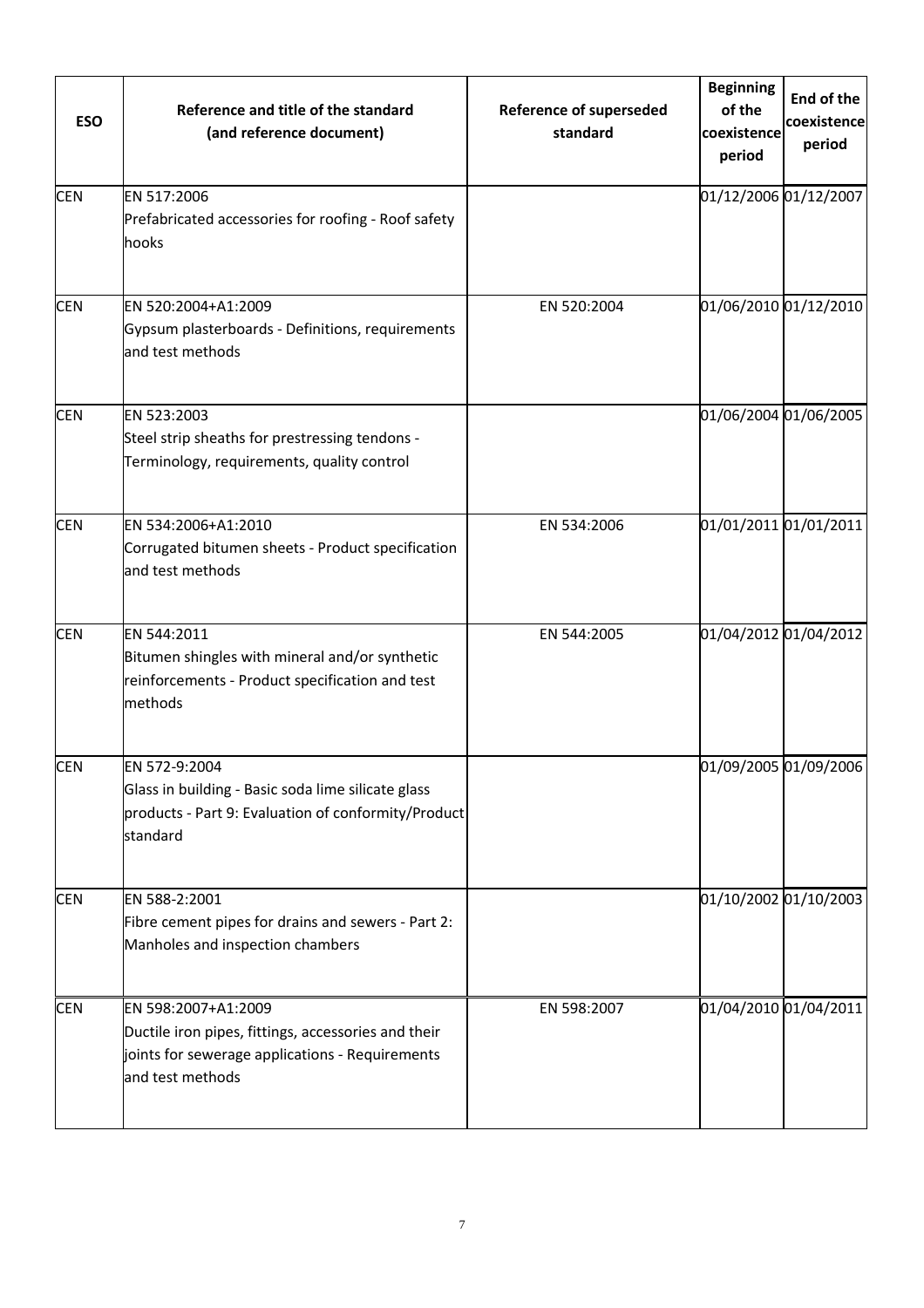| ESO | Reference and title of the standard (and reference document) | Reference of superseded standard | Beginning of the coexistence period | End of the coexistence period |
|---|---|---|---|---|
| CEN | EN 517:2006<br>Prefabricated accessories for roofing - Roof safety hooks | | 01/12/2006 | 01/12/2007 |
| CEN | EN 520:2004+A1:2009<br>Gypsum plasterboards - Definitions, requirements and test methods | EN 520:2004 | 01/06/2010 | 01/12/2010 |
| CEN | EN 523:2003<br>Steel strip sheaths for prestressing tendons - Terminology, requirements, quality control | | 01/06/2004 | 01/06/2005 |
| CEN | EN 534:2006+A1:2010<br>Corrugated bitumen sheets - Product specification and test methods | EN 534:2006 | 01/01/2011 | 01/01/2011 |
| CEN | EN 544:2011<br>Bitumen shingles with mineral and/or synthetic reinforcements - Product specification and test methods | EN 544:2005 | 01/04/2012 | 01/04/2012 |
| CEN | EN 572-9:2004<br>Glass in building - Basic soda lime silicate glass products - Part 9: Evaluation of conformity/Product standard | | 01/09/2005 | 01/09/2006 |
| CEN | EN 588-2:2001<br>Fibre cement pipes for drains and sewers - Part 2: Manholes and inspection chambers | | 01/10/2002 | 01/10/2003 |
| CEN | EN 598:2007+A1:2009<br>Ductile iron pipes, fittings, accessories and their joints for sewerage applications - Requirements and test methods | EN 598:2007 | 01/04/2010 | 01/04/2011 |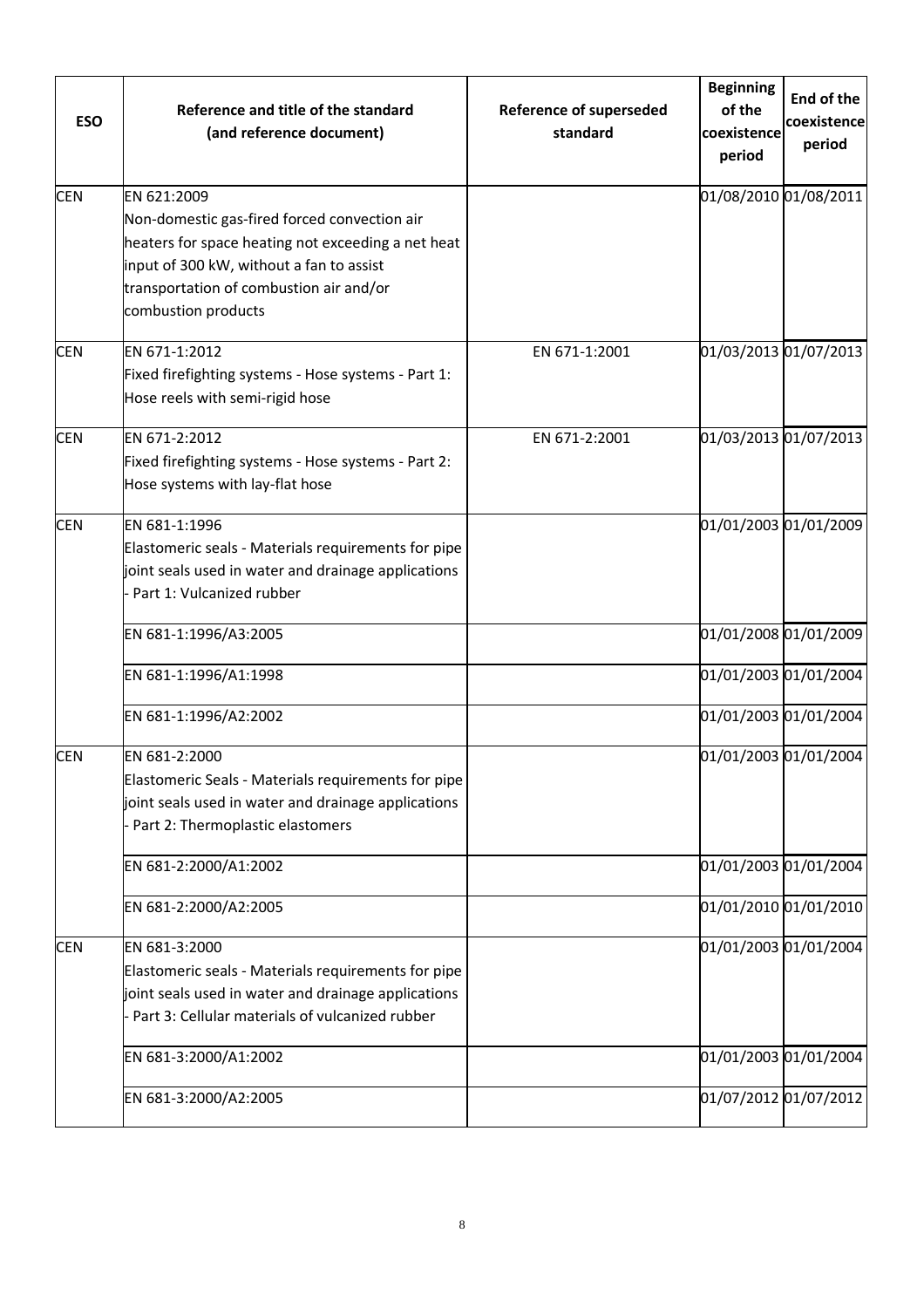| ESO | Reference and title of the standard (and reference document) | Reference of superseded standard | Beginning of the coexistence period | End of the coexistence period |
|---|---|---|---|---|
| CEN | EN 621:2009<br>Non-domestic gas-fired forced convection air heaters for space heating not exceeding a net heat input of 300 kW, without a fan to assist transportation of combustion air and/or combustion products | | 01/08/2010 | 01/08/2011 |
| CEN | EN 671-1:2012<br>Fixed firefighting systems - Hose systems - Part 1: Hose reels with semi-rigid hose | EN 671-1:2001 | 01/03/2013 | 01/07/2013 |
| CEN | EN 671-2:2012<br>Fixed firefighting systems - Hose systems - Part 2: Hose systems with lay-flat hose | EN 671-2:2001 | 01/03/2013 | 01/07/2013 |
| CEN | EN 681-1:1996<br>Elastomeric seals - Materials requirements for pipe joint seals used in water and drainage applications - Part 1: Vulcanized rubber | | 01/01/2003 | 01/01/2009 |
| | EN 681-1:1996/A3:2005 | | 01/01/2008 | 01/01/2009 |
| | EN 681-1:1996/A1:1998 | | 01/01/2003 | 01/01/2004 |
| | EN 681-1:1996/A2:2002 | | 01/01/2003 | 01/01/2004 |
| CEN | EN 681-2:2000<br>Elastomeric Seals - Materials requirements for pipe joint seals used in water and drainage applications - Part 2: Thermoplastic elastomers | | 01/01/2003 | 01/01/2004 |
| | EN 681-2:2000/A1:2002 | | 01/01/2003 | 01/01/2004 |
| | EN 681-2:2000/A2:2005 | | 01/01/2010 | 01/01/2010 |
| CEN | EN 681-3:2000<br>Elastomeric seals - Materials requirements for pipe joint seals used in water and drainage applications - Part 3: Cellular materials of vulcanized rubber | | 01/01/2003 | 01/01/2004 |
| | EN 681-3:2000/A1:2002 | | 01/01/2003 | 01/01/2004 |
| | EN 681-3:2000/A2:2005 | | 01/07/2012 | 01/07/2012 |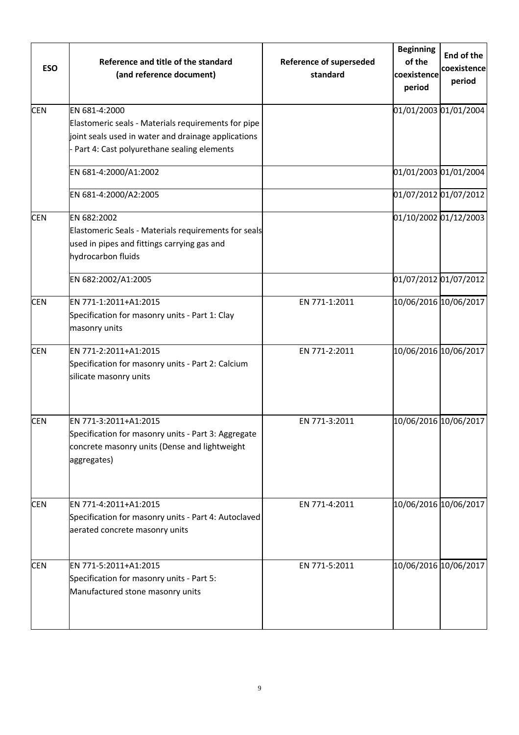| ESO | Reference and title of the standard (and reference document) | Reference of superseded standard | Beginning of the coexistence period | End of the coexistence period |
|---|---|---|---|---|
| CEN | EN 681-4:2000<br>Elastomeric seals - Materials requirements for pipe joint seals used in water and drainage applications - Part 4: Cast polyurethane sealing elements | | 01/01/2003 | 01/01/2004 |
| | EN 681-4:2000/A1:2002 | | 01/01/2003 | 01/01/2004 |
| | EN 681-4:2000/A2:2005 | | 01/07/2012 | 01/07/2012 |
| CEN | EN 682:2002<br>Elastomeric Seals - Materials requirements for seals used in pipes and fittings carrying gas and hydrocarbon fluids | | 01/10/2002 | 01/12/2003 |
| | EN 682:2002/A1:2005 | | 01/07/2012 | 01/07/2012 |
| CEN | EN 771-1:2011+A1:2015<br>Specification for masonry units - Part 1: Clay masonry units | EN 771-1:2011 | 10/06/2016 | 10/06/2017 |
| CEN | EN 771-2:2011+A1:2015<br>Specification for masonry units - Part 2: Calcium silicate masonry units | EN 771-2:2011 | 10/06/2016 | 10/06/2017 |
| CEN | EN 771-3:2011+A1:2015<br>Specification for masonry units - Part 3: Aggregate concrete masonry units (Dense and lightweight aggregates) | EN 771-3:2011 | 10/06/2016 | 10/06/2017 |
| CEN | EN 771-4:2011+A1:2015<br>Specification for masonry units - Part 4: Autoclaved aerated concrete masonry units | EN 771-4:2011 | 10/06/2016 | 10/06/2017 |
| CEN | EN 771-5:2011+A1:2015<br>Specification for masonry units - Part 5: Manufactured stone masonry units | EN 771-5:2011 | 10/06/2016 | 10/06/2017 |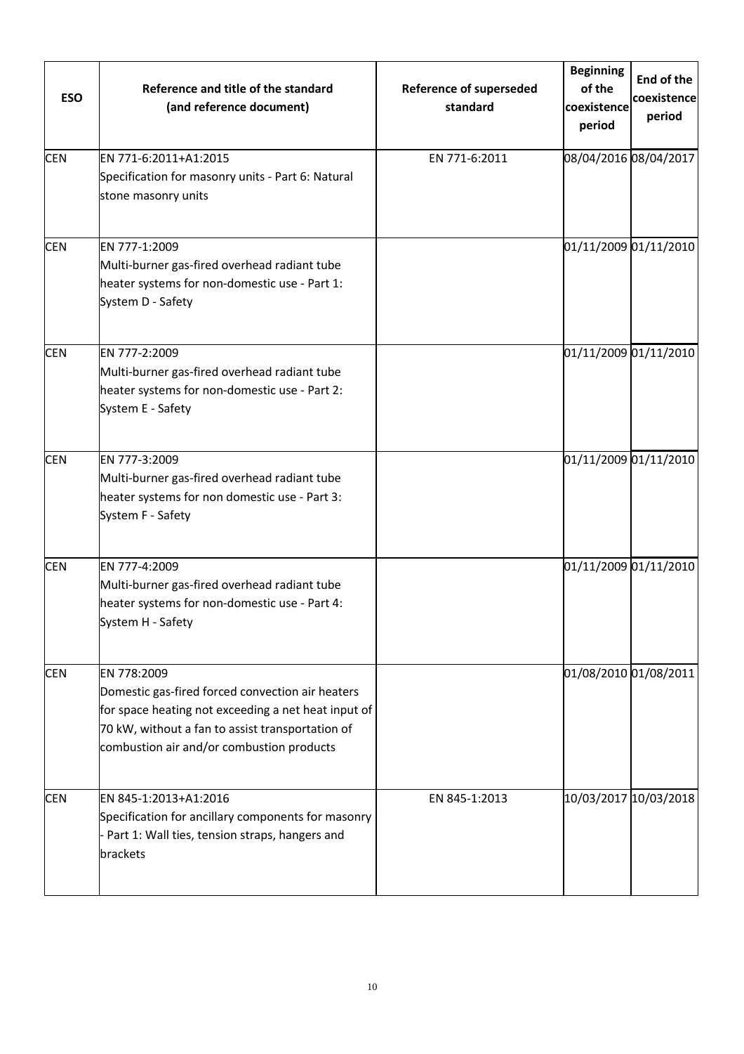| ESO | Reference and title of the standard (and reference document) | Reference of superseded standard | Beginning of the coexistence period | End of the coexistence period |
|---|---|---|---|---|
| CEN | EN 771-6:2011+A1:2015<br>Specification for masonry units - Part 6: Natural stone masonry units | EN 771-6:2011 | 08/04/2016 | 08/04/2017 |
| CEN | EN 777-1:2009<br>Multi-burner gas-fired overhead radiant tube heater systems for non-domestic use - Part 1: System D - Safety | | 01/11/2009 | 01/11/2010 |
| CEN | EN 777-2:2009<br>Multi-burner gas-fired overhead radiant tube heater systems for non-domestic use - Part 2: System E - Safety | | 01/11/2009 | 01/11/2010 |
| CEN | EN 777-3:2009<br>Multi-burner gas-fired overhead radiant tube heater systems for non domestic use - Part 3: System F - Safety | | 01/11/2009 | 01/11/2010 |
| CEN | EN 777-4:2009<br>Multi-burner gas-fired overhead radiant tube heater systems for non-domestic use - Part 4: System H - Safety | | 01/11/2009 | 01/11/2010 |
| CEN | EN 778:2009<br>Domestic gas-fired forced convection air heaters for space heating not exceeding a net heat input of 70 kW, without a fan to assist transportation of combustion air and/or combustion products | | 01/08/2010 | 01/08/2011 |
| CEN | EN 845-1:2013+A1:2016<br>Specification for ancillary components for masonry - Part 1: Wall ties, tension straps, hangers and brackets | EN 845-1:2013 | 10/03/2017 | 10/03/2018 |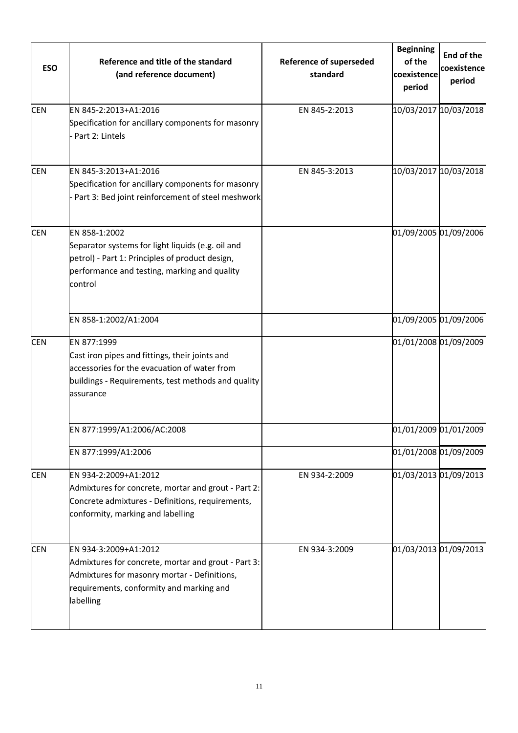| ESO | Reference and title of the standard (and reference document) | Reference of superseded standard | Beginning of the coexistence period | End of the coexistence period |
|---|---|---|---|---|
| CEN | EN 845-2:2013+A1:2016<br>Specification for ancillary components for masonry - Part 2: Lintels | EN 845-2:2013 | 10/03/2017 | 10/03/2018 |
| CEN | EN 845-3:2013+A1:2016<br>Specification for ancillary components for masonry - Part 3: Bed joint reinforcement of steel meshwork | EN 845-3:2013 | 10/03/2017 | 10/03/2018 |
| CEN | EN 858-1:2002<br>Separator systems for light liquids (e.g. oil and petrol) - Part 1: Principles of product design, performance and testing, marking and quality control | | 01/09/2005 | 01/09/2006 |
| | EN 858-1:2002/A1:2004 | | 01/09/2005 | 01/09/2006 |
| CEN | EN 877:1999<br>Cast iron pipes and fittings, their joints and accessories for the evacuation of water from buildings - Requirements, test methods and quality assurance | | 01/01/2008 | 01/09/2009 |
| | EN 877:1999/A1:2006/AC:2008 | | 01/01/2009 | 01/01/2009 |
| | EN 877:1999/A1:2006 | | 01/01/2008 | 01/09/2009 |
| CEN | EN 934-2:2009+A1:2012<br>Admixtures for concrete, mortar and grout - Part 2: Concrete admixtures - Definitions, requirements, conformity, marking and labelling | EN 934-2:2009 | 01/03/2013 | 01/09/2013 |
| CEN | EN 934-3:2009+A1:2012<br>Admixtures for concrete, mortar and grout - Part 3: Admixtures for masonry mortar - Definitions, requirements, conformity and marking and labelling | EN 934-3:2009 | 01/03/2013 | 01/09/2013 |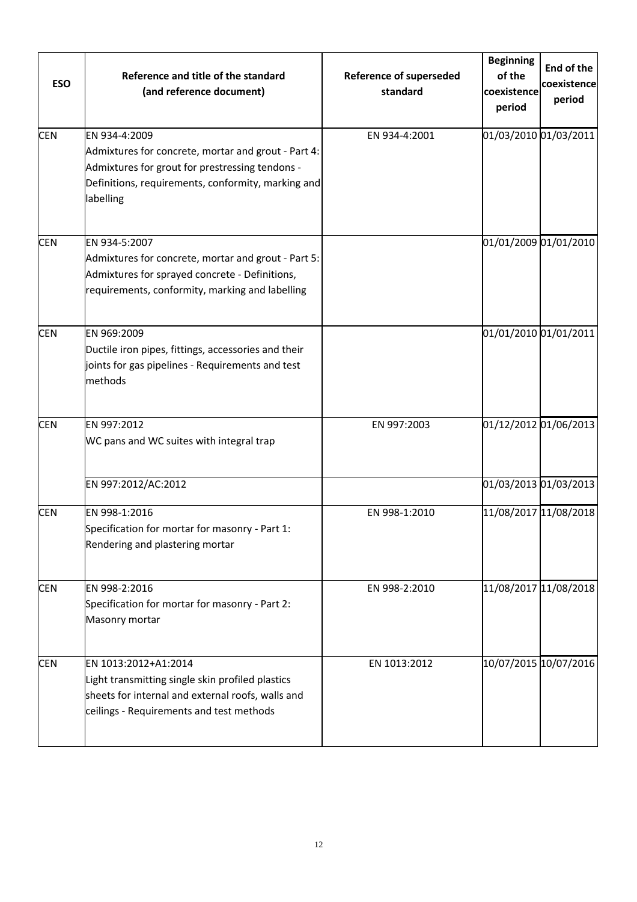| ESO | Reference and title of the standard (and reference document) | Reference of superseded standard | Beginning of the coexistence period | End of the coexistence period |
|---|---|---|---|---|
| CEN | EN 934-4:2009<br>Admixtures for concrete, mortar and grout - Part 4: Admixtures for grout for prestressing tendons - Definitions, requirements, conformity, marking and labelling | EN 934-4:2001 | 01/03/2010 | 01/03/2011 |
| CEN | EN 934-5:2007<br>Admixtures for concrete, mortar and grout - Part 5: Admixtures for sprayed concrete - Definitions, requirements, conformity, marking and labelling | | 01/01/2009 | 01/01/2010 |
| CEN | EN 969:2009<br>Ductile iron pipes, fittings, accessories and their joints for gas pipelines - Requirements and test methods | | 01/01/2010 | 01/01/2011 |
| CEN | EN 997:2012<br>WC pans and WC suites with integral trap | EN 997:2003 | 01/12/2012 | 01/06/2013 |
| | EN 997:2012/AC:2012 | | 01/03/2013 | 01/03/2013 |
| CEN | EN 998-1:2016<br>Specification for mortar for masonry - Part 1: Rendering and plastering mortar | EN 998-1:2010 | 11/08/2017 | 11/08/2018 |
| CEN | EN 998-2:2016<br>Specification for mortar for masonry - Part 2: Masonry mortar | EN 998-2:2010 | 11/08/2017 | 11/08/2018 |
| CEN | EN 1013:2012+A1:2014<br>Light transmitting single skin profiled plastics sheets for internal and external roofs, walls and ceilings - Requirements and test methods | EN 1013:2012 | 10/07/2015 | 10/07/2016 |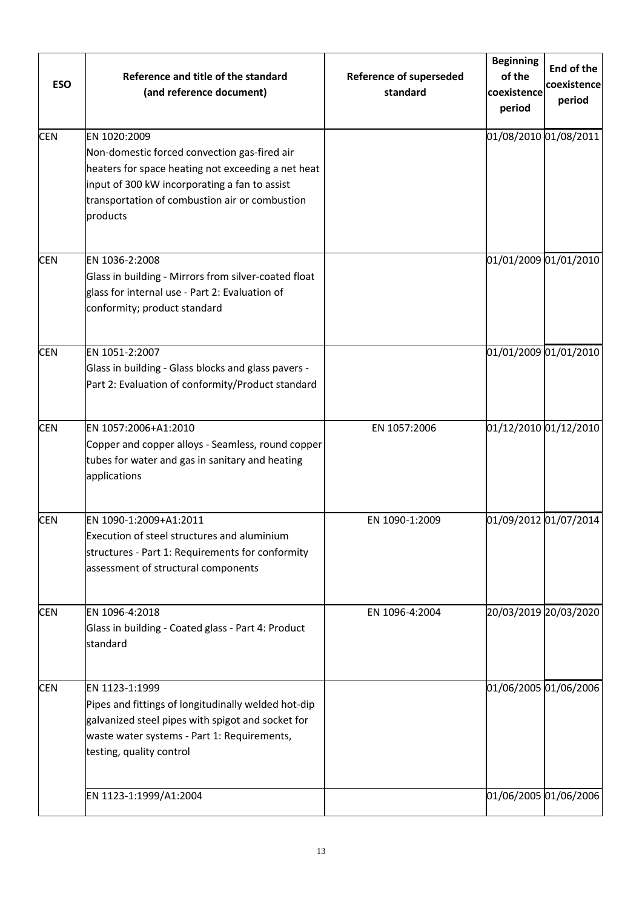| ESO | Reference and title of the standard (and reference document) | Reference of superseded standard | Beginning of the coexistence period | End of the coexistence period |
|---|---|---|---|---|
| CEN | EN 1020:2009<br>Non-domestic forced convection gas-fired air heaters for space heating not exceeding a net heat input of 300 kW incorporating a fan to assist transportation of combustion air or combustion products | | 01/08/2010 | 01/08/2011 |
| CEN | EN 1036-2:2008<br>Glass in building - Mirrors from silver-coated float glass for internal use - Part 2: Evaluation of conformity; product standard | | 01/01/2009 | 01/01/2010 |
| CEN | EN 1051-2:2007<br>Glass in building - Glass blocks and glass pavers - Part 2: Evaluation of conformity/Product standard | | 01/01/2009 | 01/01/2010 |
| CEN | EN 1057:2006+A1:2010<br>Copper and copper alloys - Seamless, round copper tubes for water and gas in sanitary and heating applications | EN 1057:2006 | 01/12/2010 | 01/12/2010 |
| CEN | EN 1090-1:2009+A1:2011<br>Execution of steel structures and aluminium structures - Part 1: Requirements for conformity assessment of structural components | EN 1090-1:2009 | 01/09/2012 | 01/07/2014 |
| CEN | EN 1096-4:2018<br>Glass in building - Coated glass - Part 4: Product standard | EN 1096-4:2004 | 20/03/2019 | 20/03/2020 |
| CEN | EN 1123-1:1999<br>Pipes and fittings of longitudinally welded hot-dip galvanized steel pipes with spigot and socket for waste water systems - Part 1: Requirements, testing, quality control | | 01/06/2005 | 01/06/2006 |
| | EN 1123-1:1999/A1:2004 | | 01/06/2005 | 01/06/2006 |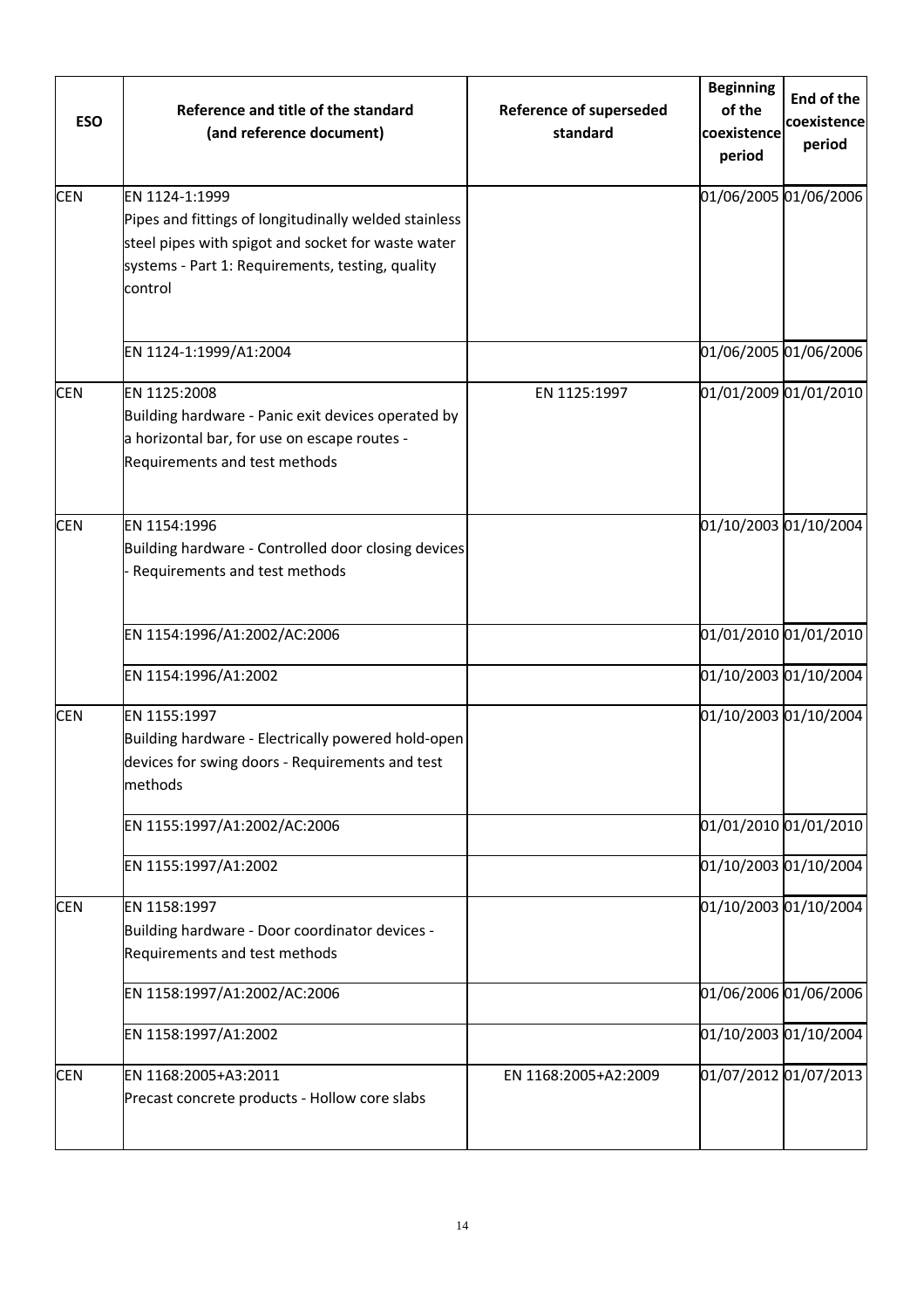| ESO | Reference and title of the standard (and reference document) | Reference of superseded standard | Beginning of the coexistence period | End of the coexistence period |
|---|---|---|---|---|
| CEN | EN 1124-1:1999<br>Pipes and fittings of longitudinally welded stainless steel pipes with spigot and socket for waste water systems - Part 1: Requirements, testing, quality control | | 01/06/2005 | 01/06/2006 |
| | EN 1124-1:1999/A1:2004 | | 01/06/2005 | 01/06/2006 |
| CEN | EN 1125:2008<br>Building hardware - Panic exit devices operated by a horizontal bar, for use on escape routes - Requirements and test methods | EN 1125:1997 | 01/01/2009 | 01/01/2010 |
| CEN | EN 1154:1996<br>Building hardware - Controlled door closing devices - Requirements and test methods | | 01/10/2003 | 01/10/2004 |
| | EN 1154:1996/A1:2002/AC:2006 | | 01/01/2010 | 01/01/2010 |
| | EN 1154:1996/A1:2002 | | 01/10/2003 | 01/10/2004 |
| CEN | EN 1155:1997<br>Building hardware - Electrically powered hold-open devices for swing doors - Requirements and test methods | | 01/10/2003 | 01/10/2004 |
| | EN 1155:1997/A1:2002/AC:2006 | | 01/01/2010 | 01/01/2010 |
| | EN 1155:1997/A1:2002 | | 01/10/2003 | 01/10/2004 |
| CEN | EN 1158:1997<br>Building hardware - Door coordinator devices - Requirements and test methods | | 01/10/2003 | 01/10/2004 |
| | EN 1158:1997/A1:2002/AC:2006 | | 01/06/2006 | 01/06/2006 |
| | EN 1158:1997/A1:2002 | | 01/10/2003 | 01/10/2004 |
| CEN | EN 1168:2005+A3:2011<br>Precast concrete products - Hollow core slabs | EN 1168:2005+A2:2009 | 01/07/2012 | 01/07/2013 |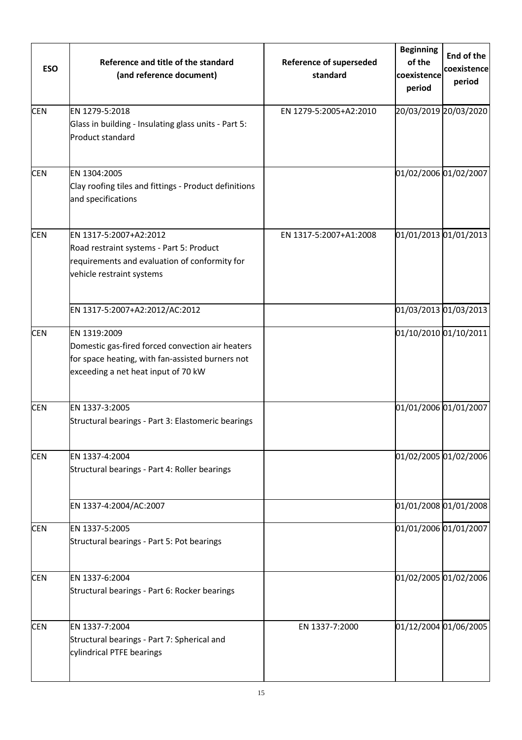| ESO | Reference and title of the standard (and reference document) | Reference of superseded standard | Beginning of the coexistence period | End of the coexistence period |
|---|---|---|---|---|
| CEN | EN 1279-5:2018<br>Glass in building - Insulating glass units - Part 5: Product standard | EN 1279-5:2005+A2:2010 | 20/03/2019 | 20/03/2020 |
| CEN | EN 1304:2005<br>Clay roofing tiles and fittings - Product definitions and specifications | | 01/02/2006 | 01/02/2007 |
| CEN | EN 1317-5:2007+A2:2012<br>Road restraint systems - Part 5: Product requirements and evaluation of conformity for vehicle restraint systems | EN 1317-5:2007+A1:2008 | 01/01/2013 | 01/01/2013 |
| | EN 1317-5:2007+A2:2012/AC:2012 | | 01/03/2013 | 01/03/2013 |
| CEN | EN 1319:2009<br>Domestic gas-fired forced convection air heaters for space heating, with fan-assisted burners not exceeding a net heat input of 70 kW | | 01/10/2010 | 01/10/2011 |
| CEN | EN 1337-3:2005<br>Structural bearings - Part 3: Elastomeric bearings | | 01/01/2006 | 01/01/2007 |
| CEN | EN 1337-4:2004<br>Structural bearings - Part 4: Roller bearings | | 01/02/2005 | 01/02/2006 |
| | EN 1337-4:2004/AC:2007 | | 01/01/2008 | 01/01/2008 |
| CEN | EN 1337-5:2005<br>Structural bearings - Part 5: Pot bearings | | 01/01/2006 | 01/01/2007 |
| CEN | EN 1337-6:2004<br>Structural bearings - Part 6: Rocker bearings | | 01/02/2005 | 01/02/2006 |
| CEN | EN 1337-7:2004<br>Structural bearings - Part 7: Spherical and cylindrical PTFE bearings | EN 1337-7:2000 | 01/12/2004 | 01/06/2005 |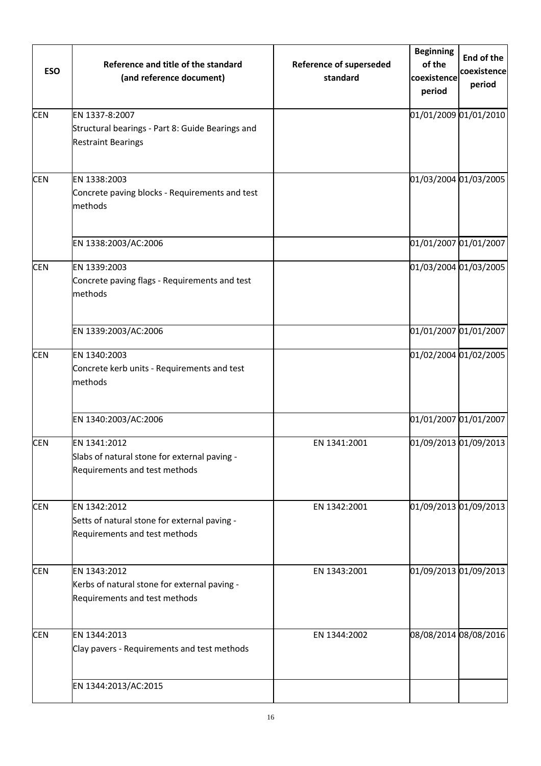| ESO | Reference and title of the standard (and reference document) | Reference of superseded standard | Beginning of the coexistence period | End of the coexistence period |
|---|---|---|---|---|
| CEN | EN 1337-8:2007<br>Structural bearings - Part 8: Guide Bearings and Restraint Bearings | | 01/01/2009 | 01/01/2010 |
| CEN | EN 1338:2003<br>Concrete paving blocks - Requirements and test methods | | 01/03/2004 | 01/03/2005 |
| | EN 1338:2003/AC:2006 | | 01/01/2007 | 01/01/2007 |
| CEN | EN 1339:2003<br>Concrete paving flags - Requirements and test methods | | 01/03/2004 | 01/03/2005 |
| | EN 1339:2003/AC:2006 | | 01/01/2007 | 01/01/2007 |
| CEN | EN 1340:2003<br>Concrete kerb units - Requirements and test methods | | 01/02/2004 | 01/02/2005 |
| | EN 1340:2003/AC:2006 | | 01/01/2007 | 01/01/2007 |
| CEN | EN 1341:2012<br>Slabs of natural stone for external paving - Requirements and test methods | EN 1341:2001 | 01/09/2013 | 01/09/2013 |
| CEN | EN 1342:2012<br>Setts of natural stone for external paving - Requirements and test methods | EN 1342:2001 | 01/09/2013 | 01/09/2013 |
| CEN | EN 1343:2012<br>Kerbs of natural stone for external paving - Requirements and test methods | EN 1343:2001 | 01/09/2013 | 01/09/2013 |
| CEN | EN 1344:2013<br>Clay pavers - Requirements and test methods | EN 1344:2002 | 08/08/2014 | 08/08/2016 |
| | EN 1344:2013/AC:2015 | | | |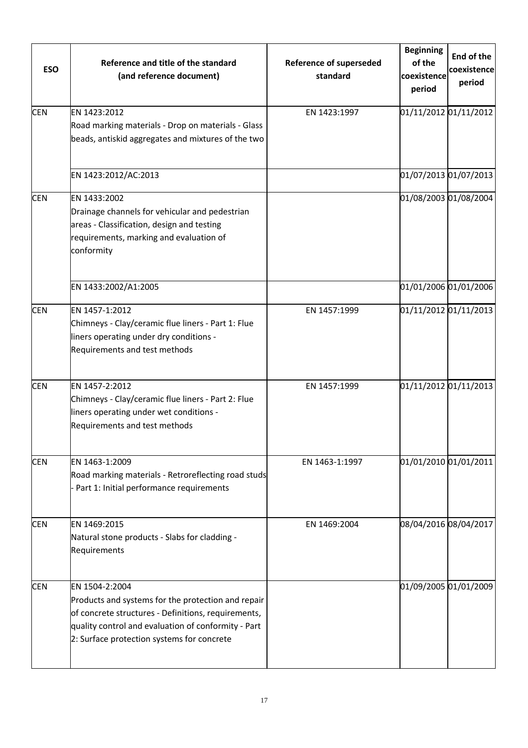| ESO | Reference and title of the standard (and reference document) | Reference of superseded standard | Beginning of the coexistence period | End of the coexistence period |
|---|---|---|---|---|
| CEN | EN 1423:2012<br>Road marking materials - Drop on materials - Glass beads, antiskid aggregates and mixtures of the two | EN 1423:1997 | 01/11/2012 | 01/11/2012 |
| | EN 1423:2012/AC:2013 | | 01/07/2013 | 01/07/2013 |
| CEN | EN 1433:2002<br>Drainage channels for vehicular and pedestrian areas - Classification, design and testing requirements, marking and evaluation of conformity | | 01/08/2003 | 01/08/2004 |
| | EN 1433:2002/A1:2005 | | 01/01/2006 | 01/01/2006 |
| CEN | EN 1457-1:2012<br>Chimneys - Clay/ceramic flue liners - Part 1: Flue liners operating under dry conditions - Requirements and test methods | EN 1457:1999 | 01/11/2012 | 01/11/2013 |
| CEN | EN 1457-2:2012<br>Chimneys - Clay/ceramic flue liners - Part 2: Flue liners operating under wet conditions - Requirements and test methods | EN 1457:1999 | 01/11/2012 | 01/11/2013 |
| CEN | EN 1463-1:2009<br>Road marking materials - Retroreflecting road studs - Part 1: Initial performance requirements | EN 1463-1:1997 | 01/01/2010 | 01/01/2011 |
| CEN | EN 1469:2015<br>Natural stone products - Slabs for cladding - Requirements | EN 1469:2004 | 08/04/2016 | 08/04/2017 |
| CEN | EN 1504-2:2004<br>Products and systems for the protection and repair of concrete structures - Definitions, requirements, quality control and evaluation of conformity - Part 2: Surface protection systems for concrete | | 01/09/2005 | 01/01/2009 |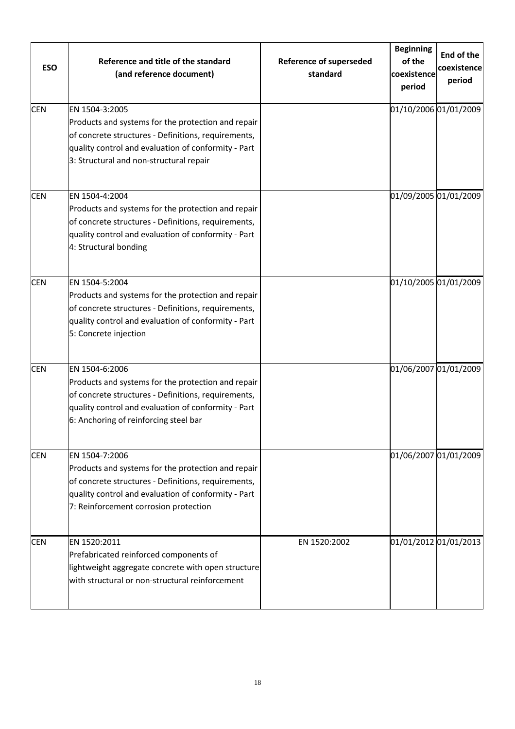| ESO | Reference and title of the standard (and reference document) | Reference of superseded standard | Beginning of the coexistence period | End of the coexistence period |
|---|---|---|---|---|
| CEN | EN 1504-3:2005<br>Products and systems for the protection and repair of concrete structures - Definitions, requirements, quality control and evaluation of conformity - Part 3: Structural and non-structural repair | | 01/10/2006 | 01/01/2009 |
| CEN | EN 1504-4:2004<br>Products and systems for the protection and repair of concrete structures - Definitions, requirements, quality control and evaluation of conformity - Part 4: Structural bonding | | 01/09/2005 | 01/01/2009 |
| CEN | EN 1504-5:2004<br>Products and systems for the protection and repair of concrete structures - Definitions, requirements, quality control and evaluation of conformity - Part 5: Concrete injection | | 01/10/2005 | 01/01/2009 |
| CEN | EN 1504-6:2006<br>Products and systems for the protection and repair of concrete structures - Definitions, requirements, quality control and evaluation of conformity - Part 6: Anchoring of reinforcing steel bar | | 01/06/2007 | 01/01/2009 |
| CEN | EN 1504-7:2006<br>Products and systems for the protection and repair of concrete structures - Definitions, requirements, quality control and evaluation of conformity - Part 7: Reinforcement corrosion protection | | 01/06/2007 | 01/01/2009 |
| CEN | EN 1520:2011<br>Prefabricated reinforced components of lightweight aggregate concrete with open structure with structural or non-structural reinforcement | EN 1520:2002 | 01/01/2012 | 01/01/2013 |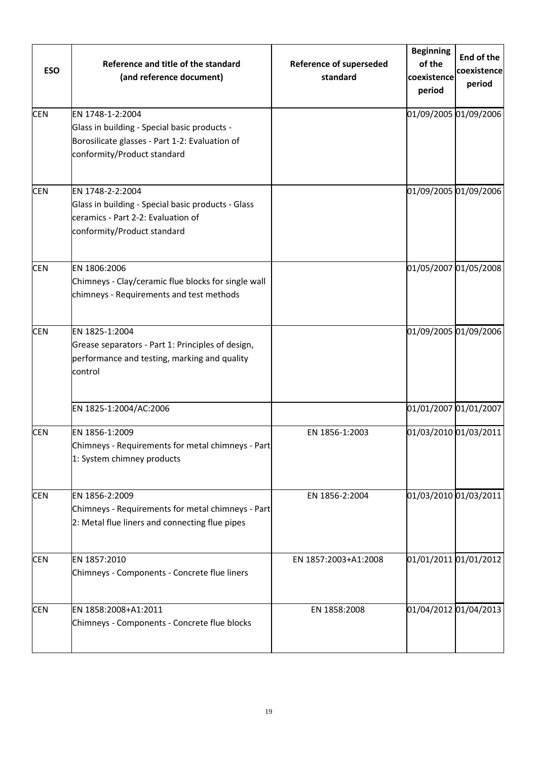| ESO | Reference and title of the standard (and reference document) | Reference of superseded standard | Beginning of the coexistence period | End of the coexistence period |
|---|---|---|---|---|
| CEN | EN 1748-1-2:2004<br>Glass in building - Special basic products - Borosilicate glasses - Part 1-2: Evaluation of conformity/Product standard | | 01/09/2005 | 01/09/2006 |
| CEN | EN 1748-2-2:2004<br>Glass in building - Special basic products - Glass ceramics - Part 2-2: Evaluation of conformity/Product standard | | 01/09/2005 | 01/09/2006 |
| CEN | EN 1806:2006<br>Chimneys - Clay/ceramic flue blocks for single wall chimneys - Requirements and test methods | | 01/05/2007 | 01/05/2008 |
| CEN | EN 1825-1:2004<br>Grease separators - Part 1: Principles of design, performance and testing, marking and quality control | | 01/09/2005 | 01/09/2006 |
| | EN 1825-1:2004/AC:2006 | | 01/01/2007 | 01/01/2007 |
| CEN | EN 1856-1:2009<br>Chimneys - Requirements for metal chimneys - Part 1: System chimney products | EN 1856-1:2003 | 01/03/2010 | 01/03/2011 |
| CEN | EN 1856-2:2009<br>Chimneys - Requirements for metal chimneys - Part 2: Metal flue liners and connecting flue pipes | EN 1856-2:2004 | 01/03/2010 | 01/03/2011 |
| CEN | EN 1857:2010<br>Chimneys - Components - Concrete flue liners | EN 1857:2003+A1:2008 | 01/01/2011 | 01/01/2012 |
| CEN | EN 1858:2008+A1:2011<br>Chimneys - Components - Concrete flue blocks | EN 1858:2008 | 01/04/2012 | 01/04/2013 |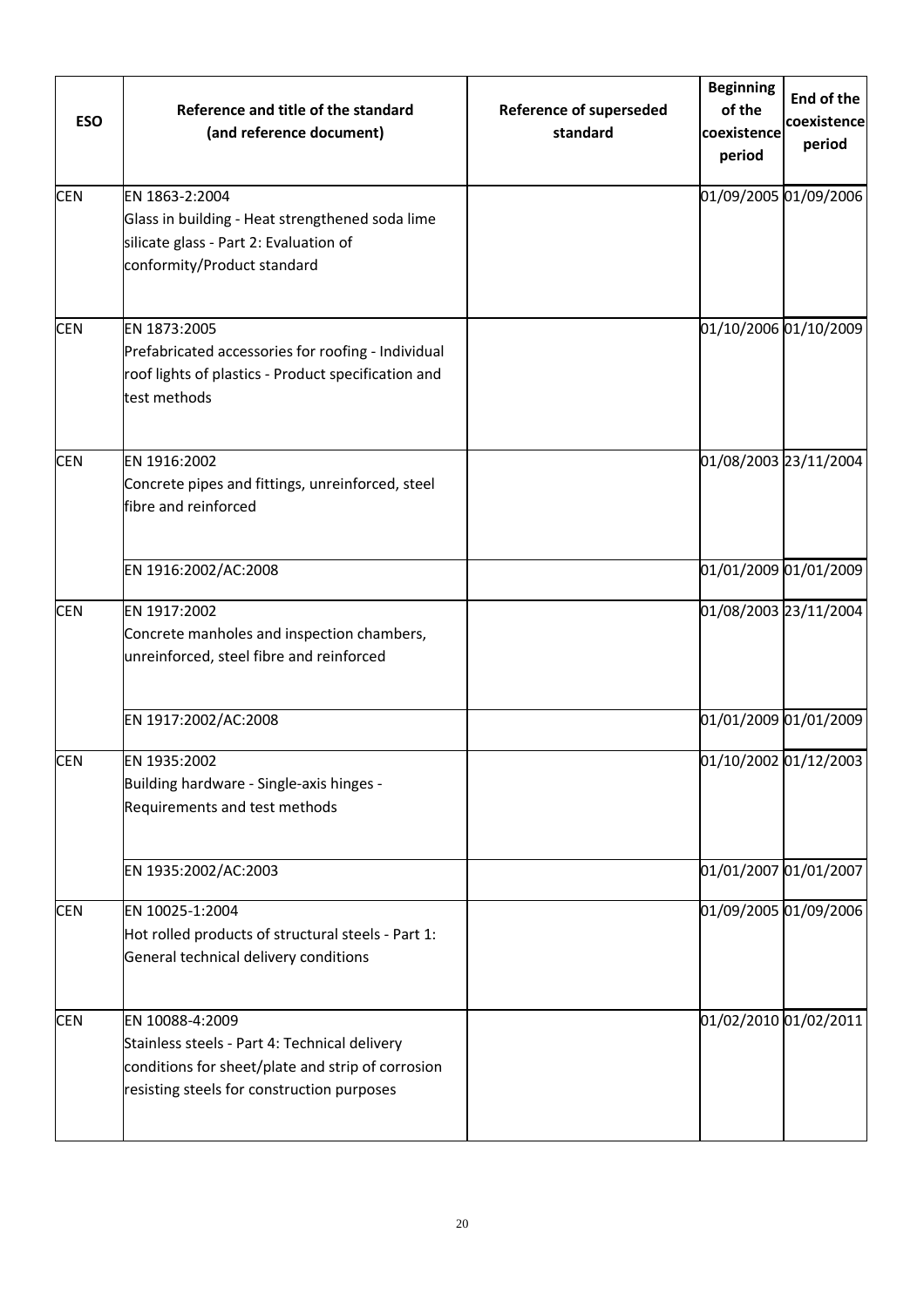| ESO | Reference and title of the standard (and reference document) | Reference of superseded standard | Beginning of the coexistence period | End of the coexistence period |
|---|---|---|---|---|
| CEN | EN 1863-2:2004<br>Glass in building - Heat strengthened soda lime silicate glass - Part 2: Evaluation of conformity/Product standard | | 01/09/2005 | 01/09/2006 |
| CEN | EN 1873:2005<br>Prefabricated accessories for roofing - Individual roof lights of plastics - Product specification and test methods | | 01/10/2006 | 01/10/2009 |
| CEN | EN 1916:2002<br>Concrete pipes and fittings, unreinforced, steel fibre and reinforced | | 01/08/2003 | 23/11/2004 |
| | EN 1916:2002/AC:2008 | | 01/01/2009 | 01/01/2009 |
| CEN | EN 1917:2002<br>Concrete manholes and inspection chambers, unreinforced, steel fibre and reinforced | | 01/08/2003 | 23/11/2004 |
| | EN 1917:2002/AC:2008 | | 01/01/2009 | 01/01/2009 |
| CEN | EN 1935:2002<br>Building hardware - Single-axis hinges - Requirements and test methods | | 01/10/2002 | 01/12/2003 |
| | EN 1935:2002/AC:2003 | | 01/01/2007 | 01/01/2007 |
| CEN | EN 10025-1:2004<br>Hot rolled products of structural steels - Part 1: General technical delivery conditions | | 01/09/2005 | 01/09/2006 |
| CEN | EN 10088-4:2009<br>Stainless steels - Part 4: Technical delivery conditions for sheet/plate and strip of corrosion resisting steels for construction purposes | | 01/02/2010 | 01/02/2011 |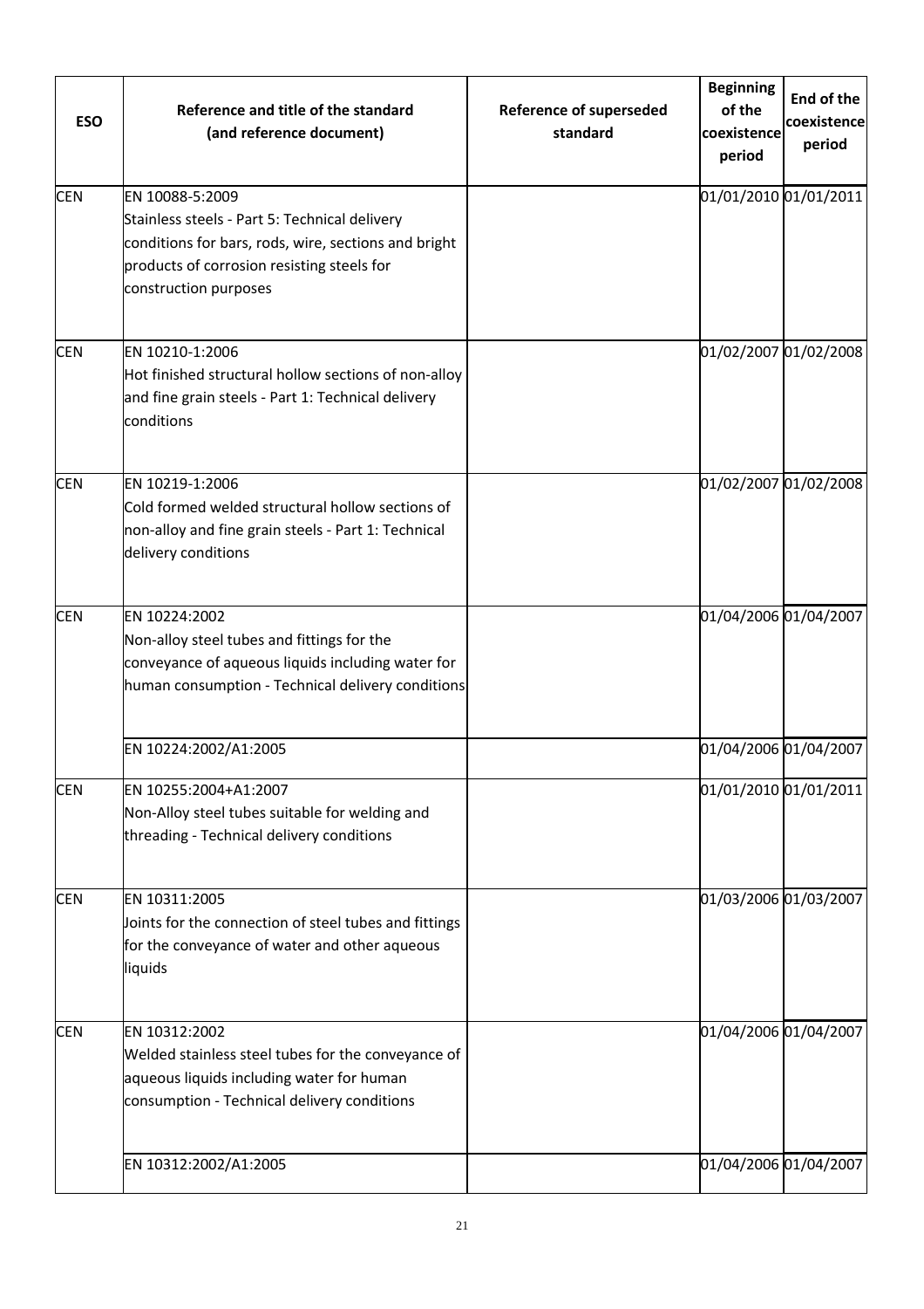| ESO | Reference and title of the standard (and reference document) | Reference of superseded standard | Beginning of the coexistence period | End of the coexistence period |
|---|---|---|---|---|
| CEN | EN 10088-5:2009<br>Stainless steels - Part 5: Technical delivery conditions for bars, rods, wire, sections and bright products of corrosion resisting steels for construction purposes | | 01/01/2010 | 01/01/2011 |
| CEN | EN 10210-1:2006<br>Hot finished structural hollow sections of non-alloy and fine grain steels - Part 1: Technical delivery conditions | | 01/02/2007 | 01/02/2008 |
| CEN | EN 10219-1:2006<br>Cold formed welded structural hollow sections of non-alloy and fine grain steels - Part 1: Technical delivery conditions | | 01/02/2007 | 01/02/2008 |
| CEN | EN 10224:2002<br>Non-alloy steel tubes and fittings for the conveyance of aqueous liquids including water for human consumption - Technical delivery conditions | | 01/04/2006 | 01/04/2007 |
| | EN 10224:2002/A1:2005 | | 01/04/2006 | 01/04/2007 |
| CEN | EN 10255:2004+A1:2007<br>Non-Alloy steel tubes suitable for welding and threading - Technical delivery conditions | | 01/01/2010 | 01/01/2011 |
| CEN | EN 10311:2005<br>Joints for the connection of steel tubes and fittings for the conveyance of water and other aqueous liquids | | 01/03/2006 | 01/03/2007 |
| CEN | EN 10312:2002<br>Welded stainless steel tubes for the conveyance of aqueous liquids including water for human consumption - Technical delivery conditions | | 01/04/2006 | 01/04/2007 |
| | EN 10312:2002/A1:2005 | | 01/04/2006 | 01/04/2007 |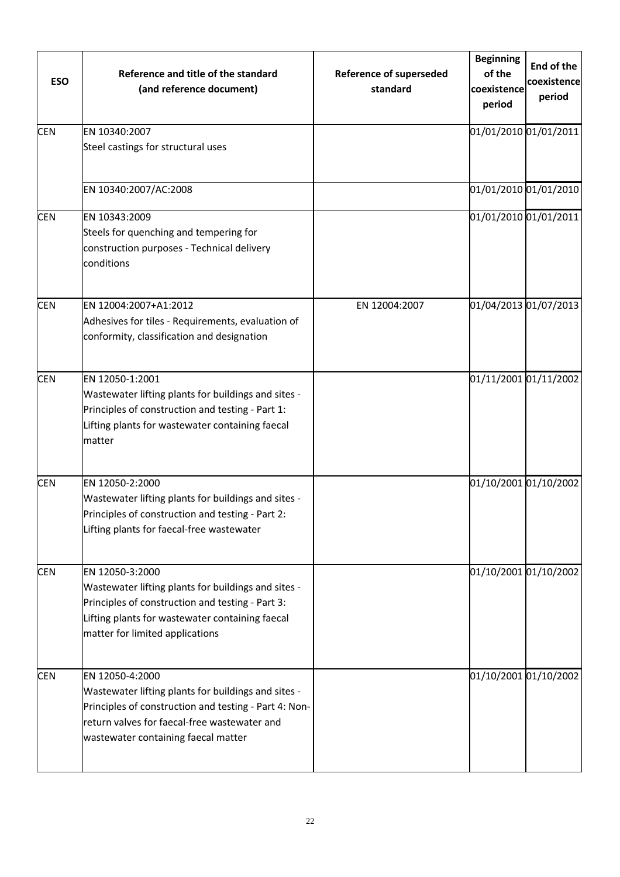| ESO | Reference and title of the standard (and reference document) | Reference of superseded standard | Beginning of the coexistence period | End of the coexistence period |
|---|---|---|---|---|
| CEN | EN 10340:2007<br>Steel castings for structural uses | | 01/01/2010 | 01/01/2011 |
| | EN 10340:2007/AC:2008 | | 01/01/2010 | 01/01/2010 |
| CEN | EN 10343:2009<br>Steels for quenching and tempering for construction purposes - Technical delivery conditions | | 01/01/2010 | 01/01/2011 |
| CEN | EN 12004:2007+A1:2012<br>Adhesives for tiles - Requirements, evaluation of conformity, classification and designation | EN 12004:2007 | 01/04/2013 | 01/07/2013 |
| CEN | EN 12050-1:2001<br>Wastewater lifting plants for buildings and sites - Principles of construction and testing - Part 1: Lifting plants for wastewater containing faecal matter | | 01/11/2001 | 01/11/2002 |
| CEN | EN 12050-2:2000<br>Wastewater lifting plants for buildings and sites - Principles of construction and testing - Part 2: Lifting plants for faecal-free wastewater | | 01/10/2001 | 01/10/2002 |
| CEN | EN 12050-3:2000<br>Wastewater lifting plants for buildings and sites - Principles of construction and testing - Part 3: Lifting plants for wastewater containing faecal matter for limited applications | | 01/10/2001 | 01/10/2002 |
| CEN | EN 12050-4:2000<br>Wastewater lifting plants for buildings and sites - Principles of construction and testing - Part 4: Non-return valves for faecal-free wastewater and wastewater containing faecal matter | | 01/10/2001 | 01/10/2002 |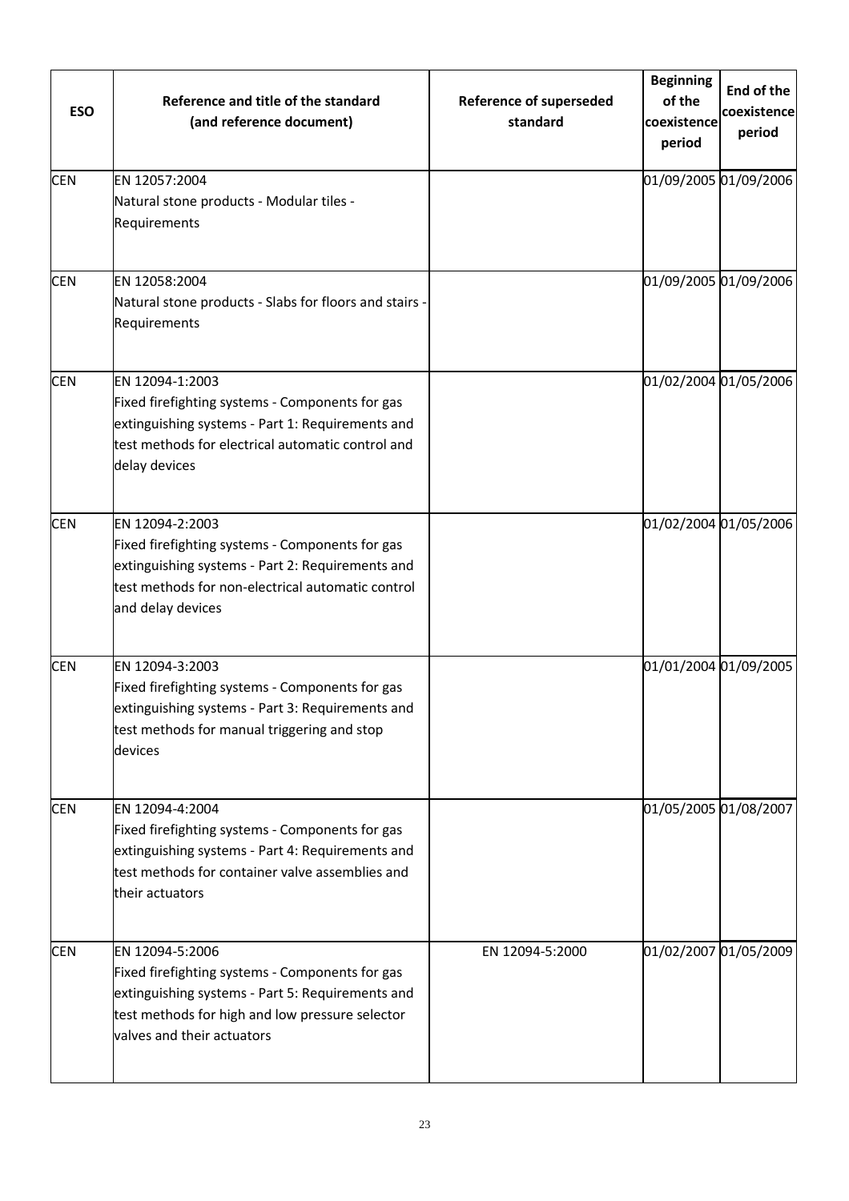| ESO | Reference and title of the standard (and reference document) | Reference of superseded standard | Beginning of the coexistence period | End of the coexistence period |
|---|---|---|---|---|
| CEN | EN 12057:2004<br>Natural stone products - Modular tiles - Requirements | | 01/09/2005 | 01/09/2006 |
| CEN | EN 12058:2004<br>Natural stone products - Slabs for floors and stairs - Requirements | | 01/09/2005 | 01/09/2006 |
| CEN | EN 12094-1:2003<br>Fixed firefighting systems - Components for gas extinguishing systems - Part 1: Requirements and test methods for electrical automatic control and delay devices | | 01/02/2004 | 01/05/2006 |
| CEN | EN 12094-2:2003<br>Fixed firefighting systems - Components for gas extinguishing systems - Part 2: Requirements and test methods for non-electrical automatic control and delay devices | | 01/02/2004 | 01/05/2006 |
| CEN | EN 12094-3:2003<br>Fixed firefighting systems - Components for gas extinguishing systems - Part 3: Requirements and test methods for manual triggering and stop devices | | 01/01/2004 | 01/09/2005 |
| CEN | EN 12094-4:2004<br>Fixed firefighting systems - Components for gas extinguishing systems - Part 4: Requirements and test methods for container valve assemblies and their actuators | | 01/05/2005 | 01/08/2007 |
| CEN | EN 12094-5:2006<br>Fixed firefighting systems - Components for gas extinguishing systems - Part 5: Requirements and test methods for high and low pressure selector valves and their actuators | EN 12094-5:2000 | 01/02/2007 | 01/05/2009 |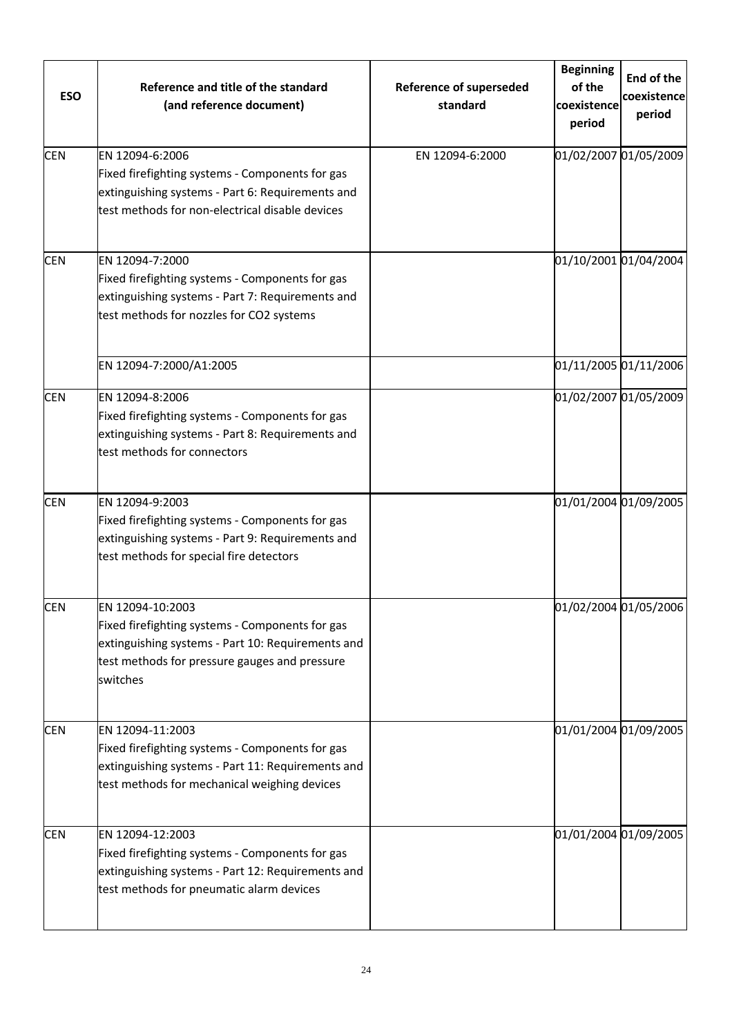| ESO | Reference and title of the standard (and reference document) | Reference of superseded standard | Beginning of the coexistence period | End of the coexistence period |
|---|---|---|---|---|
| CEN | EN 12094-6:2006<br>Fixed firefighting systems - Components for gas extinguishing systems - Part 6: Requirements and test methods for non-electrical disable devices | EN 12094-6:2000 | 01/02/2007 | 01/05/2009 |
| CEN | EN 12094-7:2000<br>Fixed firefighting systems - Components for gas extinguishing systems - Part 7: Requirements and test methods for nozzles for CO2 systems | | 01/10/2001 | 01/04/2004 |
| | EN 12094-7:2000/A1:2005 | | 01/11/2005 | 01/11/2006 |
| CEN | EN 12094-8:2006<br>Fixed firefighting systems - Components for gas extinguishing systems - Part 8: Requirements and test methods for connectors | | 01/02/2007 | 01/05/2009 |
| CEN | EN 12094-9:2003<br>Fixed firefighting systems - Components for gas extinguishing systems - Part 9: Requirements and test methods for special fire detectors | | 01/01/2004 | 01/09/2005 |
| CEN | EN 12094-10:2003<br>Fixed firefighting systems - Components for gas extinguishing systems - Part 10: Requirements and test methods for pressure gauges and pressure switches | | 01/02/2004 | 01/05/2006 |
| CEN | EN 12094-11:2003<br>Fixed firefighting systems - Components for gas extinguishing systems - Part 11: Requirements and test methods for mechanical weighing devices | | 01/01/2004 | 01/09/2005 |
| CEN | EN 12094-12:2003<br>Fixed firefighting systems - Components for gas extinguishing systems - Part 12: Requirements and test methods for pneumatic alarm devices | | 01/01/2004 | 01/09/2005 |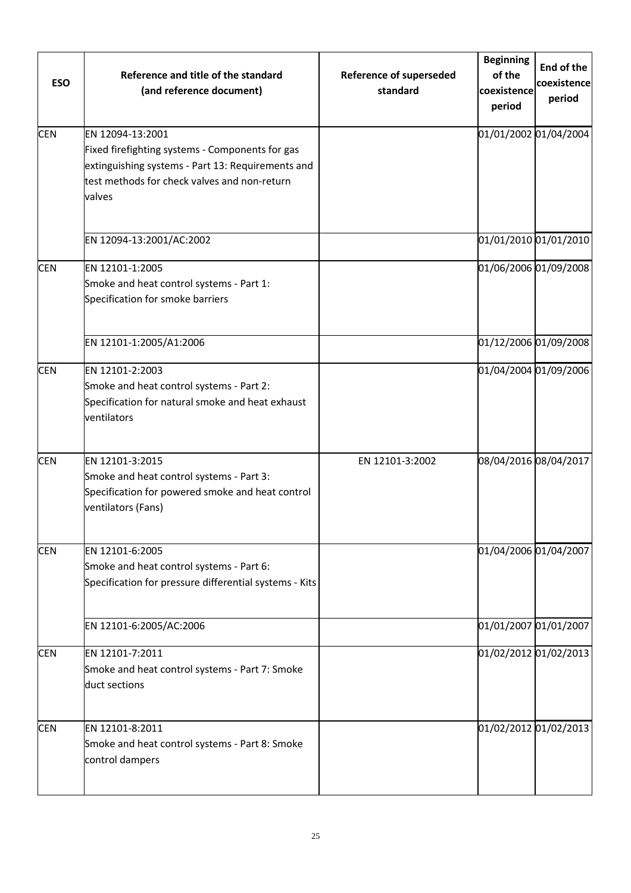| ESO | Reference and title of the standard (and reference document) | Reference of superseded standard | Beginning of the coexistence period | End of the coexistence period |
|---|---|---|---|---|
| CEN | EN 12094-13:2001 Fixed firefighting systems - Components for gas extinguishing systems - Part 13: Requirements and test methods for check valves and non-return valves | | 01/01/2002 | 01/04/2004 |
| | EN 12094-13:2001/AC:2002 | | 01/01/2010 | 01/01/2010 |
| CEN | EN 12101-1:2005 Smoke and heat control systems - Part 1: Specification for smoke barriers | | 01/06/2006 | 01/09/2008 |
| | EN 12101-1:2005/A1:2006 | | 01/12/2006 | 01/09/2008 |
| CEN | EN 12101-2:2003 Smoke and heat control systems - Part 2: Specification for natural smoke and heat exhaust ventilators | | 01/04/2004 | 01/09/2006 |
| CEN | EN 12101-3:2015 Smoke and heat control systems - Part 3: Specification for powered smoke and heat control ventilators (Fans) | EN 12101-3:2002 | 08/04/2016 | 08/04/2017 |
| CEN | EN 12101-6:2005 Smoke and heat control systems - Part 6: Specification for pressure differential systems - Kits | | 01/04/2006 | 01/04/2007 |
| | EN 12101-6:2005/AC:2006 | | 01/01/2007 | 01/01/2007 |
| CEN | EN 12101-7:2011 Smoke and heat control systems - Part 7: Smoke duct sections | | 01/02/2012 | 01/02/2013 |
| CEN | EN 12101-8:2011 Smoke and heat control systems - Part 8: Smoke control dampers | | 01/02/2012 | 01/02/2013 |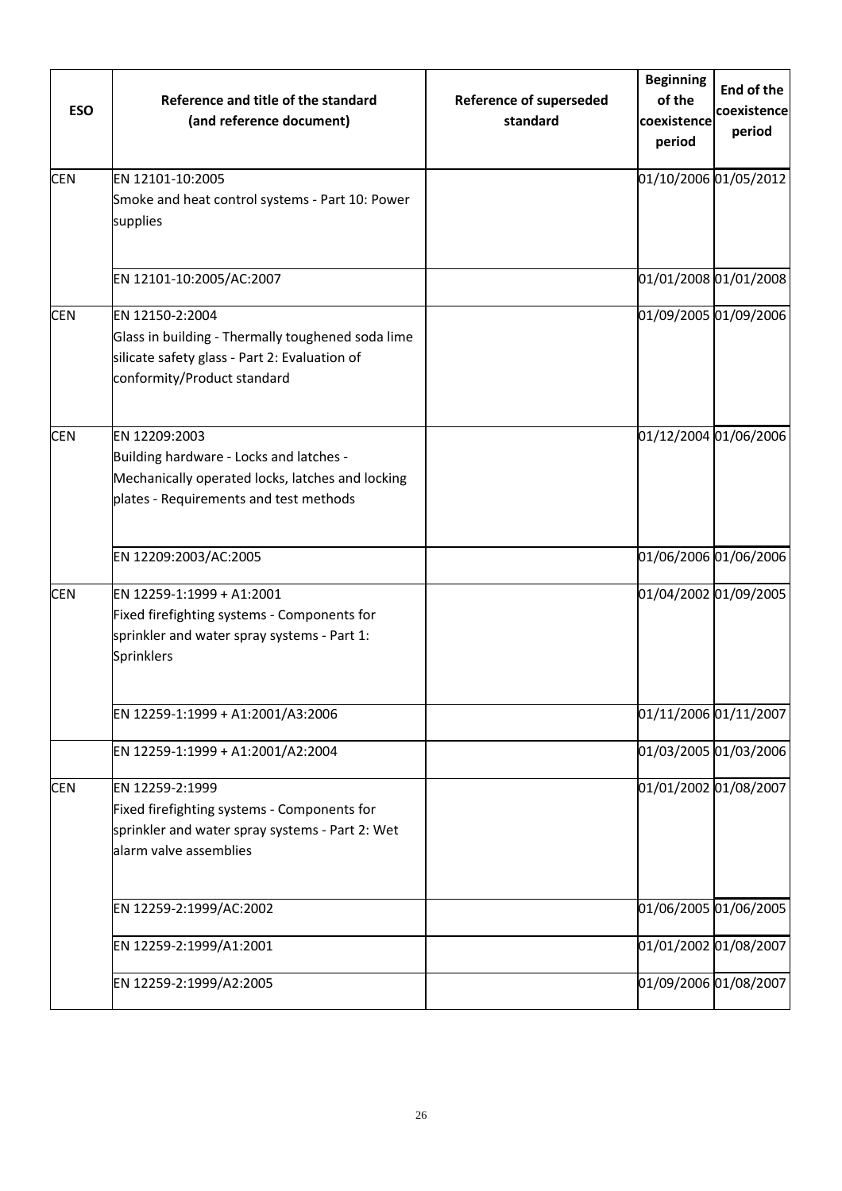| ESO | Reference and title of the standard (and reference document) | Reference of superseded standard | Beginning of the coexistence period | End of the coexistence period |
|---|---|---|---|---|
| CEN | EN 12101-10:2005<br>Smoke and heat control systems - Part 10: Power supplies | | 01/10/2006 | 01/05/2012 |
| | EN 12101-10:2005/AC:2007 | | 01/01/2008 | 01/01/2008 |
| CEN | EN 12150-2:2004<br>Glass in building - Thermally toughened soda lime silicate safety glass - Part 2: Evaluation of conformity/Product standard | | 01/09/2005 | 01/09/2006 |
| CEN | EN 12209:2003<br>Building hardware - Locks and latches - Mechanically operated locks, latches and locking plates - Requirements and test methods | | 01/12/2004 | 01/06/2006 |
| | EN 12209:2003/AC:2005 | | 01/06/2006 | 01/06/2006 |
| CEN | EN 12259-1:1999 + A1:2001<br>Fixed firefighting systems - Components for sprinkler and water spray systems - Part 1: Sprinklers | | 01/04/2002 | 01/09/2005 |
| | EN 12259-1:1999 + A1:2001/A3:2006 | | 01/11/2006 | 01/11/2007 |
| | EN 12259-1:1999 + A1:2001/A2:2004 | | 01/03/2005 | 01/03/2006 |
| CEN | EN 12259-2:1999<br>Fixed firefighting systems - Components for sprinkler and water spray systems - Part 2: Wet alarm valve assemblies | | 01/01/2002 | 01/08/2007 |
| | EN 12259-2:1999/AC:2002 | | 01/06/2005 | 01/06/2005 |
| | EN 12259-2:1999/A1:2001 | | 01/01/2002 | 01/08/2007 |
| | EN 12259-2:1999/A2:2005 | | 01/09/2006 | 01/08/2007 |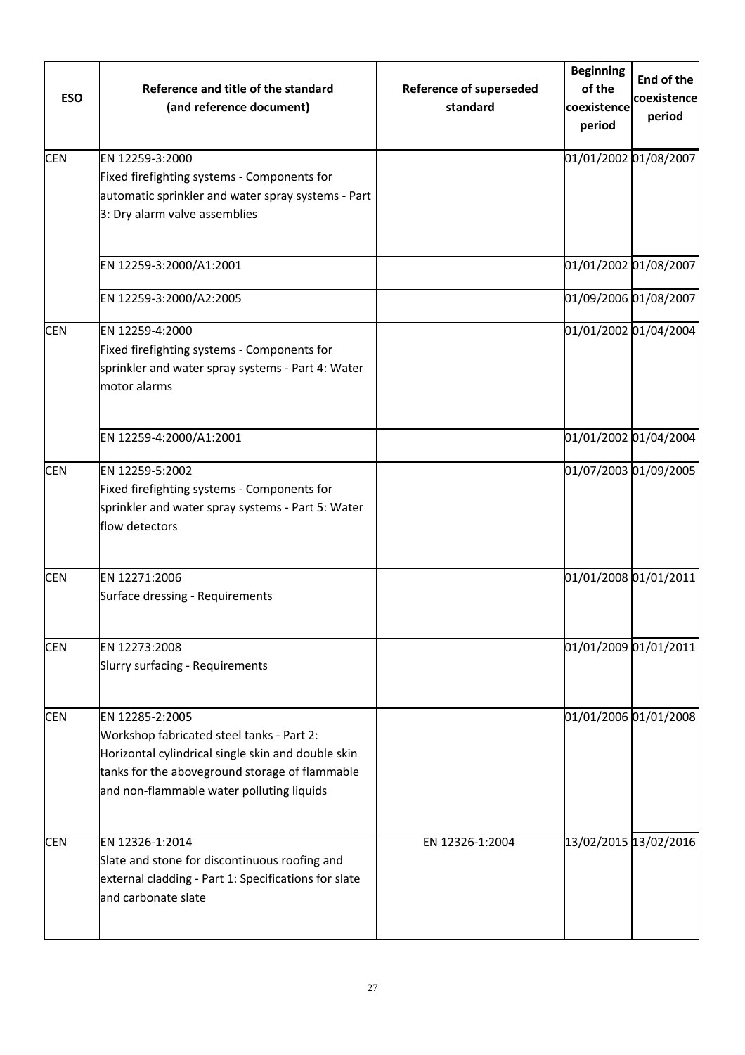| ESO | Reference and title of the standard (and reference document) | Reference of superseded standard | Beginning of the coexistence period | End of the coexistence period |
|---|---|---|---|---|
| CEN | EN 12259-3:2000<br>Fixed firefighting systems - Components for automatic sprinkler and water spray systems - Part 3: Dry alarm valve assemblies | | 01/01/2002 | 01/08/2007 |
| | EN 12259-3:2000/A1:2001 | | 01/01/2002 | 01/08/2007 |
| | EN 12259-3:2000/A2:2005 | | 01/09/2006 | 01/08/2007 |
| CEN | EN 12259-4:2000<br>Fixed firefighting systems - Components for sprinkler and water spray systems - Part 4: Water motor alarms | | 01/01/2002 | 01/04/2004 |
| | EN 12259-4:2000/A1:2001 | | 01/01/2002 | 01/04/2004 |
| CEN | EN 12259-5:2002<br>Fixed firefighting systems - Components for sprinkler and water spray systems - Part 5: Water flow detectors | | 01/07/2003 | 01/09/2005 |
| CEN | EN 12271:2006<br>Surface dressing - Requirements | | 01/01/2008 | 01/01/2011 |
| CEN | EN 12273:2008<br>Slurry surfacing - Requirements | | 01/01/2009 | 01/01/2011 |
| CEN | EN 12285-2:2005<br>Workshop fabricated steel tanks - Part 2: Horizontal cylindrical single skin and double skin tanks for the aboveground storage of flammable and non-flammable water polluting liquids | | 01/01/2006 | 01/01/2008 |
| CEN | EN 12326-1:2014<br>Slate and stone for discontinuous roofing and external cladding - Part 1: Specifications for slate and carbonate slate | EN 12326-1:2004 | 13/02/2015 | 13/02/2016 |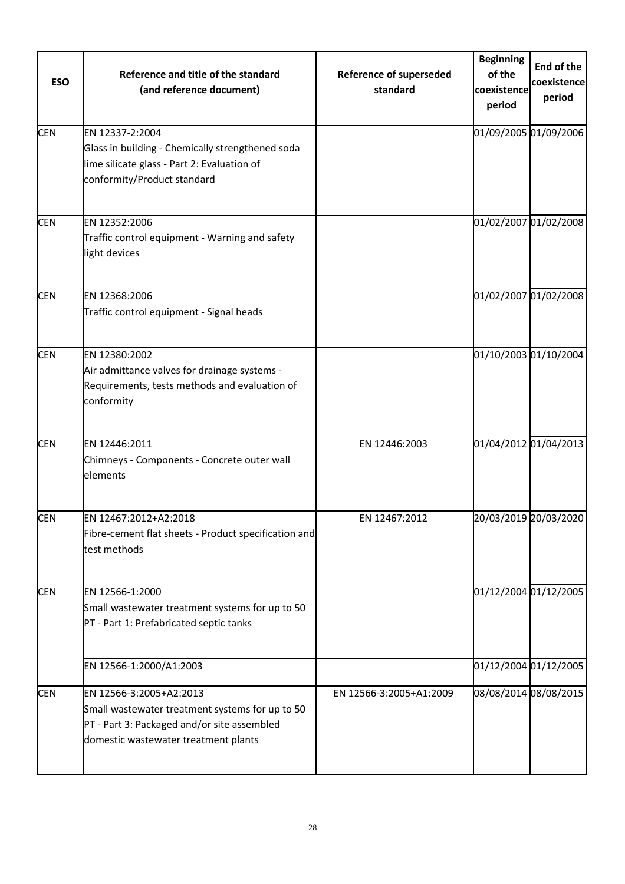| ESO | Reference and title of the standard (and reference document) | Reference of superseded standard | Beginning of the coexistence period | End of the coexistence period |
|---|---|---|---|---|
| CEN | EN 12337-2:2004<br>Glass in building - Chemically strengthened soda lime silicate glass - Part 2: Evaluation of conformity/Product standard | | 01/09/2005 | 01/09/2006 |
| CEN | EN 12352:2006<br>Traffic control equipment - Warning and safety light devices | | 01/02/2007 | 01/02/2008 |
| CEN | EN 12368:2006<br>Traffic control equipment - Signal heads | | 01/02/2007 | 01/02/2008 |
| CEN | EN 12380:2002<br>Air admittance valves for drainage systems - Requirements, tests methods and evaluation of conformity | | 01/10/2003 | 01/10/2004 |
| CEN | EN 12446:2011<br>Chimneys - Components - Concrete outer wall elements | EN 12446:2003 | 01/04/2012 | 01/04/2013 |
| CEN | EN 12467:2012+A2:2018<br>Fibre-cement flat sheets - Product specification and test methods | EN 12467:2012 | 20/03/2019 | 20/03/2020 |
| CEN | EN 12566-1:2000<br>Small wastewater treatment systems for up to 50 PT - Part 1: Prefabricated septic tanks | | 01/12/2004 | 01/12/2005 |
| | EN 12566-1:2000/A1:2003 | | 01/12/2004 | 01/12/2005 |
| CEN | EN 12566-3:2005+A2:2013<br>Small wastewater treatment systems for up to 50 PT - Part 3: Packaged and/or site assembled domestic wastewater treatment plants | EN 12566-3:2005+A1:2009 | 08/08/2014 | 08/08/2015 |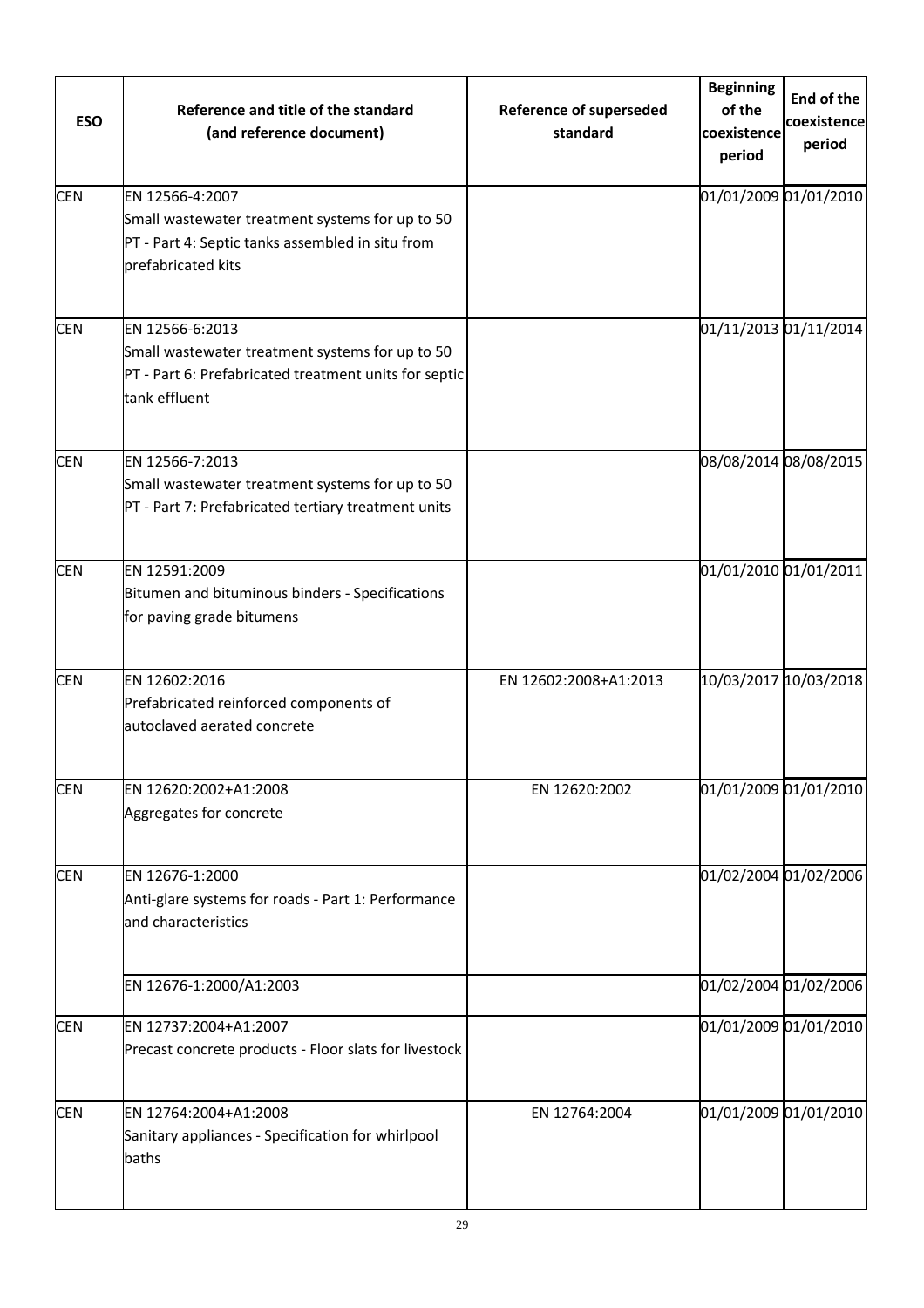| ESO | Reference and title of the standard (and reference document) | Reference of superseded standard | Beginning of the coexistence period | End of the coexistence period |
|---|---|---|---|---|
| CEN | EN 12566-4:2007<br>Small wastewater treatment systems for up to 50 PT - Part 4: Septic tanks assembled in situ from prefabricated kits | | 01/01/2009 | 01/01/2010 |
| CEN | EN 12566-6:2013<br>Small wastewater treatment systems for up to 50 PT - Part 6: Prefabricated treatment units for septic tank effluent | | 01/11/2013 | 01/11/2014 |
| CEN | EN 12566-7:2013<br>Small wastewater treatment systems for up to 50 PT - Part 7: Prefabricated tertiary treatment units | | 08/08/2014 | 08/08/2015 |
| CEN | EN 12591:2009<br>Bitumen and bituminous binders - Specifications for paving grade bitumens | | 01/01/2010 | 01/01/2011 |
| CEN | EN 12602:2016<br>Prefabricated reinforced components of autoclaved aerated concrete | EN 12602:2008+A1:2013 | 10/03/2017 | 10/03/2018 |
| CEN | EN 12620:2002+A1:2008<br>Aggregates for concrete | EN 12620:2002 | 01/01/2009 | 01/01/2010 |
| CEN | EN 12676-1:2000<br>Anti-glare systems for roads - Part 1: Performance and characteristics | | 01/02/2004 | 01/02/2006 |
| | EN 12676-1:2000/A1:2003 | | 01/02/2004 | 01/02/2006 |
| CEN | EN 12737:2004+A1:2007<br>Precast concrete products - Floor slats for livestock | | 01/01/2009 | 01/01/2010 |
| CEN | EN 12764:2004+A1:2008<br>Sanitary appliances - Specification for whirlpool baths | EN 12764:2004 | 01/01/2009 | 01/01/2010 |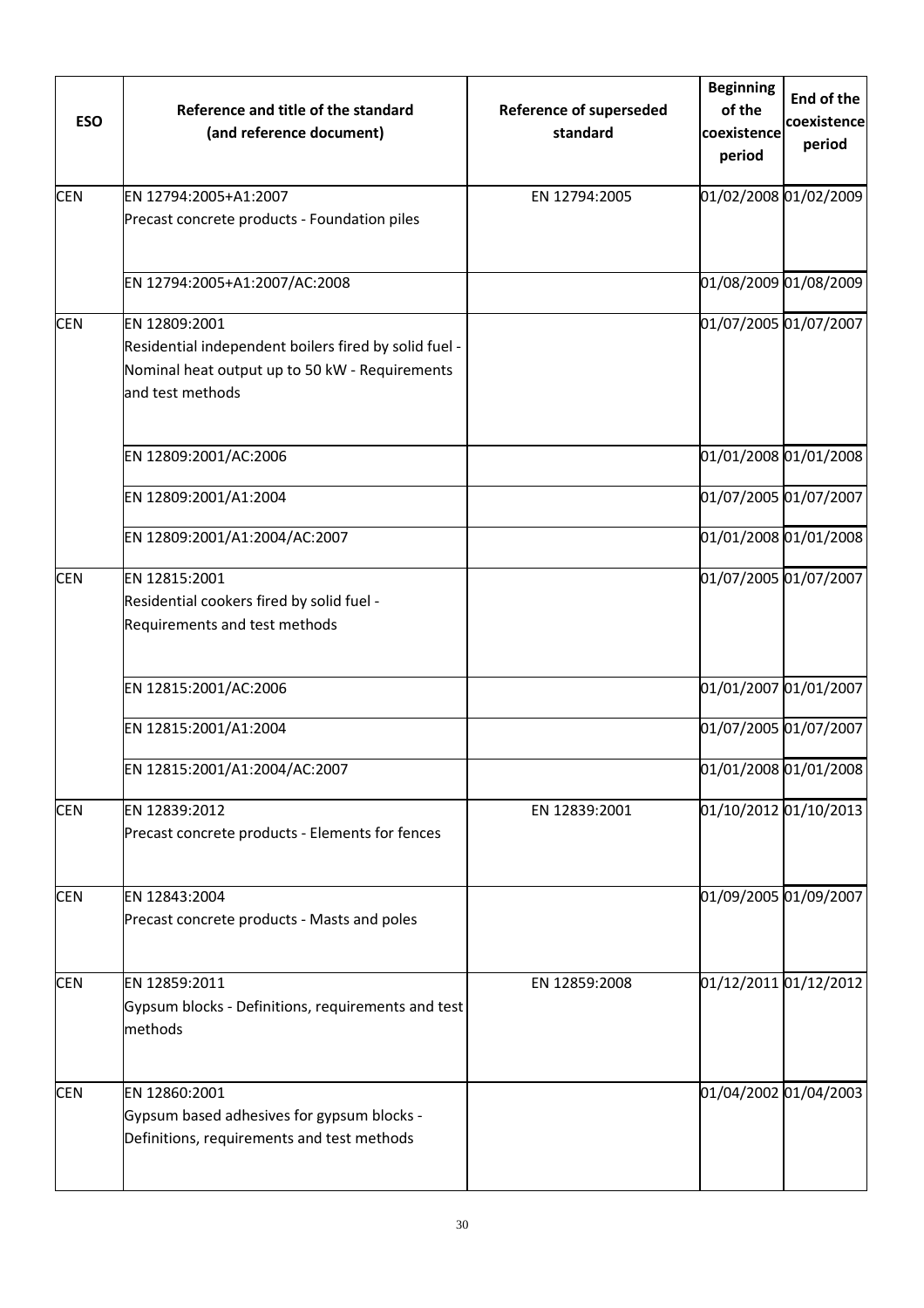| ESO | Reference and title of the standard (and reference document) | Reference of superseded standard | Beginning of the coexistence period | End of the coexistence period |
|---|---|---|---|---|
| CEN | EN 12794:2005+A1:2007<br>Precast concrete products - Foundation piles | EN 12794:2005 | 01/02/2008 | 01/02/2009 |
| | EN 12794:2005+A1:2007/AC:2008 | | 01/08/2009 | 01/08/2009 |
| CEN | EN 12809:2001<br>Residential independent boilers fired by solid fuel - Nominal heat output up to 50 kW - Requirements and test methods | | 01/07/2005 | 01/07/2007 |
| | EN 12809:2001/AC:2006 | | 01/01/2008 | 01/01/2008 |
| | EN 12809:2001/A1:2004 | | 01/07/2005 | 01/07/2007 |
| | EN 12809:2001/A1:2004/AC:2007 | | 01/01/2008 | 01/01/2008 |
| CEN | EN 12815:2001<br>Residential cookers fired by solid fuel - Requirements and test methods | | 01/07/2005 | 01/07/2007 |
| | EN 12815:2001/AC:2006 | | 01/01/2007 | 01/01/2007 |
| | EN 12815:2001/A1:2004 | | 01/07/2005 | 01/07/2007 |
| | EN 12815:2001/A1:2004/AC:2007 | | 01/01/2008 | 01/01/2008 |
| CEN | EN 12839:2012<br>Precast concrete products - Elements for fences | EN 12839:2001 | 01/10/2012 | 01/10/2013 |
| CEN | EN 12843:2004<br>Precast concrete products - Masts and poles | | 01/09/2005 | 01/09/2007 |
| CEN | EN 12859:2011<br>Gypsum blocks - Definitions, requirements and test methods | EN 12859:2008 | 01/12/2011 | 01/12/2012 |
| CEN | EN 12860:2001<br>Gypsum based adhesives for gypsum blocks - Definitions, requirements and test methods | | 01/04/2002 | 01/04/2003 |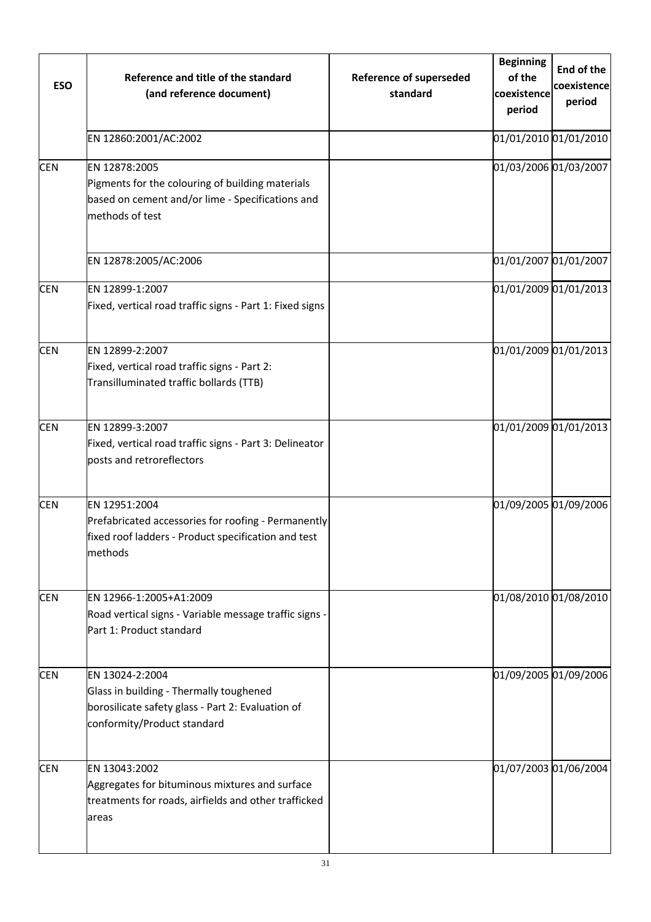| ESO | Reference and title of the standard (and reference document) | Reference of superseded standard | Beginning of the coexistence period | End of the coexistence period |
|---|---|---|---|---|
| | EN 12860:2001/AC:2002 | | 01/01/2010 | 01/01/2010 |
| CEN | EN 12878:2005<br>Pigments for the colouring of building materials based on cement and/or lime - Specifications and methods of test | | 01/03/2006 | 01/03/2007 |
| | EN 12878:2005/AC:2006 | | 01/01/2007 | 01/01/2007 |
| CEN | EN 12899-1:2007<br>Fixed, vertical road traffic signs - Part 1: Fixed signs | | 01/01/2009 | 01/01/2013 |
| CEN | EN 12899-2:2007<br>Fixed, vertical road traffic signs - Part 2: Transilluminated traffic bollards (TTB) | | 01/01/2009 | 01/01/2013 |
| CEN | EN 12899-3:2007<br>Fixed, vertical road traffic signs - Part 3: Delineator posts and retroreflectors | | 01/01/2009 | 01/01/2013 |
| CEN | EN 12951:2004<br>Prefabricated accessories for roofing - Permanently fixed roof ladders - Product specification and test methods | | 01/09/2005 | 01/09/2006 |
| CEN | EN 12966-1:2005+A1:2009<br>Road vertical signs - Variable message traffic signs - Part 1: Product standard | | 01/08/2010 | 01/08/2010 |
| CEN | EN 13024-2:2004<br>Glass in building - Thermally toughened borosilicate safety glass - Part 2: Evaluation of conformity/Product standard | | 01/09/2005 | 01/09/2006 |
| CEN | EN 13043:2002<br>Aggregates for bituminous mixtures and surface treatments for roads, airfields and other trafficked areas | | 01/07/2003 | 01/06/2004 |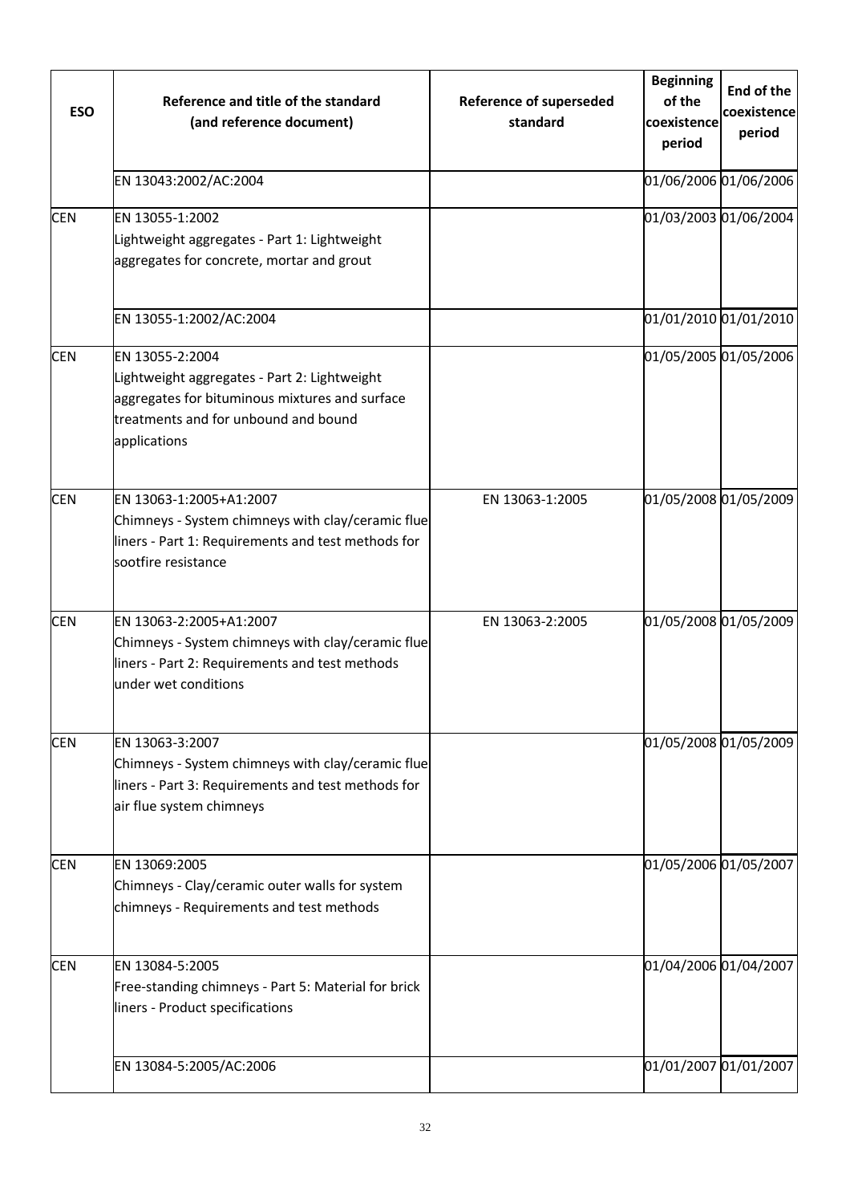| ESO | Reference and title of the standard (and reference document) | Reference of superseded standard | Beginning of the coexistence period | End of the coexistence period |
|---|---|---|---|---|
| | EN 13043:2002/AC:2004 | | 01/06/2006 | 01/06/2006 |
| CEN | EN 13055-1:2002<br>Lightweight aggregates - Part 1: Lightweight aggregates for concrete, mortar and grout | | 01/03/2003 | 01/06/2004 |
| | EN 13055-1:2002/AC:2004 | | 01/01/2010 | 01/01/2010 |
| CEN | EN 13055-2:2004<br>Lightweight aggregates - Part 2: Lightweight aggregates for bituminous mixtures and surface treatments and for unbound and bound applications | | 01/05/2005 | 01/05/2006 |
| CEN | EN 13063-1:2005+A1:2007<br>Chimneys - System chimneys with clay/ceramic flue liners - Part 1: Requirements and test methods for sootfire resistance | EN 13063-1:2005 | 01/05/2008 | 01/05/2009 |
| CEN | EN 13063-2:2005+A1:2007<br>Chimneys - System chimneys with clay/ceramic flue liners - Part 2: Requirements and test methods under wet conditions | EN 13063-2:2005 | 01/05/2008 | 01/05/2009 |
| CEN | EN 13063-3:2007<br>Chimneys - System chimneys with clay/ceramic flue liners - Part 3: Requirements and test methods for air flue system chimneys | | 01/05/2008 | 01/05/2009 |
| CEN | EN 13069:2005<br>Chimneys - Clay/ceramic outer walls for system chimneys - Requirements and test methods | | 01/05/2006 | 01/05/2007 |
| CEN | EN 13084-5:2005<br>Free-standing chimneys - Part 5: Material for brick liners - Product specifications | | 01/04/2006 | 01/04/2007 |
| | EN 13084-5:2005/AC:2006 | | 01/01/2007 | 01/01/2007 |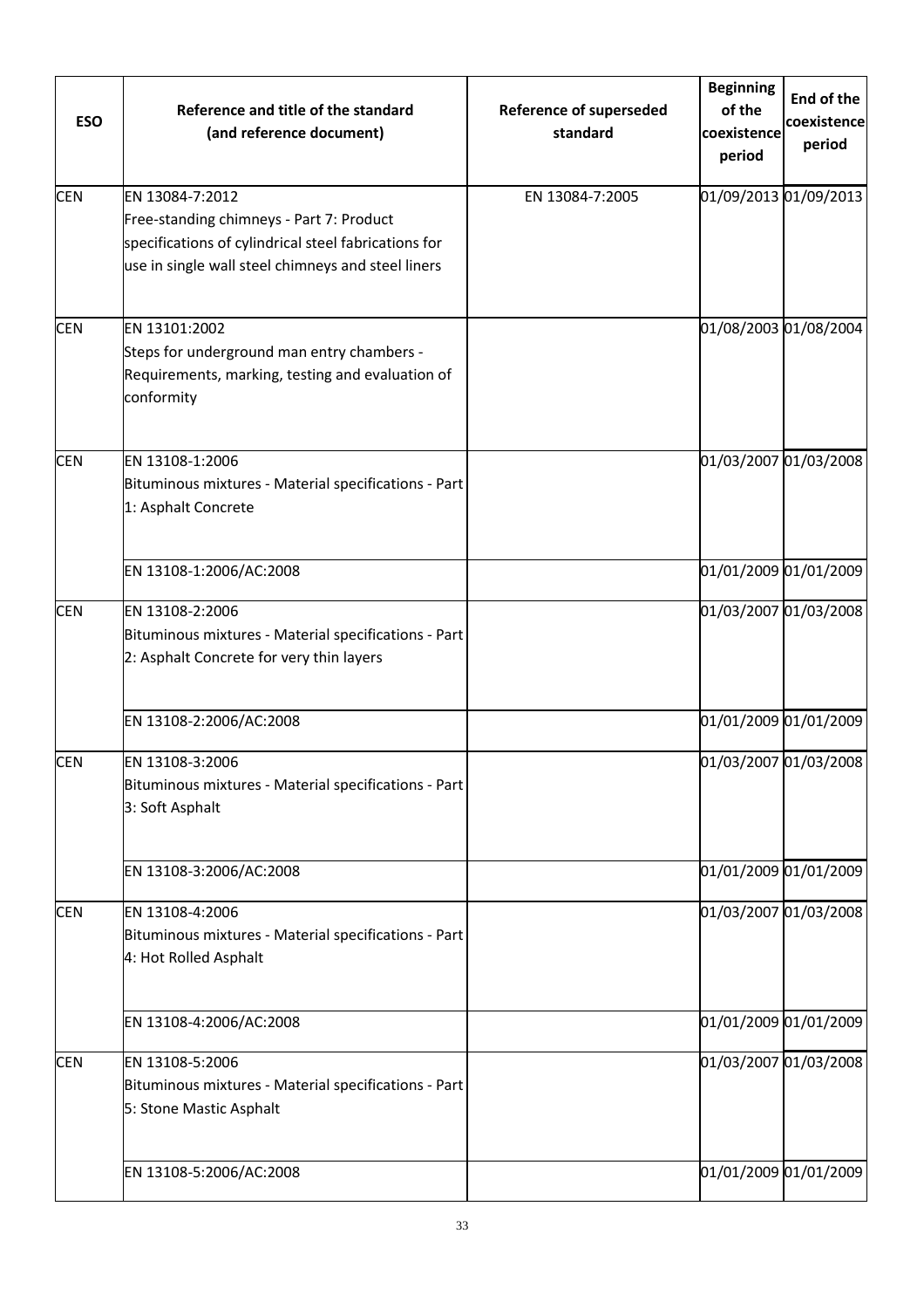| ESO | Reference and title of the standard (and reference document) | Reference of superseded standard | Beginning of the coexistence period | End of the coexistence period |
|---|---|---|---|---|
| CEN | EN 13084-7:2012<br>Free-standing chimneys - Part 7: Product specifications of cylindrical steel fabrications for use in single wall steel chimneys and steel liners | EN 13084-7:2005 | 01/09/2013 | 01/09/2013 |
| CEN | EN 13101:2002<br>Steps for underground man entry chambers - Requirements, marking, testing and evaluation of conformity | | 01/08/2003 | 01/08/2004 |
| CEN | EN 13108-1:2006<br>Bituminous mixtures - Material specifications - Part 1: Asphalt Concrete | | 01/03/2007 | 01/03/2008 |
| | EN 13108-1:2006/AC:2008 | | 01/01/2009 | 01/01/2009 |
| CEN | EN 13108-2:2006<br>Bituminous mixtures - Material specifications - Part 2: Asphalt Concrete for very thin layers | | 01/03/2007 | 01/03/2008 |
| | EN 13108-2:2006/AC:2008 | | 01/01/2009 | 01/01/2009 |
| CEN | EN 13108-3:2006<br>Bituminous mixtures - Material specifications - Part 3: Soft Asphalt | | 01/03/2007 | 01/03/2008 |
| | EN 13108-3:2006/AC:2008 | | 01/01/2009 | 01/01/2009 |
| CEN | EN 13108-4:2006<br>Bituminous mixtures - Material specifications - Part 4: Hot Rolled Asphalt | | 01/03/2007 | 01/03/2008 |
| | EN 13108-4:2006/AC:2008 | | 01/01/2009 | 01/01/2009 |
| CEN | EN 13108-5:2006<br>Bituminous mixtures - Material specifications - Part 5: Stone Mastic Asphalt | | 01/03/2007 | 01/03/2008 |
| | EN 13108-5:2006/AC:2008 | | 01/01/2009 | 01/01/2009 |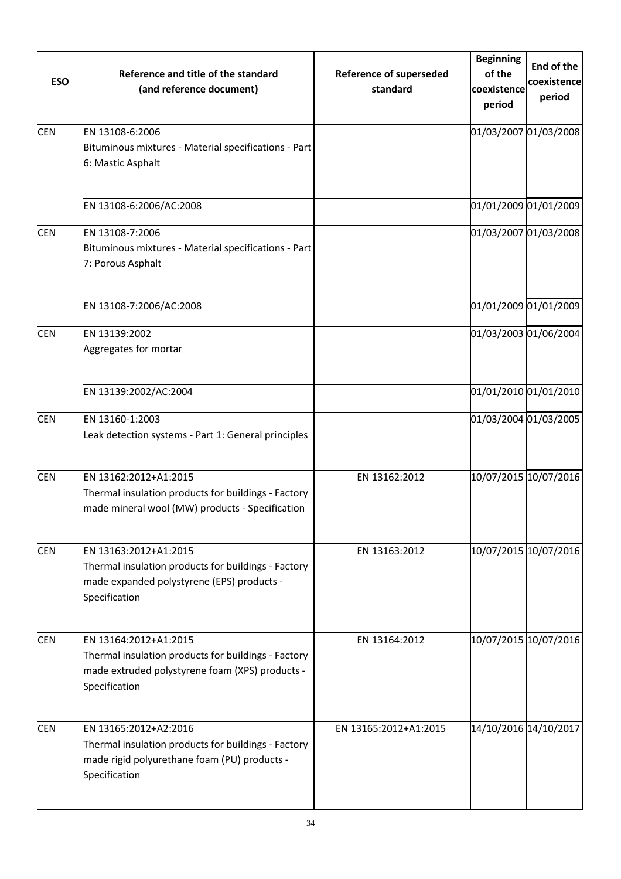| ESO | Reference and title of the standard (and reference document) | Reference of superseded standard | Beginning of the coexistence period | End of the coexistence period |
|---|---|---|---|---|
| CEN | EN 13108-6:2006<br>Bituminous mixtures - Material specifications - Part 6: Mastic Asphalt | | 01/03/2007 | 01/03/2008 |
| | EN 13108-6:2006/AC:2008 | | 01/01/2009 | 01/01/2009 |
| CEN | EN 13108-7:2006<br>Bituminous mixtures - Material specifications - Part 7: Porous Asphalt | | 01/03/2007 | 01/03/2008 |
| | EN 13108-7:2006/AC:2008 | | 01/01/2009 | 01/01/2009 |
| CEN | EN 13139:2002<br>Aggregates for mortar | | 01/03/2003 | 01/06/2004 |
| | EN 13139:2002/AC:2004 | | 01/01/2010 | 01/01/2010 |
| CEN | EN 13160-1:2003<br>Leak detection systems - Part 1: General principles | | 01/03/2004 | 01/03/2005 |
| CEN | EN 13162:2012+A1:2015<br>Thermal insulation products for buildings - Factory made mineral wool (MW) products - Specification | EN 13162:2012 | 10/07/2015 | 10/07/2016 |
| CEN | EN 13163:2012+A1:2015<br>Thermal insulation products for buildings - Factory made expanded polystyrene (EPS) products - Specification | EN 13163:2012 | 10/07/2015 | 10/07/2016 |
| CEN | EN 13164:2012+A1:2015<br>Thermal insulation products for buildings - Factory made extruded polystyrene foam (XPS) products - Specification | EN 13164:2012 | 10/07/2015 | 10/07/2016 |
| CEN | EN 13165:2012+A2:2016<br>Thermal insulation products for buildings - Factory made rigid polyurethane foam (PU) products - Specification | EN 13165:2012+A1:2015 | 14/10/2016 | 14/10/2017 |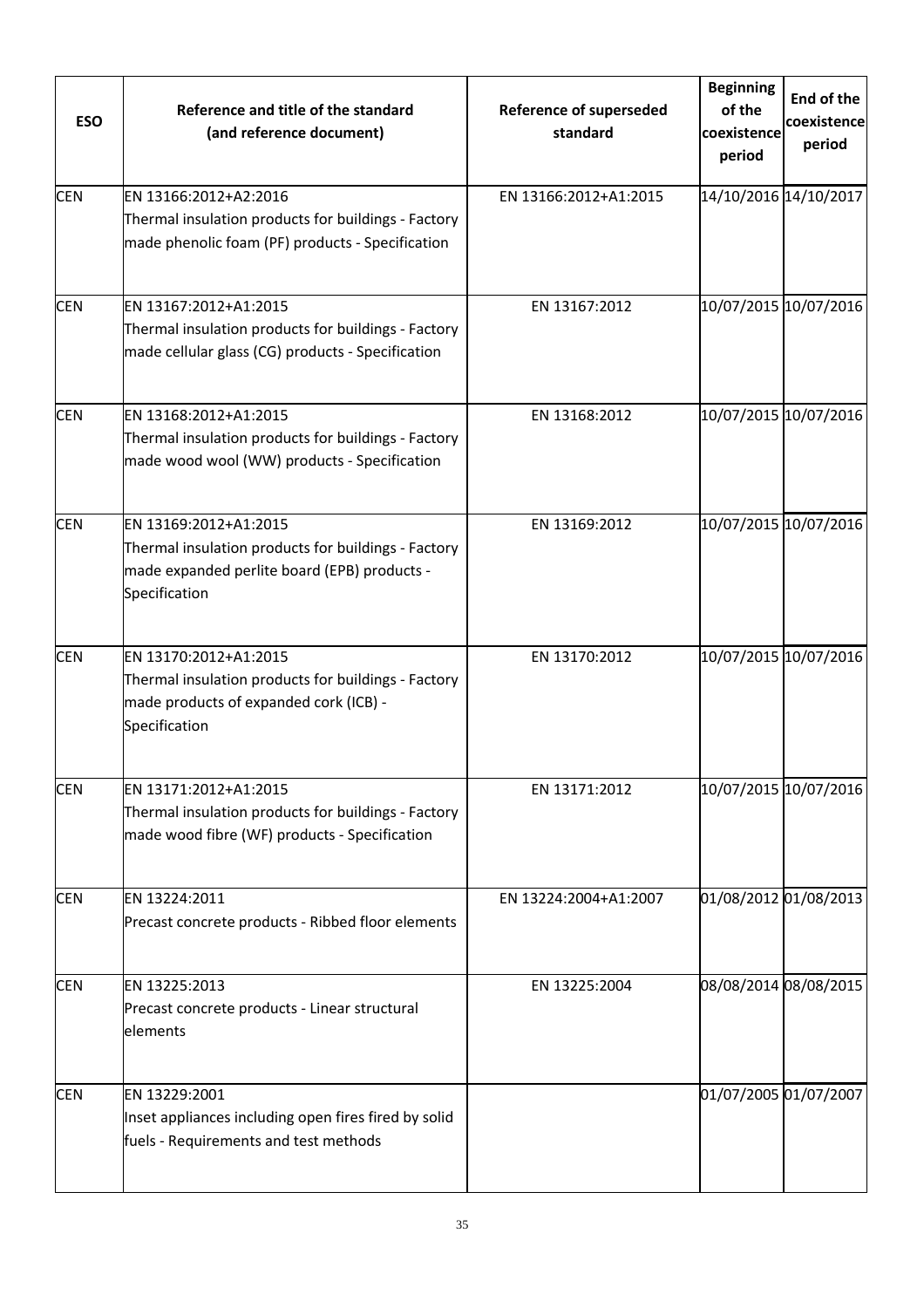| ESO | Reference and title of the standard (and reference document) | Reference of superseded standard | Beginning of the coexistence period | End of the coexistence period |
|---|---|---|---|---|
| CEN | EN 13166:2012+A2:2016<br>Thermal insulation products for buildings - Factory made phenolic foam (PF) products - Specification | EN 13166:2012+A1:2015 | 14/10/2016 | 14/10/2017 |
| CEN | EN 13167:2012+A1:2015<br>Thermal insulation products for buildings - Factory made cellular glass (CG) products - Specification | EN 13167:2012 | 10/07/2015 | 10/07/2016 |
| CEN | EN 13168:2012+A1:2015<br>Thermal insulation products for buildings - Factory made wood wool (WW) products - Specification | EN 13168:2012 | 10/07/2015 | 10/07/2016 |
| CEN | EN 13169:2012+A1:2015<br>Thermal insulation products for buildings - Factory made expanded perlite board (EPB) products - Specification | EN 13169:2012 | 10/07/2015 | 10/07/2016 |
| CEN | EN 13170:2012+A1:2015<br>Thermal insulation products for buildings - Factory made products of expanded cork (ICB) - Specification | EN 13170:2012 | 10/07/2015 | 10/07/2016 |
| CEN | EN 13171:2012+A1:2015<br>Thermal insulation products for buildings - Factory made wood fibre (WF) products - Specification | EN 13171:2012 | 10/07/2015 | 10/07/2016 |
| CEN | EN 13224:2011<br>Precast concrete products - Ribbed floor elements | EN 13224:2004+A1:2007 | 01/08/2012 | 01/08/2013 |
| CEN | EN 13225:2013<br>Precast concrete products - Linear structural elements | EN 13225:2004 | 08/08/2014 | 08/08/2015 |
| CEN | EN 13229:2001<br>Inset appliances including open fires fired by solid fuels - Requirements and test methods | | 01/07/2005 | 01/07/2007 |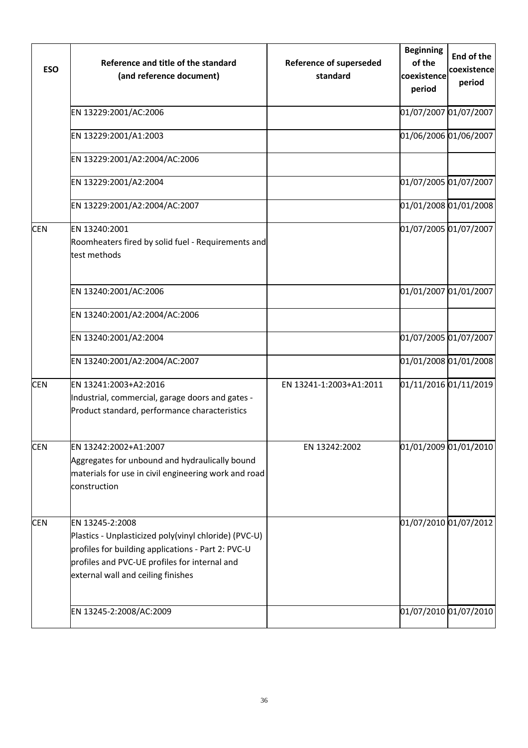| ESO | Reference and title of the standard (and reference document) | Reference of superseded standard | Beginning of the coexistence period | End of the coexistence period |
|---|---|---|---|---|
| | EN 13229:2001/AC:2006 | | 01/07/2007 | 01/07/2007 |
| | EN 13229:2001/A1:2003 | | 01/06/2006 | 01/06/2007 |
| | EN 13229:2001/A2:2004/AC:2006 | | | |
| | EN 13229:2001/A2:2004 | | 01/07/2005 | 01/07/2007 |
| | EN 13229:2001/A2:2004/AC:2007 | | 01/01/2008 | 01/01/2008 |
| CEN | EN 13240:2001<br>Roomheaters fired by solid fuel - Requirements and test methods | | 01/07/2005 | 01/07/2007 |
| | EN 13240:2001/AC:2006 | | 01/01/2007 | 01/01/2007 |
| | EN 13240:2001/A2:2004/AC:2006 | | | |
| | EN 13240:2001/A2:2004 | | 01/07/2005 | 01/07/2007 |
| | EN 13240:2001/A2:2004/AC:2007 | | 01/01/2008 | 01/01/2008 |
| CEN | EN 13241:2003+A2:2016<br>Industrial, commercial, garage doors and gates - Product standard, performance characteristics | EN 13241-1:2003+A1:2011 | 01/11/2016 | 01/11/2019 |
| CEN | EN 13242:2002+A1:2007<br>Aggregates for unbound and hydraulically bound materials for use in civil engineering work and road construction | EN 13242:2002 | 01/01/2009 | 01/01/2010 |
| CEN | EN 13245-2:2008<br>Plastics - Unplasticized poly(vinyl chloride) (PVC-U) profiles for building applications - Part 2: PVC-U profiles and PVC-UE profiles for internal and external wall and ceiling finishes | | 01/07/2010 | 01/07/2012 |
| | EN 13245-2:2008/AC:2009 | | 01/07/2010 | 01/07/2010 |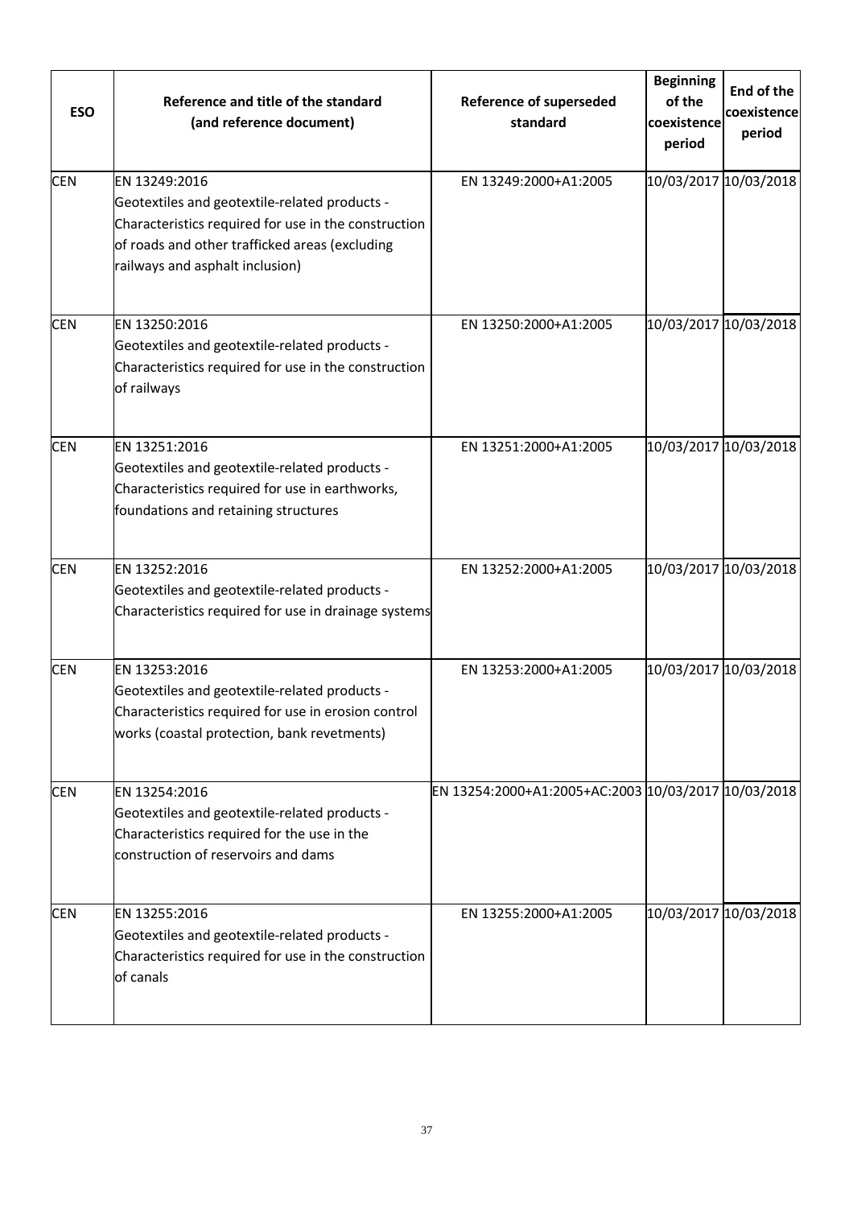| ESO | Reference and title of the standard (and reference document) | Reference of superseded standard | Beginning of the coexistence period | End of the coexistence period |
|---|---|---|---|---|
| CEN | EN 13249:2016<br>Geotextiles and geotextile-related products - Characteristics required for use in the construction of roads and other trafficked areas (excluding railways and asphalt inclusion) | EN 13249:2000+A1:2005 | 10/03/2017 | 10/03/2018 |
| CEN | EN 13250:2016<br>Geotextiles and geotextile-related products - Characteristics required for use in the construction of railways | EN 13250:2000+A1:2005 | 10/03/2017 | 10/03/2018 |
| CEN | EN 13251:2016<br>Geotextiles and geotextile-related products - Characteristics required for use in earthworks, foundations and retaining structures | EN 13251:2000+A1:2005 | 10/03/2017 | 10/03/2018 |
| CEN | EN 13252:2016<br>Geotextiles and geotextile-related products - Characteristics required for use in drainage systems | EN 13252:2000+A1:2005 | 10/03/2017 | 10/03/2018 |
| CEN | EN 13253:2016<br>Geotextiles and geotextile-related products - Characteristics required for use in erosion control works (coastal protection, bank revetments) | EN 13253:2000+A1:2005 | 10/03/2017 | 10/03/2018 |
| CEN | EN 13254:2016<br>Geotextiles and geotextile-related products - Characteristics required for the use in the construction of reservoirs and dams | EN 13254:2000+A1:2005+AC:2003 | 10/03/2017 | 10/03/2018 |
| CEN | EN 13255:2016<br>Geotextiles and geotextile-related products - Characteristics required for use in the construction of canals | EN 13255:2000+A1:2005 | 10/03/2017 | 10/03/2018 |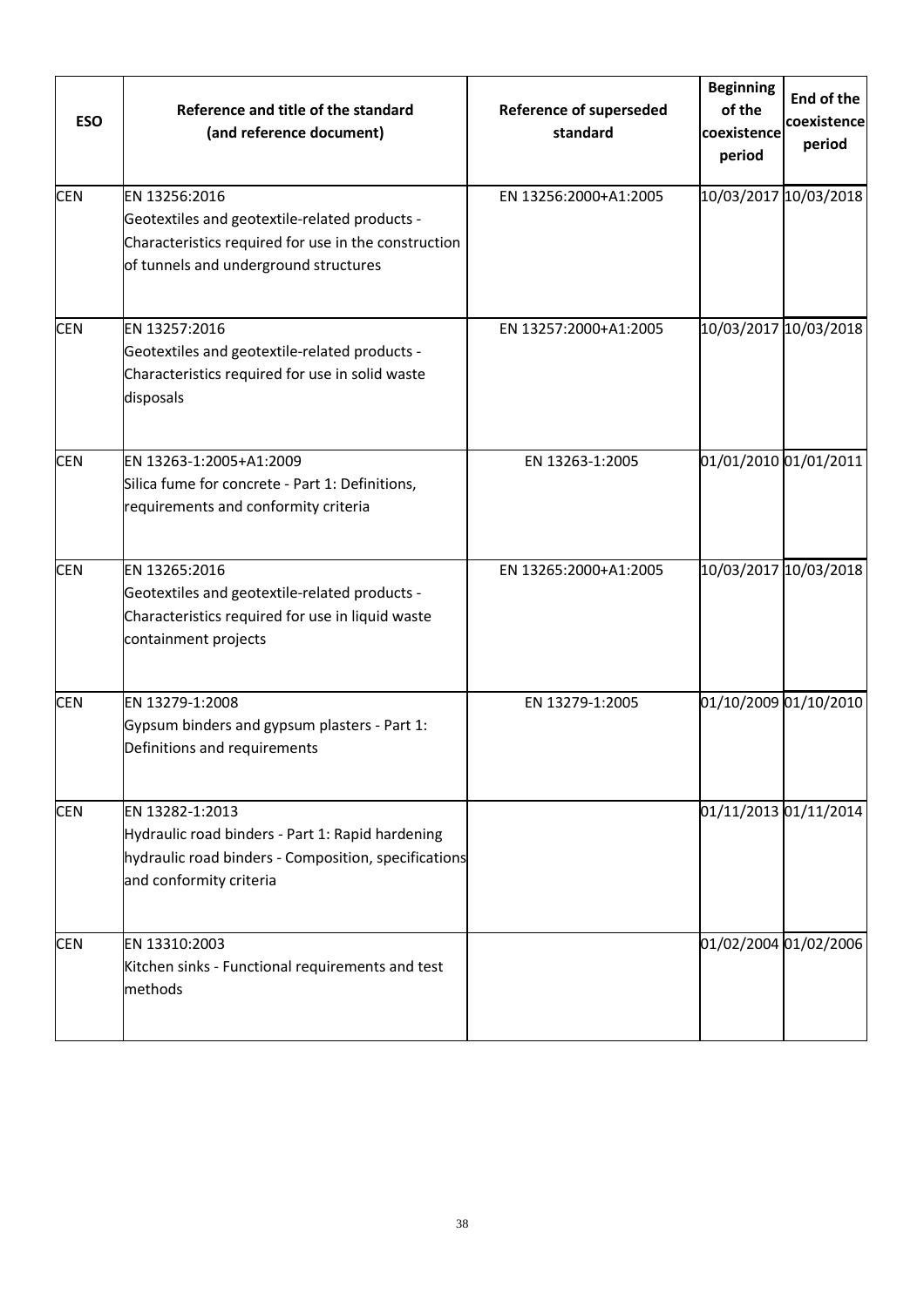| ESO | Reference and title of the standard (and reference document) | Reference of superseded standard | Beginning of the coexistence period | End of the coexistence period |
|---|---|---|---|---|
| CEN | EN 13256:2016<br>Geotextiles and geotextile-related products - Characteristics required for use in the construction of tunnels and underground structures | EN 13256:2000+A1:2005 | 10/03/2017 | 10/03/2018 |
| CEN | EN 13257:2016<br>Geotextiles and geotextile-related products - Characteristics required for use in solid waste disposals | EN 13257:2000+A1:2005 | 10/03/2017 | 10/03/2018 |
| CEN | EN 13263-1:2005+A1:2009<br>Silica fume for concrete - Part 1: Definitions, requirements and conformity criteria | EN 13263-1:2005 | 01/01/2010 | 01/01/2011 |
| CEN | EN 13265:2016<br>Geotextiles and geotextile-related products - Characteristics required for use in liquid waste containment projects | EN 13265:2000+A1:2005 | 10/03/2017 | 10/03/2018 |
| CEN | EN 13279-1:2008<br>Gypsum binders and gypsum plasters - Part 1: Definitions and requirements | EN 13279-1:2005 | 01/10/2009 | 01/10/2010 |
| CEN | EN 13282-1:2013<br>Hydraulic road binders - Part 1: Rapid hardening hydraulic road binders - Composition, specifications and conformity criteria | | 01/11/2013 | 01/11/2014 |
| CEN | EN 13310:2003<br>Kitchen sinks - Functional requirements and test methods | | 01/02/2004 | 01/02/2006 |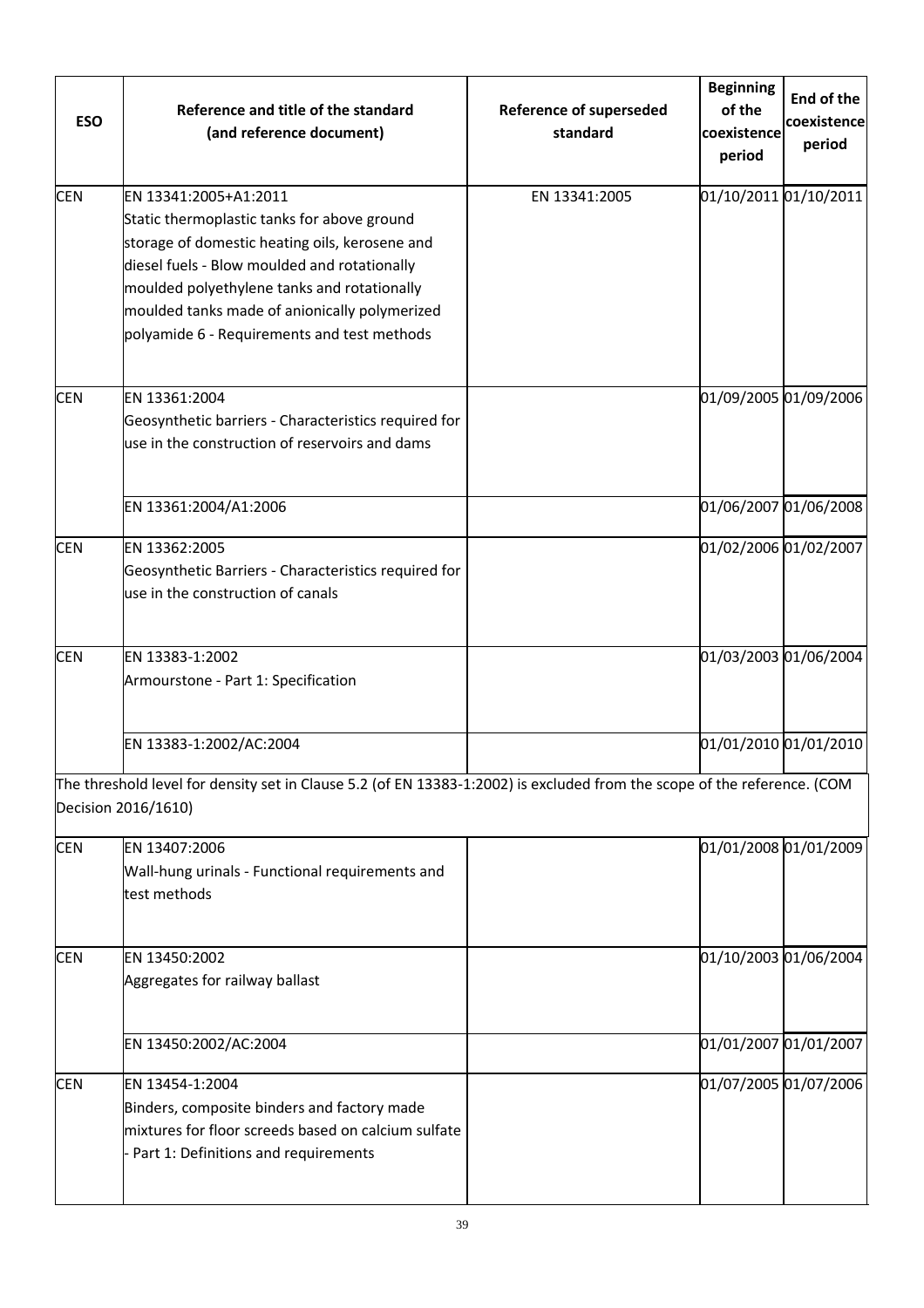| ESO | Reference and title of the standard (and reference document) | Reference of superseded standard | Beginning of the coexistence period | End of the coexistence period |
| --- | --- | --- | --- | --- |
| CEN | EN 13341:2005+A1:2011<br>Static thermoplastic tanks for above ground storage of domestic heating oils, kerosene and diesel fuels - Blow moulded and rotationally moulded polyethylene tanks and rotationally moulded tanks made of anionically polymerized polyamide 6 - Requirements and test methods | EN 13341:2005 | 01/10/2011 | 01/10/2011 |
| CEN | EN 13361:2004<br>Geosynthetic barriers - Characteristics required for use in the construction of reservoirs and dams | | 01/09/2005 | 01/09/2006 |
| | EN 13361:2004/A1:2006 | | 01/06/2007 | 01/06/2008 |
| CEN | EN 13362:2005<br>Geosynthetic Barriers - Characteristics required for use in the construction of canals | | 01/02/2006 | 01/02/2007 |
| CEN | EN 13383-1:2002<br>Armourstone - Part 1: Specification | | 01/03/2003 | 01/06/2004 |
| | EN 13383-1:2002/AC:2004 | | 01/01/2010 | 01/01/2010 |
| The threshold level for density set in Clause 5.2 (of EN 13383-1:2002) is excluded from the scope of the reference. (COM Decision 2016/1610) | | | | |
| CEN | EN 13407:2006<br>Wall-hung urinals - Functional requirements and test methods | | 01/01/2008 | 01/01/2009 |
| CEN | EN 13450:2002<br>Aggregates for railway ballast | | 01/10/2003 | 01/06/2004 |
| | EN 13450:2002/AC:2004 | | 01/01/2007 | 01/01/2007 |
| CEN | EN 13454-1:2004<br>Binders, composite binders and factory made mixtures for floor screeds based on calcium sulfate - Part 1: Definitions and requirements | | 01/07/2005 | 01/07/2006 |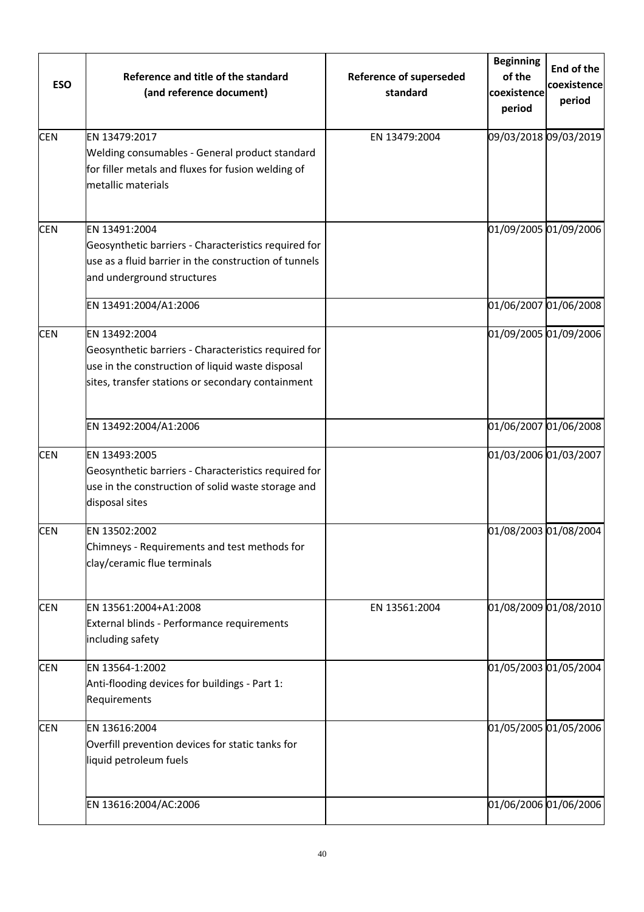| ESO | Reference and title of the standard (and reference document) | Reference of superseded standard | Beginning of the coexistence period | End of the coexistence period |
|---|---|---|---|---|
| CEN | EN 13479:2017<br>Welding consumables - General product standard for filler metals and fluxes for fusion welding of metallic materials | EN 13479:2004 | 09/03/2018 | 09/03/2019 |
| CEN | EN 13491:2004<br>Geosynthetic barriers - Characteristics required for use as a fluid barrier in the construction of tunnels and underground structures | | 01/09/2005 | 01/09/2006 |
| | EN 13491:2004/A1:2006 | | 01/06/2007 | 01/06/2008 |
| CEN | EN 13492:2004<br>Geosynthetic barriers - Characteristics required for use in the construction of liquid waste disposal sites, transfer stations or secondary containment | | 01/09/2005 | 01/09/2006 |
| | EN 13492:2004/A1:2006 | | 01/06/2007 | 01/06/2008 |
| CEN | EN 13493:2005<br>Geosynthetic barriers - Characteristics required for use in the construction of solid waste storage and disposal sites | | 01/03/2006 | 01/03/2007 |
| CEN | EN 13502:2002<br>Chimneys - Requirements and test methods for clay/ceramic flue terminals | | 01/08/2003 | 01/08/2004 |
| CEN | EN 13561:2004+A1:2008<br>External blinds - Performance requirements including safety | EN 13561:2004 | 01/08/2009 | 01/08/2010 |
| CEN | EN 13564-1:2002<br>Anti-flooding devices for buildings - Part 1: Requirements | | 01/05/2003 | 01/05/2004 |
| CEN | EN 13616:2004<br>Overfill prevention devices for static tanks for liquid petroleum fuels | | 01/05/2005 | 01/05/2006 |
| | EN 13616:2004/AC:2006 | | 01/06/2006 | 01/06/2006 |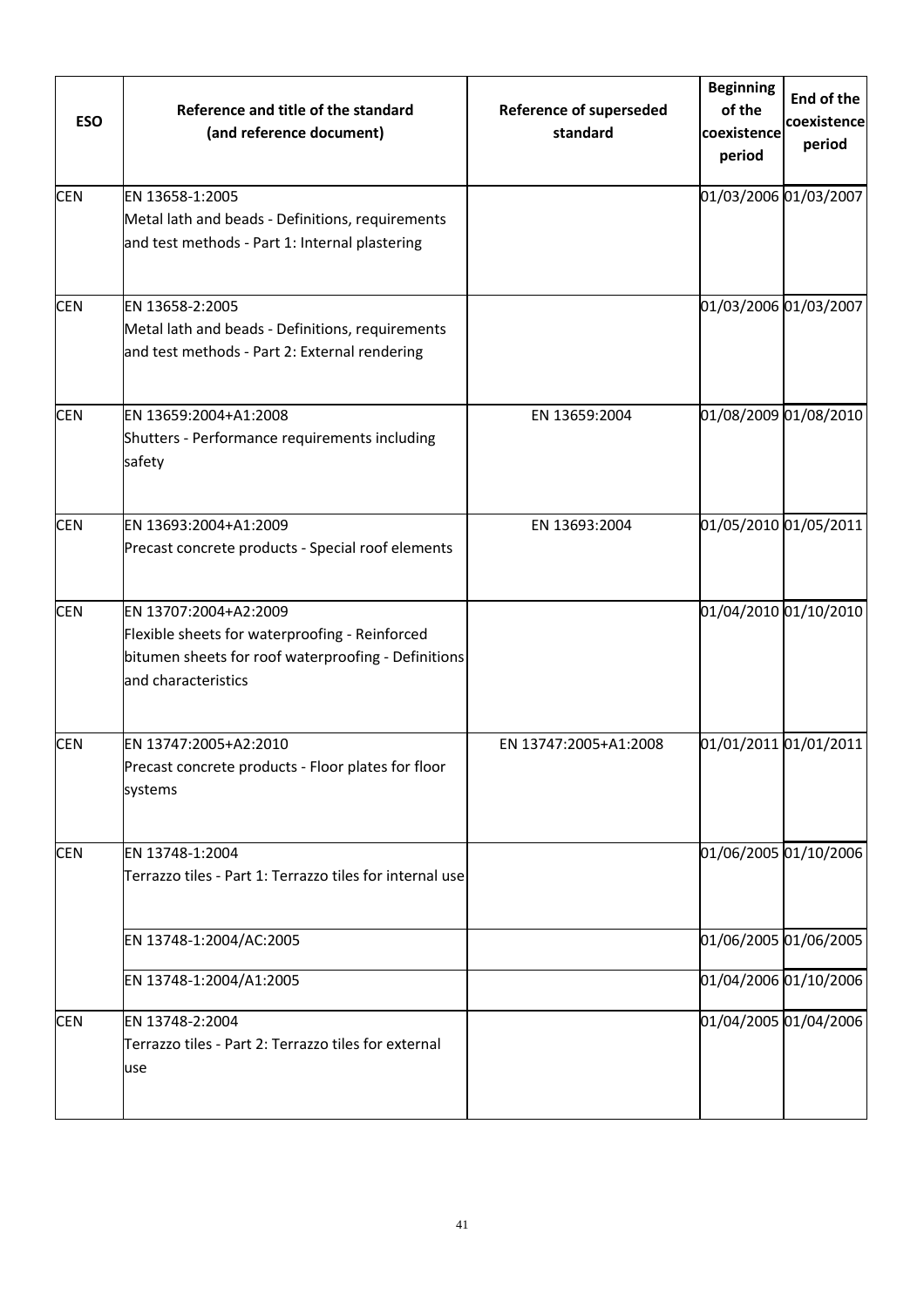| ESO | Reference and title of the standard (and reference document) | Reference of superseded standard | Beginning of the coexistence period | End of the coexistence period |
|---|---|---|---|---|
| CEN | EN 13658-1:2005<br>Metal lath and beads - Definitions, requirements and test methods - Part 1: Internal plastering | | 01/03/2006 | 01/03/2007 |
| CEN | EN 13658-2:2005<br>Metal lath and beads - Definitions, requirements and test methods - Part 2: External rendering | | 01/03/2006 | 01/03/2007 |
| CEN | EN 13659:2004+A1:2008<br>Shutters - Performance requirements including safety | EN 13659:2004 | 01/08/2009 | 01/08/2010 |
| CEN | EN 13693:2004+A1:2009<br>Precast concrete products - Special roof elements | EN 13693:2004 | 01/05/2010 | 01/05/2011 |
| CEN | EN 13707:2004+A2:2009<br>Flexible sheets for waterproofing - Reinforced bitumen sheets for roof waterproofing - Definitions and characteristics | | 01/04/2010 | 01/10/2010 |
| CEN | EN 13747:2005+A2:2010<br>Precast concrete products - Floor plates for floor systems | EN 13747:2005+A1:2008 | 01/01/2011 | 01/01/2011 |
| CEN | EN 13748-1:2004<br>Terrazzo tiles - Part 1: Terrazzo tiles for internal use | | 01/06/2005 | 01/10/2006 |
| | EN 13748-1:2004/AC:2005 | | 01/06/2005 | 01/06/2005 |
| | EN 13748-1:2004/A1:2005 | | 01/04/2006 | 01/10/2006 |
| CEN | EN 13748-2:2004<br>Terrazzo tiles - Part 2: Terrazzo tiles for external use | | 01/04/2005 | 01/04/2006 |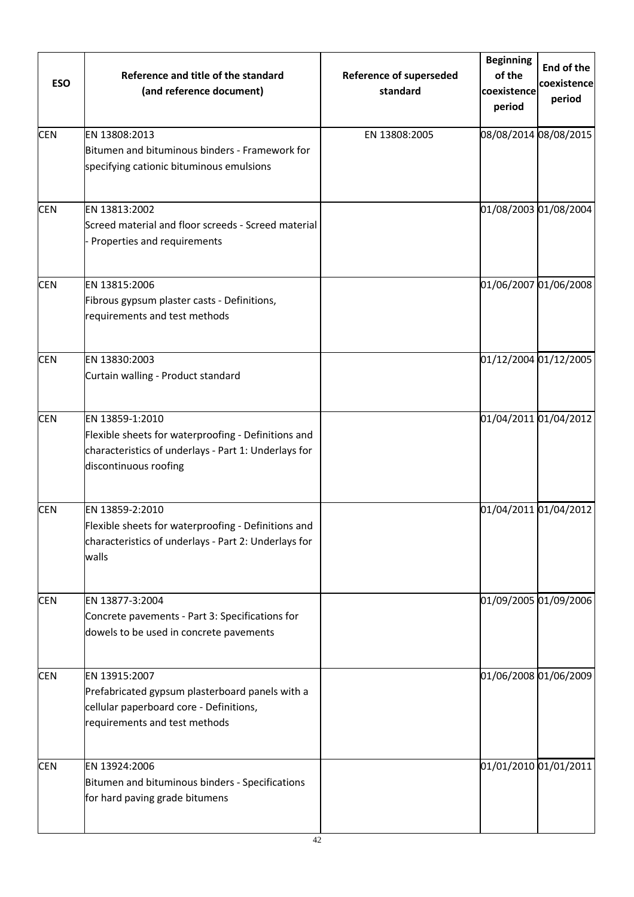| ESO | Reference and title of the standard (and reference document) | Reference of superseded standard | Beginning of the coexistence period | End of the coexistence period |
|---|---|---|---|---|
| CEN | EN 13808:2013<br>Bitumen and bituminous binders - Framework for specifying cationic bituminous emulsions | EN 13808:2005 | 08/08/2014 | 08/08/2015 |
| CEN | EN 13813:2002<br>Screed material and floor screeds - Screed material - Properties and requirements | | 01/08/2003 | 01/08/2004 |
| CEN | EN 13815:2006<br>Fibrous gypsum plaster casts - Definitions, requirements and test methods | | 01/06/2007 | 01/06/2008 |
| CEN | EN 13830:2003<br>Curtain walling - Product standard | | 01/12/2004 | 01/12/2005 |
| CEN | EN 13859-1:2010<br>Flexible sheets for waterproofing - Definitions and characteristics of underlays - Part 1: Underlays for discontinuous roofing | | 01/04/2011 | 01/04/2012 |
| CEN | EN 13859-2:2010<br>Flexible sheets for waterproofing - Definitions and characteristics of underlays - Part 2: Underlays for walls | | 01/04/2011 | 01/04/2012 |
| CEN | EN 13877-3:2004<br>Concrete pavements - Part 3: Specifications for dowels to be used in concrete pavements | | 01/09/2005 | 01/09/2006 |
| CEN | EN 13915:2007<br>Prefabricated gypsum plasterboard panels with a cellular paperboard core - Definitions, requirements and test methods | | 01/06/2008 | 01/06/2009 |
| CEN | EN 13924:2006<br>Bitumen and bituminous binders - Specifications for hard paving grade bitumens | | 01/01/2010 | 01/01/2011 |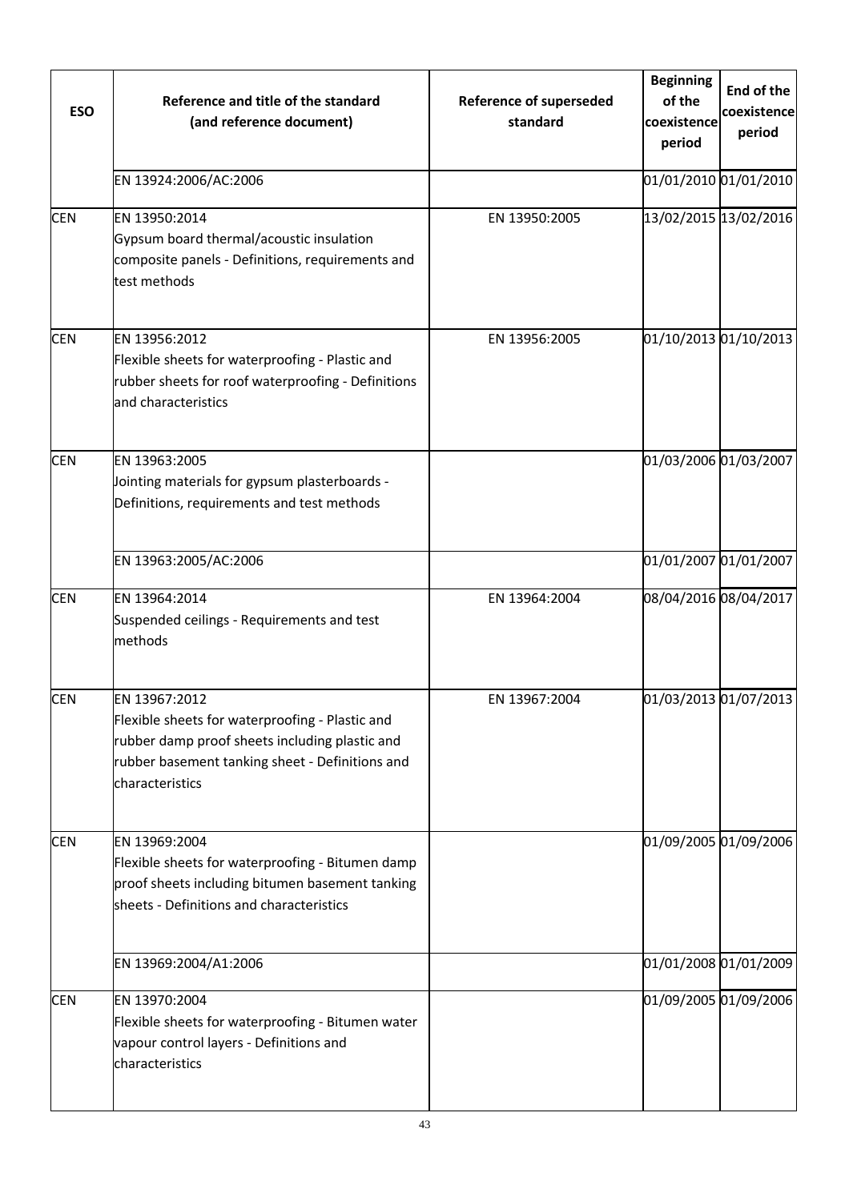| ESO | Reference and title of the standard (and reference document) | Reference of superseded standard | Beginning of the coexistence period | End of the coexistence period |
|---|---|---|---|---|
| | EN 13924:2006/AC:2006 | | 01/01/2010 | 01/01/2010 |
| CEN | EN 13950:2014<br>Gypsum board thermal/acoustic insulation composite panels - Definitions, requirements and test methods | EN 13950:2005 | 13/02/2015 | 13/02/2016 |
| CEN | EN 13956:2012<br>Flexible sheets for waterproofing - Plastic and rubber sheets for roof waterproofing - Definitions and characteristics | EN 13956:2005 | 01/10/2013 | 01/10/2013 |
| CEN | EN 13963:2005<br>Jointing materials for gypsum plasterboards - Definitions, requirements and test methods | | 01/03/2006 | 01/03/2007 |
| | EN 13963:2005/AC:2006 | | 01/01/2007 | 01/01/2007 |
| CEN | EN 13964:2014<br>Suspended ceilings - Requirements and test methods | EN 13964:2004 | 08/04/2016 | 08/04/2017 |
| CEN | EN 13967:2012<br>Flexible sheets for waterproofing - Plastic and rubber damp proof sheets including plastic and rubber basement tanking sheet - Definitions and characteristics | EN 13967:2004 | 01/03/2013 | 01/07/2013 |
| CEN | EN 13969:2004<br>Flexible sheets for waterproofing - Bitumen damp proof sheets including bitumen basement tanking sheets - Definitions and characteristics | | 01/09/2005 | 01/09/2006 |
| | EN 13969:2004/A1:2006 | | 01/01/2008 | 01/01/2009 |
| CEN | EN 13970:2004<br>Flexible sheets for waterproofing - Bitumen water vapour control layers - Definitions and characteristics | | 01/09/2005 | 01/09/2006 |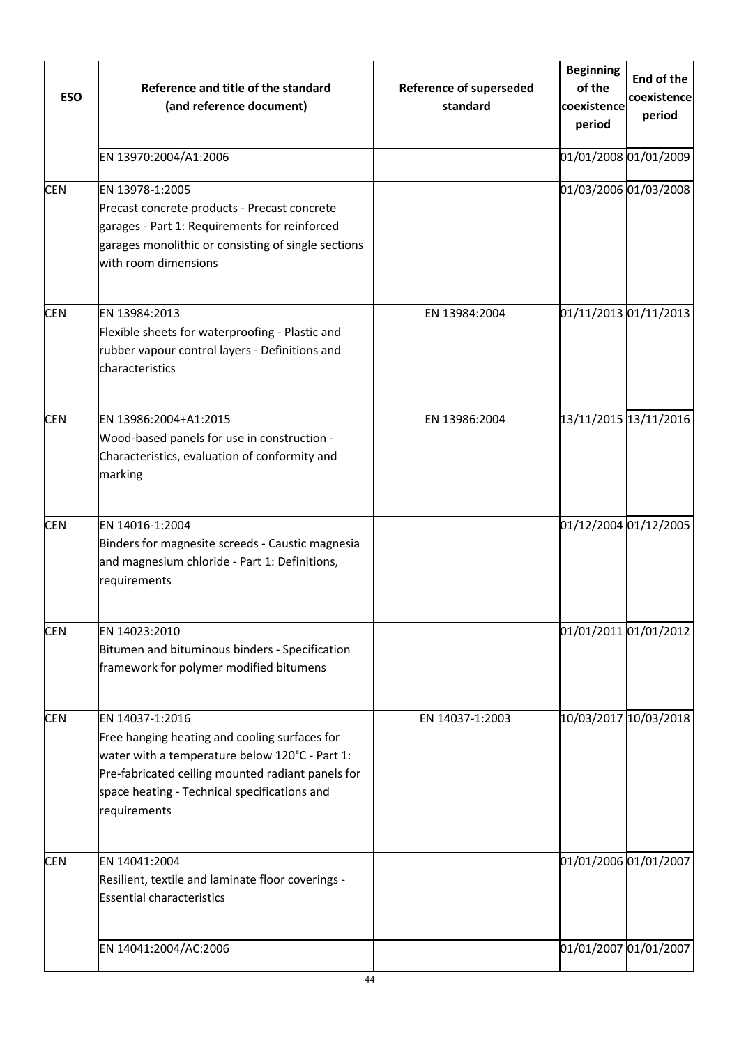| ESO | Reference and title of the standard (and reference document) | Reference of superseded standard | Beginning of the coexistence period | End of the coexistence period |
|---|---|---|---|---|
| | EN 13970:2004/A1:2006 | | 01/01/2008 | 01/01/2009 |
| CEN | EN 13978-1:2005<br>Precast concrete products - Precast concrete garages - Part 1: Requirements for reinforced garages monolithic or consisting of single sections with room dimensions | | 01/03/2006 | 01/03/2008 |
| CEN | EN 13984:2013<br>Flexible sheets for waterproofing - Plastic and rubber vapour control layers - Definitions and characteristics | EN 13984:2004 | 01/11/2013 | 01/11/2013 |
| CEN | EN 13986:2004+A1:2015<br>Wood-based panels for use in construction - Characteristics, evaluation of conformity and marking | EN 13986:2004 | 13/11/2015 | 13/11/2016 |
| CEN | EN 14016-1:2004<br>Binders for magnesite screeds - Caustic magnesia and magnesium chloride - Part 1: Definitions, requirements | | 01/12/2004 | 01/12/2005 |
| CEN | EN 14023:2010<br>Bitumen and bituminous binders - Specification framework for polymer modified bitumens | | 01/01/2011 | 01/01/2012 |
| CEN | EN 14037-1:2016<br>Free hanging heating and cooling surfaces for water with a temperature below 120°C - Part 1: Pre-fabricated ceiling mounted radiant panels for space heating - Technical specifications and requirements | EN 14037-1:2003 | 10/03/2017 | 10/03/2018 |
| CEN | EN 14041:2004<br>Resilient, textile and laminate floor coverings - Essential characteristics | | 01/01/2006 | 01/01/2007 |
| | EN 14041:2004/AC:2006 | | 01/01/2007 | 01/01/2007 |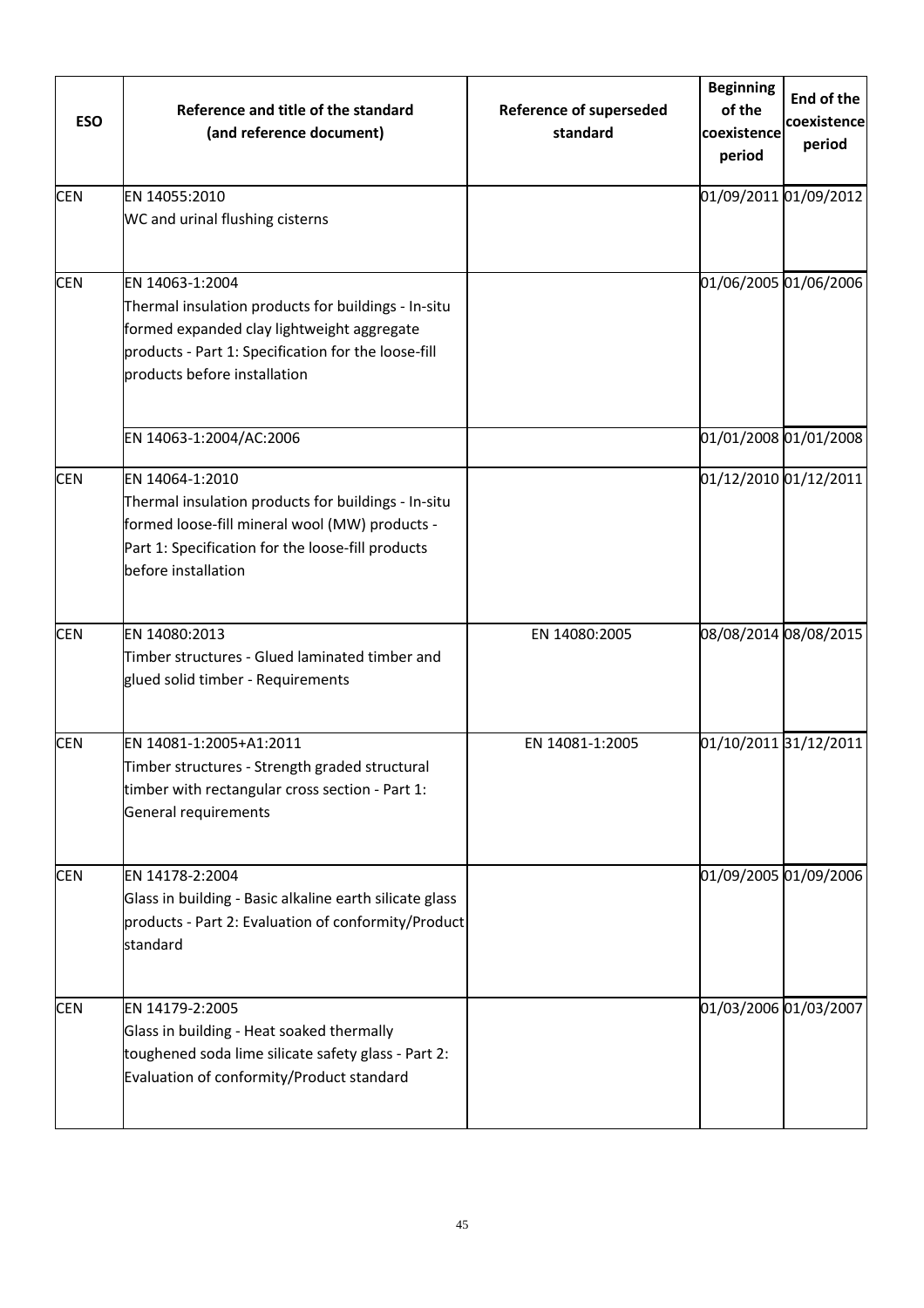| ESO | Reference and title of the standard (and reference document) | Reference of superseded standard | Beginning of the coexistence period | End of the coexistence period |
|---|---|---|---|---|
| CEN | EN 14055:2010<br>WC and urinal flushing cisterns | | 01/09/2011 | 01/09/2012 |
| CEN | EN 14063-1:2004<br>Thermal insulation products for buildings - In-situ formed expanded clay lightweight aggregate products - Part 1: Specification for the loose-fill products before installation | | 01/06/2005 | 01/06/2006 |
| | EN 14063-1:2004/AC:2006 | | 01/01/2008 | 01/01/2008 |
| CEN | EN 14064-1:2010<br>Thermal insulation products for buildings - In-situ formed loose-fill mineral wool (MW) products - Part 1: Specification for the loose-fill products before installation | | 01/12/2010 | 01/12/2011 |
| CEN | EN 14080:2013<br>Timber structures - Glued laminated timber and glued solid timber - Requirements | EN 14080:2005 | 08/08/2014 | 08/08/2015 |
| CEN | EN 14081-1:2005+A1:2011<br>Timber structures - Strength graded structural timber with rectangular cross section - Part 1: General requirements | EN 14081-1:2005 | 01/10/2011 | 31/12/2011 |
| CEN | EN 14178-2:2004<br>Glass in building - Basic alkaline earth silicate glass products - Part 2: Evaluation of conformity/Product standard | | 01/09/2005 | 01/09/2006 |
| CEN | EN 14179-2:2005<br>Glass in building - Heat soaked thermally toughened soda lime silicate safety glass - Part 2: Evaluation of conformity/Product standard | | 01/03/2006 | 01/03/2007 |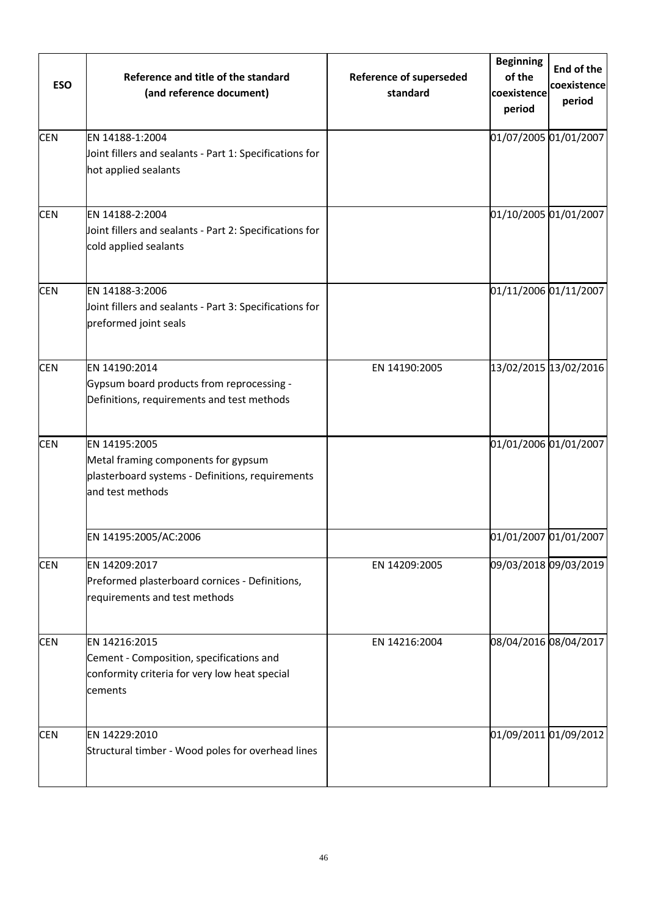| ESO | Reference and title of the standard (and reference document) | Reference of superseded standard | Beginning of the coexistence period | End of the coexistence period |
|---|---|---|---|---|
| CEN | EN 14188-1:2004<br>Joint fillers and sealants - Part 1: Specifications for hot applied sealants | | 01/07/2005 | 01/01/2007 |
| CEN | EN 14188-2:2004<br>Joint fillers and sealants - Part 2: Specifications for cold applied sealants | | 01/10/2005 | 01/01/2007 |
| CEN | EN 14188-3:2006<br>Joint fillers and sealants - Part 3: Specifications for preformed joint seals | | 01/11/2006 | 01/11/2007 |
| CEN | EN 14190:2014<br>Gypsum board products from reprocessing - Definitions, requirements and test methods | EN 14190:2005 | 13/02/2015 | 13/02/2016 |
| CEN | EN 14195:2005<br>Metal framing components for gypsum plasterboard systems - Definitions, requirements and test methods | | 01/01/2006 | 01/01/2007 |
| | EN 14195:2005/AC:2006 | | 01/01/2007 | 01/01/2007 |
| CEN | EN 14209:2017<br>Preformed plasterboard cornices - Definitions, requirements and test methods | EN 14209:2005 | 09/03/2018 | 09/03/2019 |
| CEN | EN 14216:2015<br>Cement - Composition, specifications and conformity criteria for very low heat special cements | EN 14216:2004 | 08/04/2016 | 08/04/2017 |
| CEN | EN 14229:2010<br>Structural timber - Wood poles for overhead lines | | 01/09/2011 | 01/09/2012 |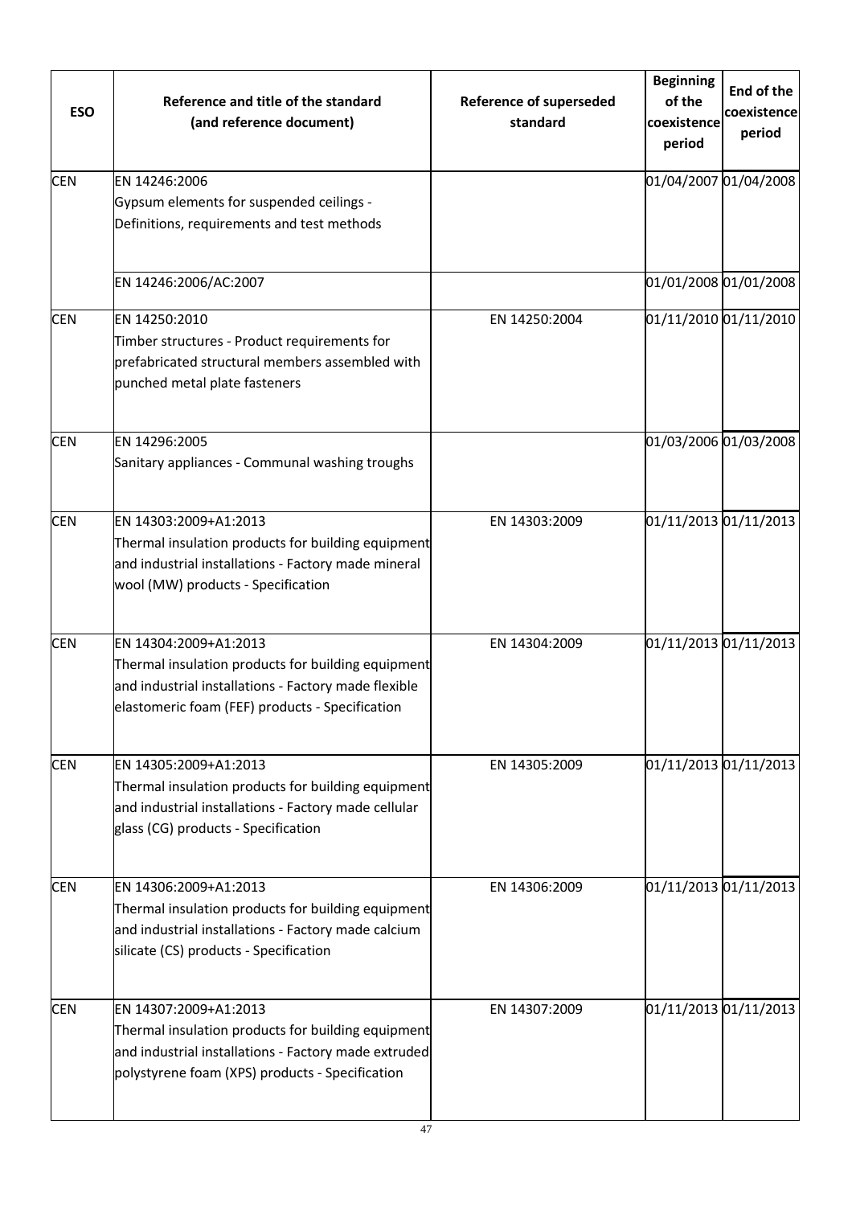| ESO | Reference and title of the standard (and reference document) | Reference of superseded standard | Beginning of the coexistence period | End of the coexistence period |
|---|---|---|---|---|
| CEN | EN 14246:2006<br>Gypsum elements for suspended ceilings - Definitions, requirements and test methods | | 01/04/2007 | 01/04/2008 |
| | EN 14246:2006/AC:2007 | | 01/01/2008 | 01/01/2008 |
| CEN | EN 14250:2010<br>Timber structures - Product requirements for prefabricated structural members assembled with punched metal plate fasteners | EN 14250:2004 | 01/11/2010 | 01/11/2010 |
| CEN | EN 14296:2005<br>Sanitary appliances - Communal washing troughs | | 01/03/2006 | 01/03/2008 |
| CEN | EN 14303:2009+A1:2013<br>Thermal insulation products for building equipment and industrial installations - Factory made mineral wool (MW) products - Specification | EN 14303:2009 | 01/11/2013 | 01/11/2013 |
| CEN | EN 14304:2009+A1:2013<br>Thermal insulation products for building equipment and industrial installations - Factory made flexible elastomeric foam (FEF) products - Specification | EN 14304:2009 | 01/11/2013 | 01/11/2013 |
| CEN | EN 14305:2009+A1:2013<br>Thermal insulation products for building equipment and industrial installations - Factory made cellular glass (CG) products - Specification | EN 14305:2009 | 01/11/2013 | 01/11/2013 |
| CEN | EN 14306:2009+A1:2013<br>Thermal insulation products for building equipment and industrial installations - Factory made calcium silicate (CS) products - Specification | EN 14306:2009 | 01/11/2013 | 01/11/2013 |
| CEN | EN 14307:2009+A1:2013<br>Thermal insulation products for building equipment and industrial installations - Factory made extruded polystyrene foam (XPS) products - Specification | EN 14307:2009 | 01/11/2013 | 01/11/2013 |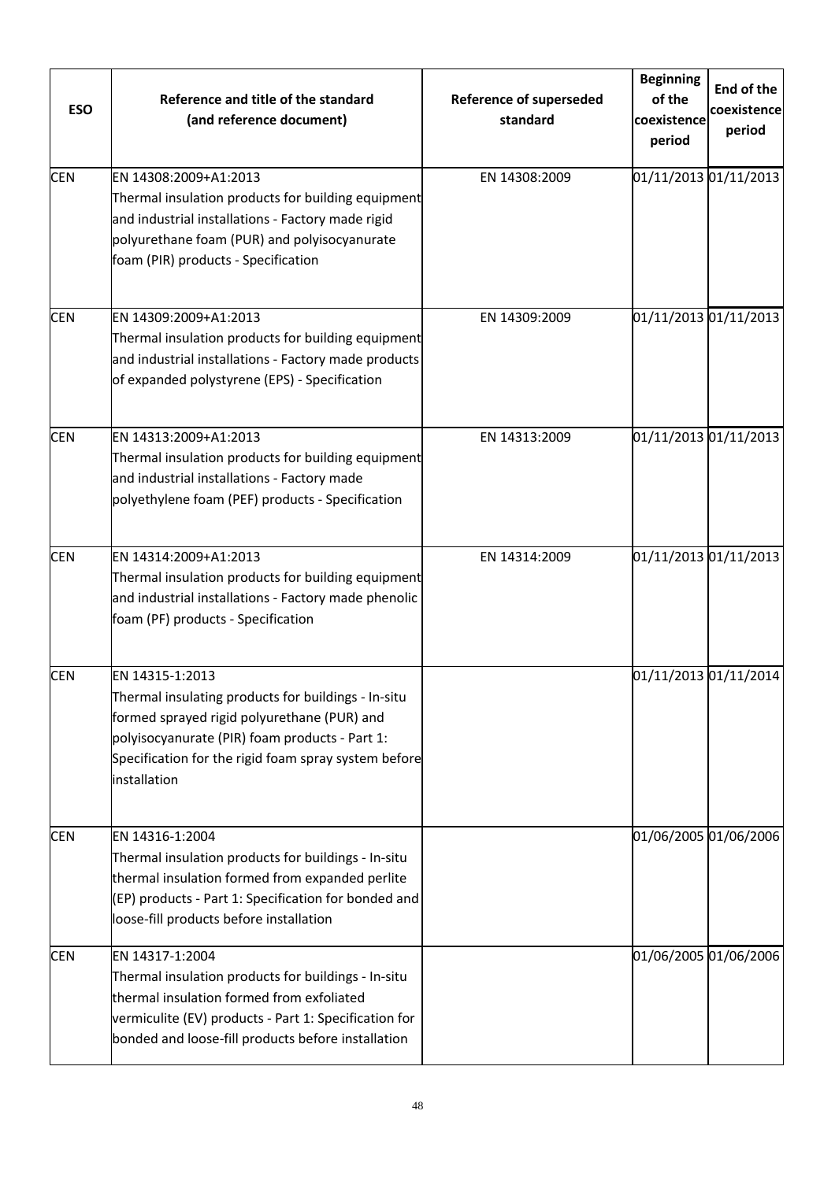| ESO | Reference and title of the standard (and reference document) | Reference of superseded standard | Beginning of the coexistence period | End of the coexistence period |
|---|---|---|---|---|
| CEN | EN 14308:2009+A1:2013<br>Thermal insulation products for building equipment and industrial installations - Factory made rigid polyurethane foam (PUR) and polyisocyanurate foam (PIR) products - Specification | EN 14308:2009 | 01/11/2013 | 01/11/2013 |
| CEN | EN 14309:2009+A1:2013<br>Thermal insulation products for building equipment and industrial installations - Factory made products of expanded polystyrene (EPS) - Specification | EN 14309:2009 | 01/11/2013 | 01/11/2013 |
| CEN | EN 14313:2009+A1:2013<br>Thermal insulation products for building equipment and industrial installations - Factory made polyethylene foam (PEF) products - Specification | EN 14313:2009 | 01/11/2013 | 01/11/2013 |
| CEN | EN 14314:2009+A1:2013<br>Thermal insulation products for building equipment and industrial installations - Factory made phenolic foam (PF) products - Specification | EN 14314:2009 | 01/11/2013 | 01/11/2013 |
| CEN | EN 14315-1:2013<br>Thermal insulating products for buildings - In-situ formed sprayed rigid polyurethane (PUR) and polyisocyanurate (PIR) foam products - Part 1: Specification for the rigid foam spray system before installation | | 01/11/2013 | 01/11/2014 |
| CEN | EN 14316-1:2004<br>Thermal insulation products for buildings - In-situ thermal insulation formed from expanded perlite (EP) products - Part 1: Specification for bonded and loose-fill products before installation | | 01/06/2005 | 01/06/2006 |
| CEN | EN 14317-1:2004<br>Thermal insulation products for buildings - In-situ thermal insulation formed from exfoliated vermiculite (EV) products - Part 1: Specification for bonded and loose-fill products before installation | | 01/06/2005 | 01/06/2006 |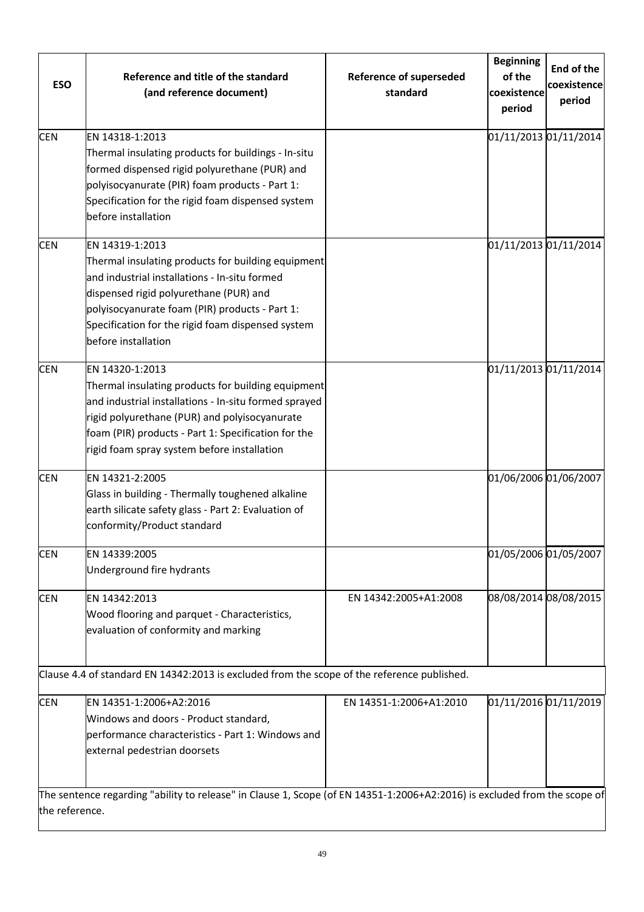| ESO | Reference and title of the standard (and reference document) | Reference of superseded standard | Beginning of the coexistence period | End of the coexistence period |
|---|---|---|---|---|
| CEN | EN 14318-1:2013<br>Thermal insulating products for buildings - In-situ formed dispensed rigid polyurethane (PUR) and polyisocyanurate (PIR) foam products - Part 1: Specification for the rigid foam dispensed system before installation | | 01/11/2013 | 01/11/2014 |
| CEN | EN 14319-1:2013<br>Thermal insulating products for building equipment and industrial installations - In-situ formed dispensed rigid polyurethane (PUR) and polyisocyanurate foam (PIR) products - Part 1: Specification for the rigid foam dispensed system before installation | | 01/11/2013 | 01/11/2014 |
| CEN | EN 14320-1:2013<br>Thermal insulating products for building equipment and industrial installations - In-situ formed sprayed rigid polyurethane (PUR) and polyisocyanurate foam (PIR) products - Part 1: Specification for the rigid foam spray system before installation | | 01/11/2013 | 01/11/2014 |
| CEN | EN 14321-2:2005<br>Glass in building - Thermally toughened alkaline earth silicate safety glass - Part 2: Evaluation of conformity/Product standard | | 01/06/2006 | 01/06/2007 |
| CEN | EN 14339:2005<br>Underground fire hydrants | | 01/05/2006 | 01/05/2007 |
| CEN | EN 14342:2013<br>Wood flooring and parquet - Characteristics, evaluation of conformity and marking | EN 14342:2005+A1:2008 | 08/08/2014 | 08/08/2015 |
| Clause 4.4 of standard EN 14342:2013 is excluded from the scope of the reference published. | | | | |
| CEN | EN 14351-1:2006+A2:2016<br>Windows and doors - Product standard, performance characteristics - Part 1: Windows and external pedestrian doorsets | EN 14351-1:2006+A1:2010 | 01/11/2016 | 01/11/2019 |
| The sentence regarding "ability to release" in Clause 1, Scope (of EN 14351-1:2006+A2:2016) is excluded from the scope of the reference. | | | | |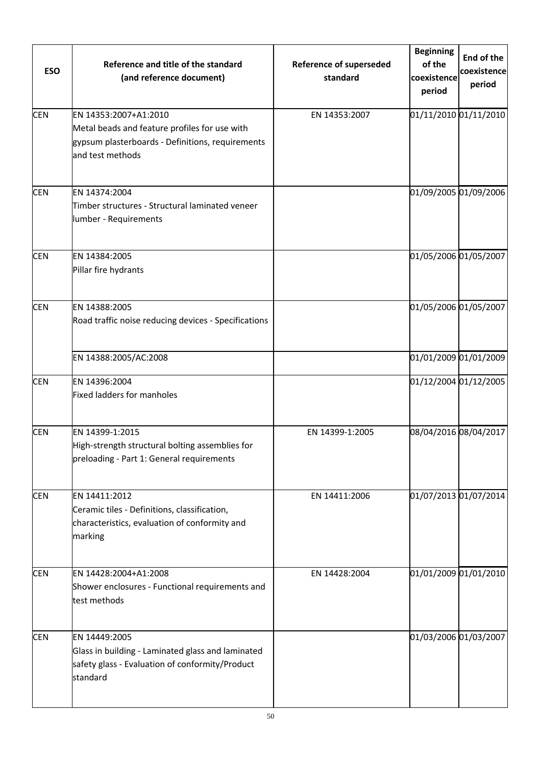| ESO | Reference and title of the standard (and reference document) | Reference of superseded standard | Beginning of the coexistence period | End of the coexistence period |
|---|---|---|---|---|
| CEN | EN 14353:2007+A1:2010<br>Metal beads and feature profiles for use with gypsum plasterboards - Definitions, requirements and test methods | EN 14353:2007 | 01/11/2010 | 01/11/2010 |
| CEN | EN 14374:2004<br>Timber structures - Structural laminated veneer lumber - Requirements | | 01/09/2005 | 01/09/2006 |
| CEN | EN 14384:2005<br>Pillar fire hydrants | | 01/05/2006 | 01/05/2007 |
| CEN | EN 14388:2005<br>Road traffic noise reducing devices - Specifications | | 01/05/2006 | 01/05/2007 |
| | EN 14388:2005/AC:2008 | | 01/01/2009 | 01/01/2009 |
| CEN | EN 14396:2004<br>Fixed ladders for manholes | | 01/12/2004 | 01/12/2005 |
| CEN | EN 14399-1:2015<br>High-strength structural bolting assemblies for preloading - Part 1: General requirements | EN 14399-1:2005 | 08/04/2016 | 08/04/2017 |
| CEN | EN 14411:2012<br>Ceramic tiles - Definitions, classification, characteristics, evaluation of conformity and marking | EN 14411:2006 | 01/07/2013 | 01/07/2014 |
| CEN | EN 14428:2004+A1:2008<br>Shower enclosures - Functional requirements and test methods | EN 14428:2004 | 01/01/2009 | 01/01/2010 |
| CEN | EN 14449:2005<br>Glass in building - Laminated glass and laminated safety glass - Evaluation of conformity/Product standard | | 01/03/2006 | 01/03/2007 |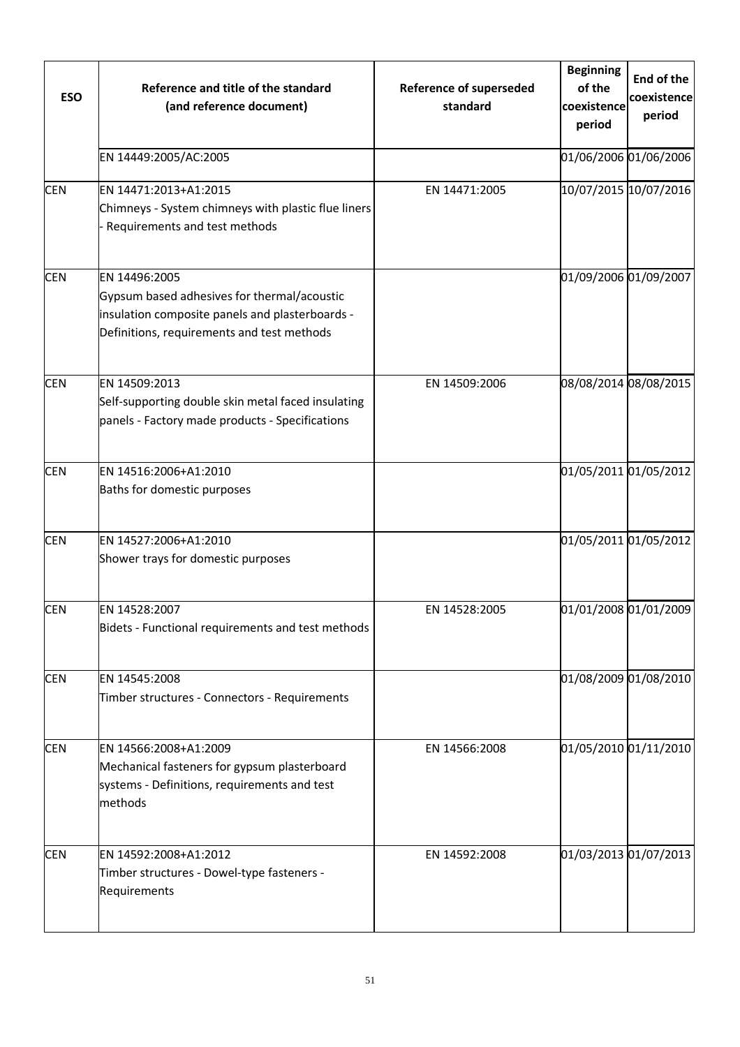| ESO | Reference and title of the standard (and reference document) | Reference of superseded standard | Beginning of the coexistence period | End of the coexistence period |
|---|---|---|---|---|
| | EN 14449:2005/AC:2005 | | 01/06/2006 | 01/06/2006 |
| CEN | EN 14471:2013+A1:2015<br>Chimneys - System chimneys with plastic flue liners - Requirements and test methods | EN 14471:2005 | 10/07/2015 | 10/07/2016 |
| CEN | EN 14496:2005<br>Gypsum based adhesives for thermal/acoustic insulation composite panels and plasterboards - Definitions, requirements and test methods | | 01/09/2006 | 01/09/2007 |
| CEN | EN 14509:2013<br>Self-supporting double skin metal faced insulating panels - Factory made products - Specifications | EN 14509:2006 | 08/08/2014 | 08/08/2015 |
| CEN | EN 14516:2006+A1:2010<br>Baths for domestic purposes | | 01/05/2011 | 01/05/2012 |
| CEN | EN 14527:2006+A1:2010<br>Shower trays for domestic purposes | | 01/05/2011 | 01/05/2012 |
| CEN | EN 14528:2007<br>Bidets - Functional requirements and test methods | EN 14528:2005 | 01/01/2008 | 01/01/2009 |
| CEN | EN 14545:2008<br>Timber structures - Connectors - Requirements | | 01/08/2009 | 01/08/2010 |
| CEN | EN 14566:2008+A1:2009<br>Mechanical fasteners for gypsum plasterboard systems - Definitions, requirements and test methods | EN 14566:2008 | 01/05/2010 | 01/11/2010 |
| CEN | EN 14592:2008+A1:2012<br>Timber structures - Dowel-type fasteners - Requirements | EN 14592:2008 | 01/03/2013 | 01/07/2013 |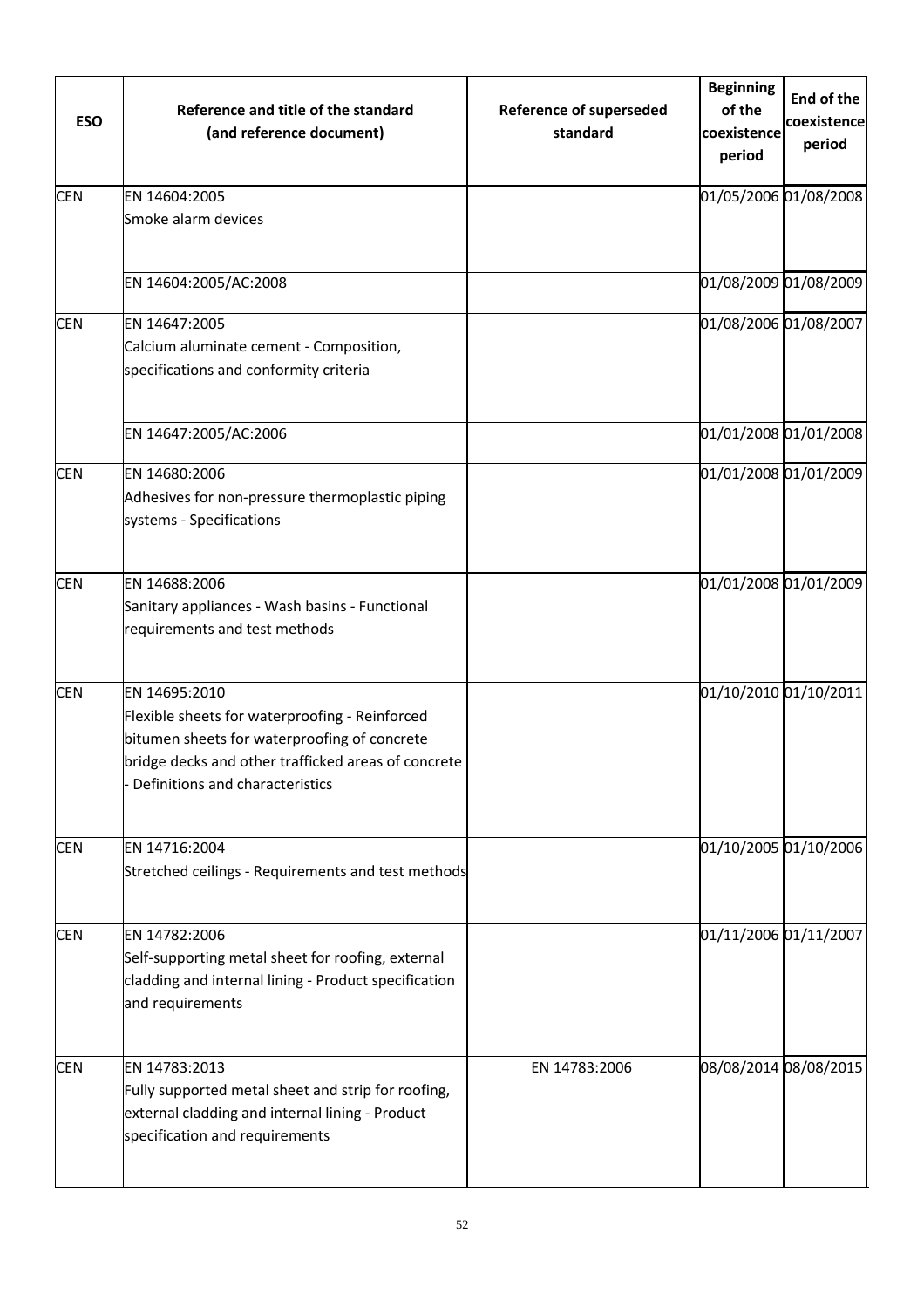| ESO | Reference and title of the standard (and reference document) | Reference of superseded standard | Beginning of the coexistence period | End of the coexistence period |
|---|---|---|---|---|
| CEN | EN 14604:2005<br>Smoke alarm devices | | 01/05/2006 | 01/08/2008 |
| | EN 14604:2005/AC:2008 | | 01/08/2009 | 01/08/2009 |
| CEN | EN 14647:2005<br>Calcium aluminate cement - Composition, specifications and conformity criteria | | 01/08/2006 | 01/08/2007 |
| | EN 14647:2005/AC:2006 | | 01/01/2008 | 01/01/2008 |
| CEN | EN 14680:2006<br>Adhesives for non-pressure thermoplastic piping systems - Specifications | | 01/01/2008 | 01/01/2009 |
| CEN | EN 14688:2006<br>Sanitary appliances - Wash basins - Functional requirements and test methods | | 01/01/2008 | 01/01/2009 |
| CEN | EN 14695:2010<br>Flexible sheets for waterproofing - Reinforced bitumen sheets for waterproofing of concrete bridge decks and other trafficked areas of concrete - Definitions and characteristics | | 01/10/2010 | 01/10/2011 |
| CEN | EN 14716:2004<br>Stretched ceilings - Requirements and test methods | | 01/10/2005 | 01/10/2006 |
| CEN | EN 14782:2006<br>Self-supporting metal sheet for roofing, external cladding and internal lining - Product specification and requirements | | 01/11/2006 | 01/11/2007 |
| CEN | EN 14783:2013<br>Fully supported metal sheet and strip for roofing, external cladding and internal lining - Product specification and requirements | EN 14783:2006 | 08/08/2014 | 08/08/2015 |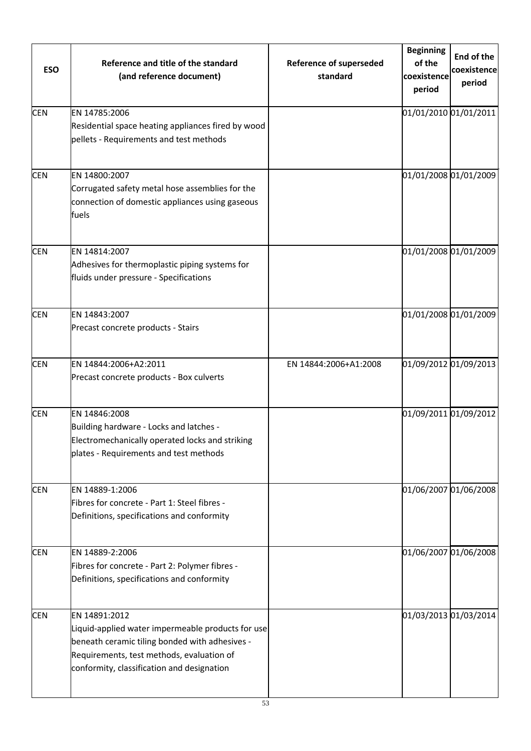| ESO | Reference and title of the standard (and reference document) | Reference of superseded standard | Beginning of the coexistence period | End of the coexistence period |
|---|---|---|---|---|
| CEN | EN 14785:2006<br>Residential space heating appliances fired by wood pellets - Requirements and test methods | | 01/01/2010 | 01/01/2011 |
| CEN | EN 14800:2007<br>Corrugated safety metal hose assemblies for the connection of domestic appliances using gaseous fuels | | 01/01/2008 | 01/01/2009 |
| CEN | EN 14814:2007<br>Adhesives for thermoplastic piping systems for fluids under pressure - Specifications | | 01/01/2008 | 01/01/2009 |
| CEN | EN 14843:2007<br>Precast concrete products - Stairs | | 01/01/2008 | 01/01/2009 |
| CEN | EN 14844:2006+A2:2011<br>Precast concrete products - Box culverts | EN 14844:2006+A1:2008 | 01/09/2012 | 01/09/2013 |
| CEN | EN 14846:2008<br>Building hardware - Locks and latches - Electromechanically operated locks and striking plates - Requirements and test methods | | 01/09/2011 | 01/09/2012 |
| CEN | EN 14889-1:2006<br>Fibres for concrete - Part 1: Steel fibres - Definitions, specifications and conformity | | 01/06/2007 | 01/06/2008 |
| CEN | EN 14889-2:2006<br>Fibres for concrete - Part 2: Polymer fibres - Definitions, specifications and conformity | | 01/06/2007 | 01/06/2008 |
| CEN | EN 14891:2012<br>Liquid-applied water impermeable products for use beneath ceramic tiling bonded with adhesives - Requirements, test methods, evaluation of conformity, classification and designation | | 01/03/2013 | 01/03/2014 |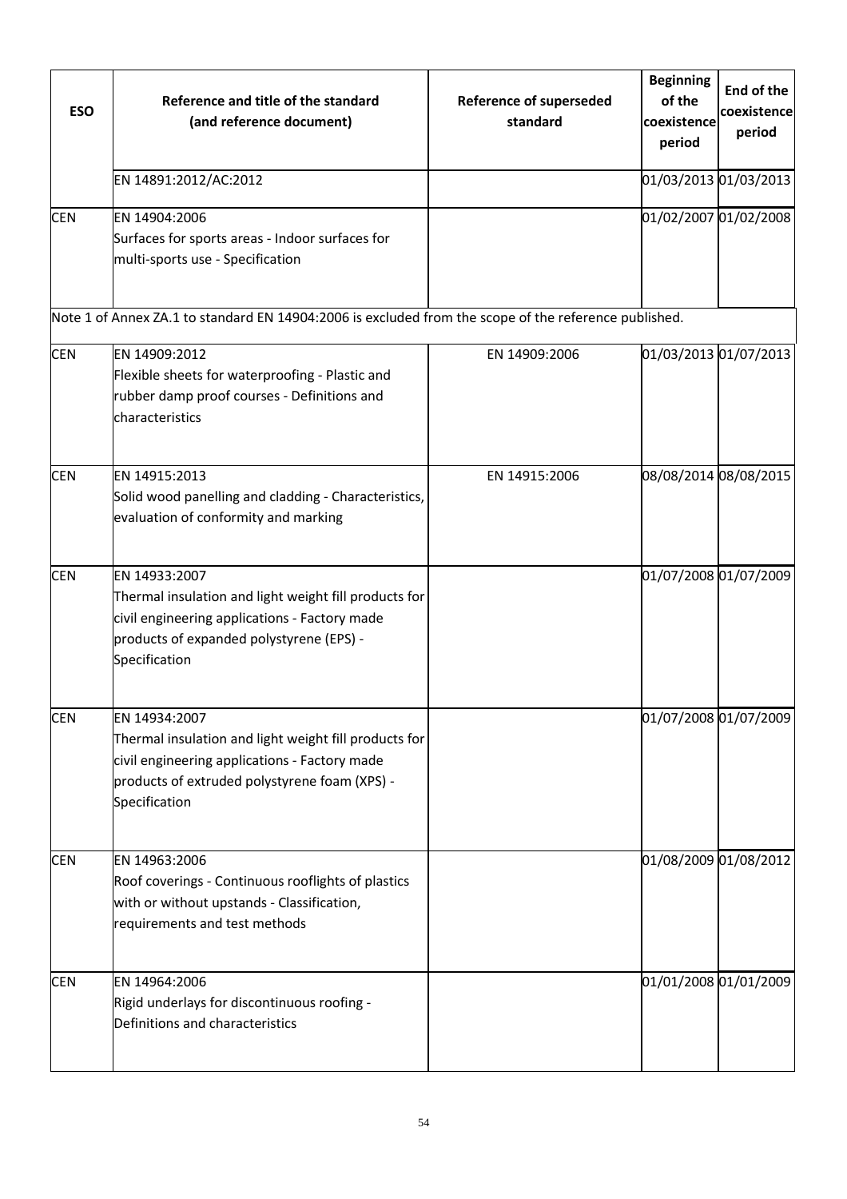| ESO | Reference and title of the standard (and reference document) | Reference of superseded standard | Beginning of the coexistence period | End of the coexistence period |
|---|---|---|---|---|
| | EN 14891:2012/AC:2012 | | 01/03/2013 | 01/03/2013 |
| CEN | EN 14904:2006<br>Surfaces for sports areas - Indoor surfaces for multi-sports use - Specification | | 01/02/2007 | 01/02/2008 |
| Note 1 of Annex ZA.1 to standard EN 14904:2006 is excluded from the scope of the reference published. | | | | |
| CEN | EN 14909:2012<br>Flexible sheets for waterproofing - Plastic and rubber damp proof courses - Definitions and characteristics | EN 14909:2006 | 01/03/2013 | 01/07/2013 |
| CEN | EN 14915:2013<br>Solid wood panelling and cladding - Characteristics, evaluation of conformity and marking | EN 14915:2006 | 08/08/2014 | 08/08/2015 |
| CEN | EN 14933:2007<br>Thermal insulation and light weight fill products for civil engineering applications - Factory made products of expanded polystyrene (EPS) - Specification | | 01/07/2008 | 01/07/2009 |
| CEN | EN 14934:2007<br>Thermal insulation and light weight fill products for civil engineering applications - Factory made products of extruded polystyrene foam (XPS) - Specification | | 01/07/2008 | 01/07/2009 |
| CEN | EN 14963:2006<br>Roof coverings - Continuous rooflights of plastics with or without upstands - Classification, requirements and test methods | | 01/08/2009 | 01/08/2012 |
| CEN | EN 14964:2006<br>Rigid underlays for discontinuous roofing - Definitions and characteristics | | 01/01/2008 | 01/01/2009 |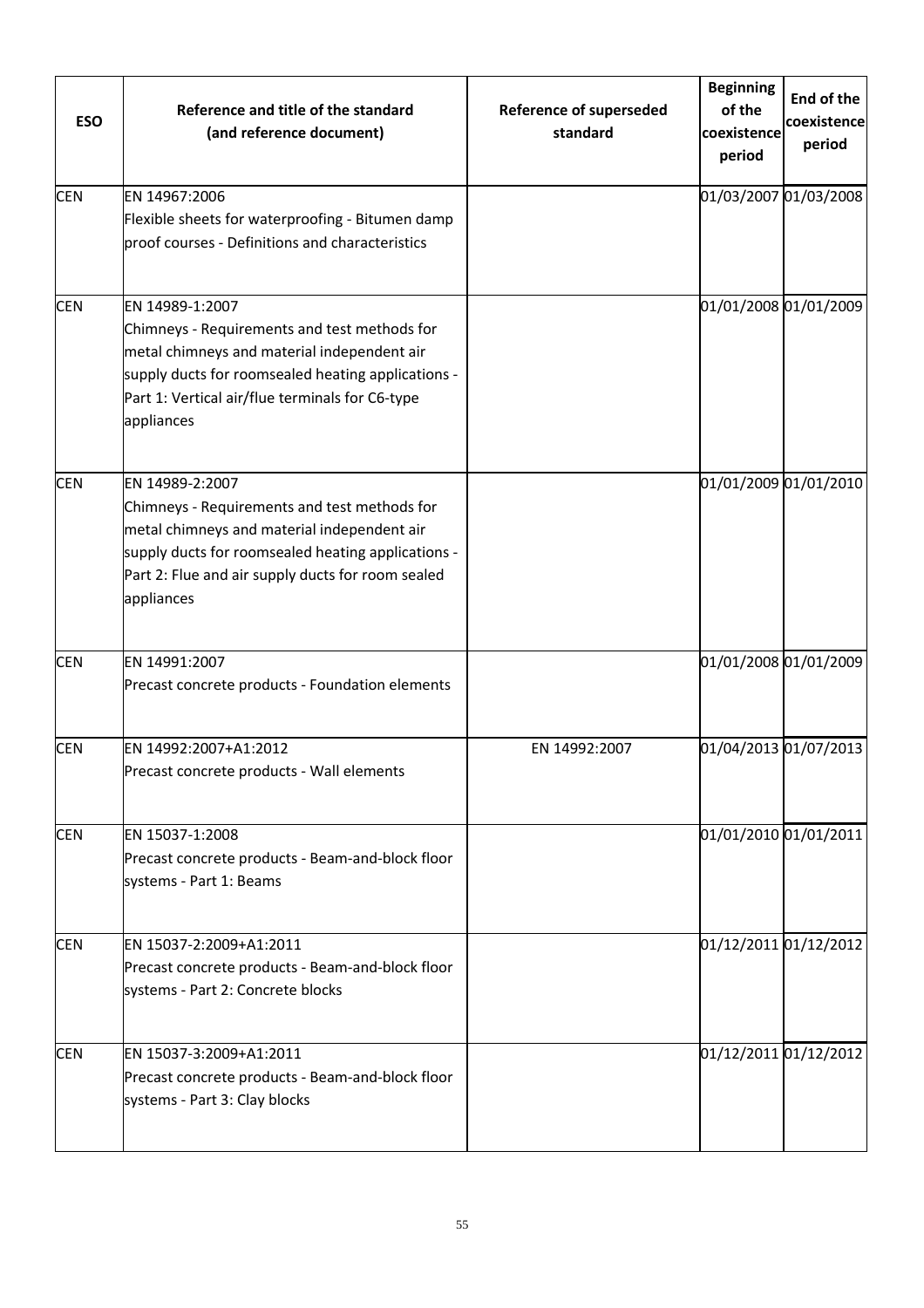| ESO | Reference and title of the standard (and reference document) | Reference of superseded standard | Beginning of the coexistence period | End of the coexistence period |
|---|---|---|---|---|
| CEN | EN 14967:2006<br>Flexible sheets for waterproofing - Bitumen damp proof courses - Definitions and characteristics | | 01/03/2007 | 01/03/2008 |
| CEN | EN 14989-1:2007<br>Chimneys - Requirements and test methods for metal chimneys and material independent air supply ducts for roomsealed heating applications - Part 1: Vertical air/flue terminals for C6-type appliances | | 01/01/2008 | 01/01/2009 |
| CEN | EN 14989-2:2007<br>Chimneys - Requirements and test methods for metal chimneys and material independent air supply ducts for roomsealed heating applications - Part 2: Flue and air supply ducts for room sealed appliances | | 01/01/2009 | 01/01/2010 |
| CEN | EN 14991:2007<br>Precast concrete products - Foundation elements | | 01/01/2008 | 01/01/2009 |
| CEN | EN 14992:2007+A1:2012<br>Precast concrete products - Wall elements | EN 14992:2007 | 01/04/2013 | 01/07/2013 |
| CEN | EN 15037-1:2008<br>Precast concrete products - Beam-and-block floor systems - Part 1: Beams | | 01/01/2010 | 01/01/2011 |
| CEN | EN 15037-2:2009+A1:2011<br>Precast concrete products - Beam-and-block floor systems - Part 2: Concrete blocks | | 01/12/2011 | 01/12/2012 |
| CEN | EN 15037-3:2009+A1:2011<br>Precast concrete products - Beam-and-block floor systems - Part 3: Clay blocks | | 01/12/2011 | 01/12/2012 |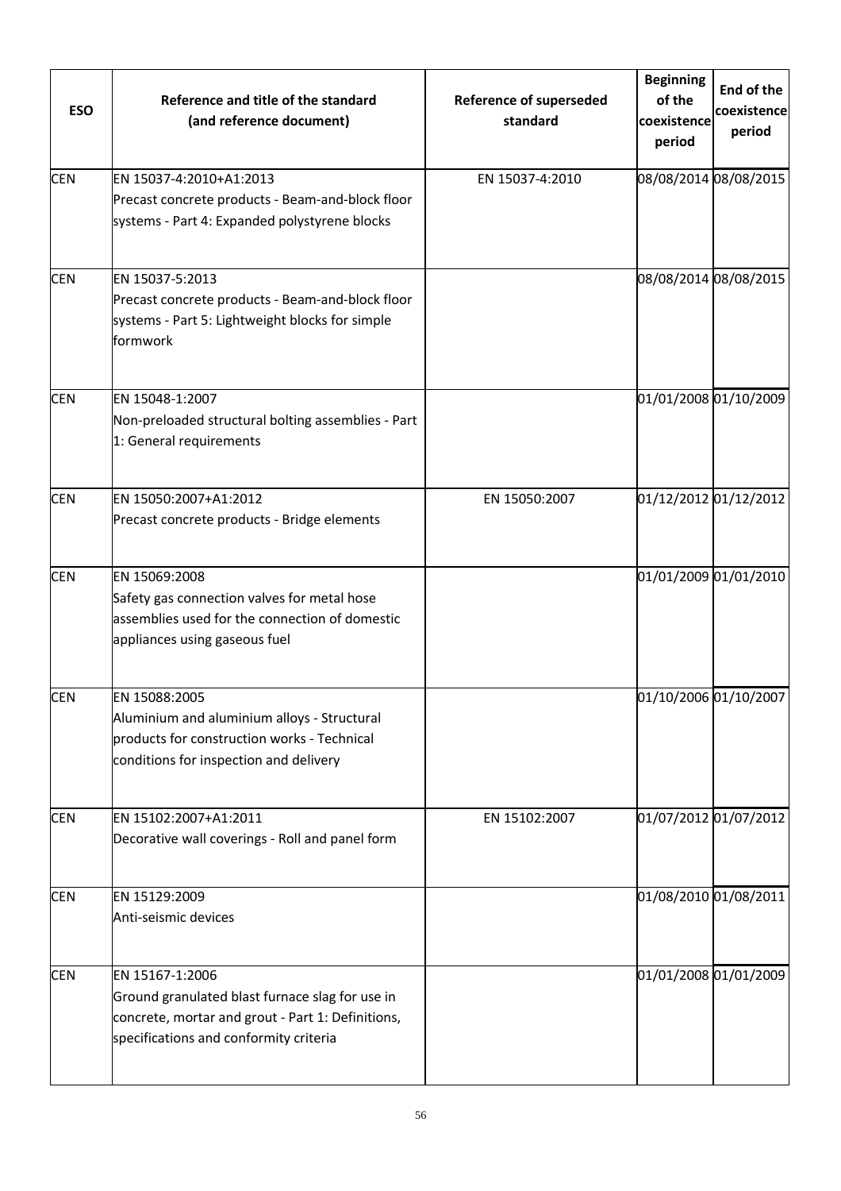| ESO | Reference and title of the standard (and reference document) | Reference of superseded standard | Beginning of the coexistence period | End of the coexistence period |
|---|---|---|---|---|
| CEN | EN 15037-4:2010+A1:2013<br>Precast concrete products - Beam-and-block floor systems - Part 4: Expanded polystyrene blocks | EN 15037-4:2010 | 08/08/2014 | 08/08/2015 |
| CEN | EN 15037-5:2013<br>Precast concrete products - Beam-and-block floor systems - Part 5: Lightweight blocks for simple formwork | | 08/08/2014 | 08/08/2015 |
| CEN | EN 15048-1:2007<br>Non-preloaded structural bolting assemblies - Part 1: General requirements | | 01/01/2008 | 01/10/2009 |
| CEN | EN 15050:2007+A1:2012<br>Precast concrete products - Bridge elements | EN 15050:2007 | 01/12/2012 | 01/12/2012 |
| CEN | EN 15069:2008<br>Safety gas connection valves for metal hose assemblies used for the connection of domestic appliances using gaseous fuel | | 01/01/2009 | 01/01/2010 |
| CEN | EN 15088:2005<br>Aluminium and aluminium alloys - Structural products for construction works - Technical conditions for inspection and delivery | | 01/10/2006 | 01/10/2007 |
| CEN | EN 15102:2007+A1:2011<br>Decorative wall coverings - Roll and panel form | EN 15102:2007 | 01/07/2012 | 01/07/2012 |
| CEN | EN 15129:2009<br>Anti-seismic devices | | 01/08/2010 | 01/08/2011 |
| CEN | EN 15167-1:2006<br>Ground granulated blast furnace slag for use in concrete, mortar and grout - Part 1: Definitions, specifications and conformity criteria | | 01/01/2008 | 01/01/2009 |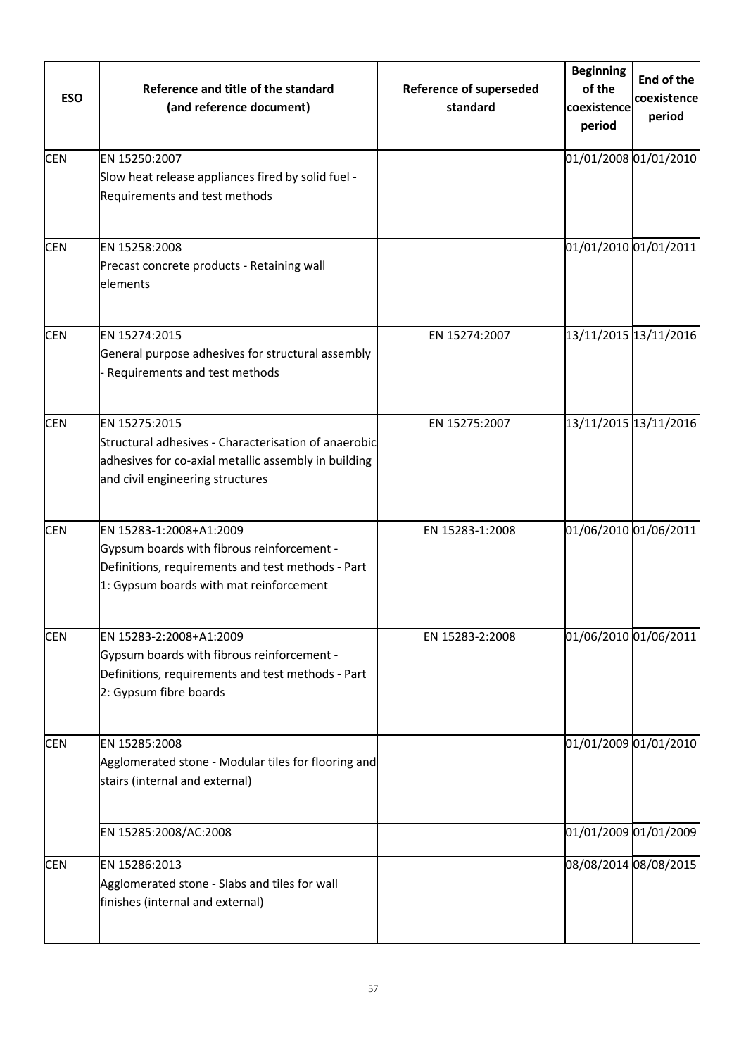| ESO | Reference and title of the standard (and reference document) | Reference of superseded standard | Beginning of the coexistence period | End of the coexistence period |
|---|---|---|---|---|
| CEN | EN 15250:2007<br>Slow heat release appliances fired by solid fuel - Requirements and test methods | | 01/01/2008 | 01/01/2010 |
| CEN | EN 15258:2008<br>Precast concrete products - Retaining wall elements | | 01/01/2010 | 01/01/2011 |
| CEN | EN 15274:2015<br>General purpose adhesives for structural assembly - Requirements and test methods | EN 15274:2007 | 13/11/2015 | 13/11/2016 |
| CEN | EN 15275:2015<br>Structural adhesives - Characterisation of anaerobic adhesives for co-axial metallic assembly in building and civil engineering structures | EN 15275:2007 | 13/11/2015 | 13/11/2016 |
| CEN | EN 15283-1:2008+A1:2009<br>Gypsum boards with fibrous reinforcement - Definitions, requirements and test methods - Part 1: Gypsum boards with mat reinforcement | EN 15283-1:2008 | 01/06/2010 | 01/06/2011 |
| CEN | EN 15283-2:2008+A1:2009<br>Gypsum boards with fibrous reinforcement - Definitions, requirements and test methods - Part 2: Gypsum fibre boards | EN 15283-2:2008 | 01/06/2010 | 01/06/2011 |
| CEN | EN 15285:2008<br>Agglomerated stone - Modular tiles for flooring and stairs (internal and external) | | 01/01/2009 | 01/01/2010 |
| | EN 15285:2008/AC:2008 | | 01/01/2009 | 01/01/2009 |
| CEN | EN 15286:2013<br>Agglomerated stone - Slabs and tiles for wall finishes (internal and external) | | 08/08/2014 | 08/08/2015 |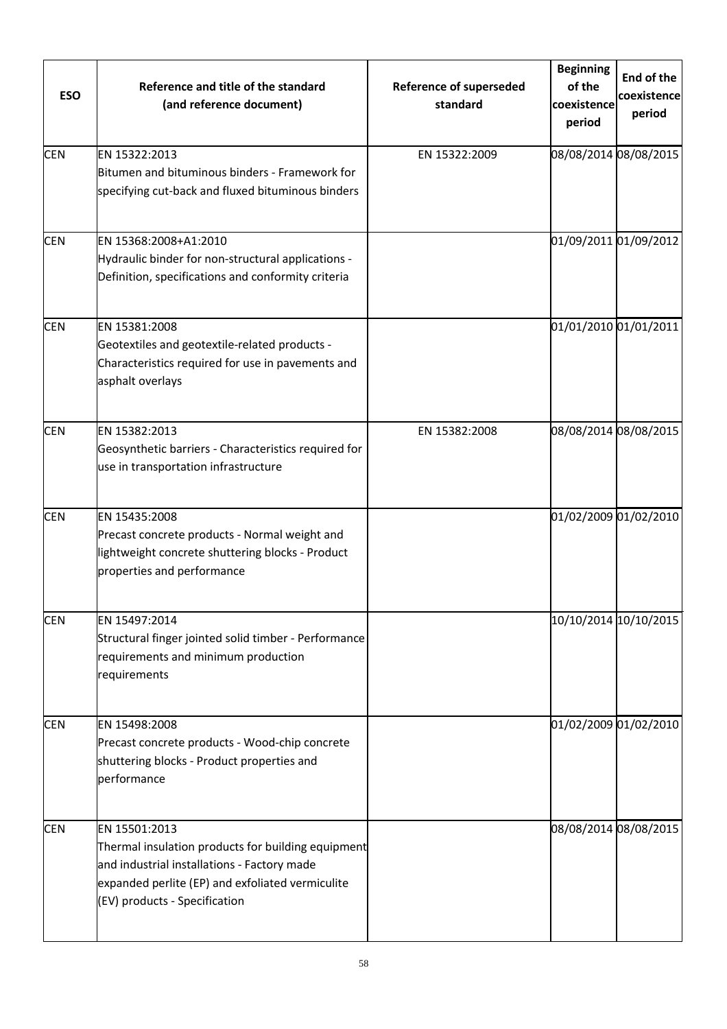| ESO | Reference and title of the standard (and reference document) | Reference of superseded standard | Beginning of the coexistence period | End of the coexistence period |
|---|---|---|---|---|
| CEN | EN 15322:2013 Bitumen and bituminous binders - Framework for specifying cut-back and fluxed bituminous binders | EN 15322:2009 | 08/08/2014 | 08/08/2015 |
| CEN | EN 15368:2008+A1:2010 Hydraulic binder for non-structural applications - Definition, specifications and conformity criteria | | 01/09/2011 | 01/09/2012 |
| CEN | EN 15381:2008 Geotextiles and geotextile-related products - Characteristics required for use in pavements and asphalt overlays | | 01/01/2010 | 01/01/2011 |
| CEN | EN 15382:2013 Geosynthetic barriers - Characteristics required for use in transportation infrastructure | EN 15382:2008 | 08/08/2014 | 08/08/2015 |
| CEN | EN 15435:2008 Precast concrete products - Normal weight and lightweight concrete shuttering blocks - Product properties and performance | | 01/02/2009 | 01/02/2010 |
| CEN | EN 15497:2014 Structural finger jointed solid timber - Performance requirements and minimum production requirements | | 10/10/2014 | 10/10/2015 |
| CEN | EN 15498:2008 Precast concrete products - Wood-chip concrete shuttering blocks - Product properties and performance | | 01/02/2009 | 01/02/2010 |
| CEN | EN 15501:2013 Thermal insulation products for building equipment and industrial installations - Factory made expanded perlite (EP) and exfoliated vermiculite (EV) products - Specification | | 08/08/2014 | 08/08/2015 |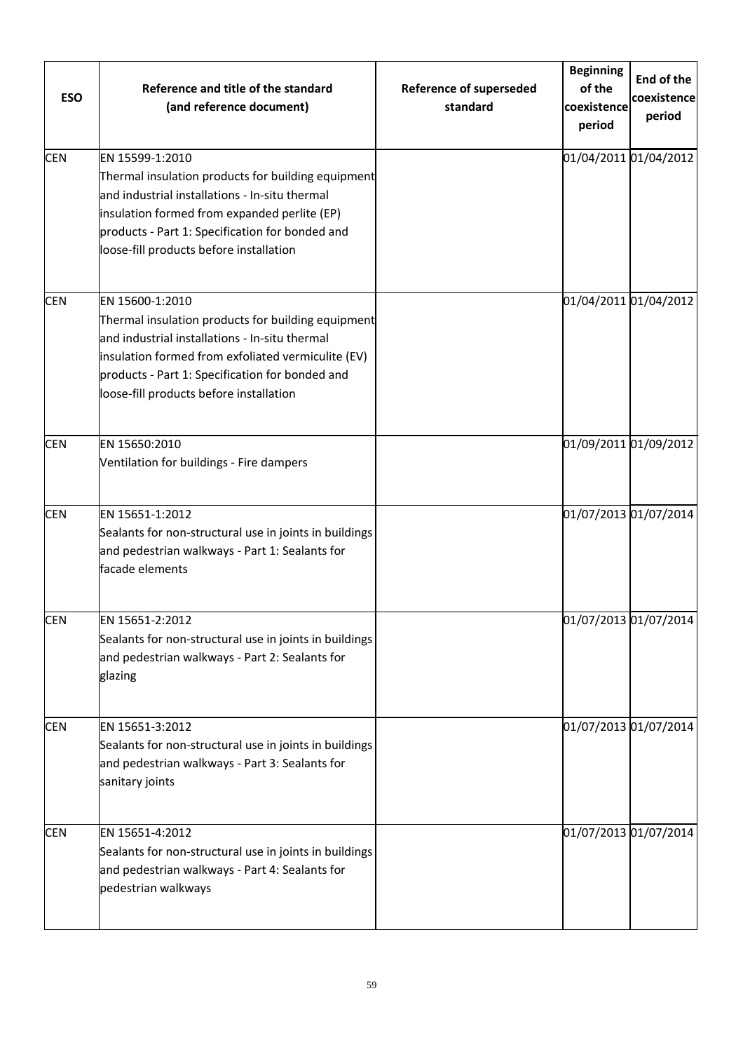| ESO | Reference and title of the standard (and reference document) | Reference of superseded standard | Beginning of the coexistence period | End of the coexistence period |
| --- | --- | --- | --- | --- |
| CEN | EN 15599-1:2010<br>Thermal insulation products for building equipment and industrial installations - In-situ thermal insulation formed from expanded perlite (EP) products - Part 1: Specification for bonded and loose-fill products before installation | | 01/04/2011 | 01/04/2012 |
| CEN | EN 15600-1:2010<br>Thermal insulation products for building equipment and industrial installations - In-situ thermal insulation formed from exfoliated vermiculite (EV) products - Part 1: Specification for bonded and loose-fill products before installation | | 01/04/2011 | 01/04/2012 |
| CEN | EN 15650:2010<br>Ventilation for buildings - Fire dampers | | 01/09/2011 | 01/09/2012 |
| CEN | EN 15651-1:2012<br>Sealants for non-structural use in joints in buildings and pedestrian walkways - Part 1: Sealants for facade elements | | 01/07/2013 | 01/07/2014 |
| CEN | EN 15651-2:2012<br>Sealants for non-structural use in joints in buildings and pedestrian walkways - Part 2: Sealants for glazing | | 01/07/2013 | 01/07/2014 |
| CEN | EN 15651-3:2012<br>Sealants for non-structural use in joints in buildings and pedestrian walkways - Part 3: Sealants for sanitary joints | | 01/07/2013 | 01/07/2014 |
| CEN | EN 15651-4:2012<br>Sealants for non-structural use in joints in buildings and pedestrian walkways - Part 4: Sealants for pedestrian walkways | | 01/07/2013 | 01/07/2014 |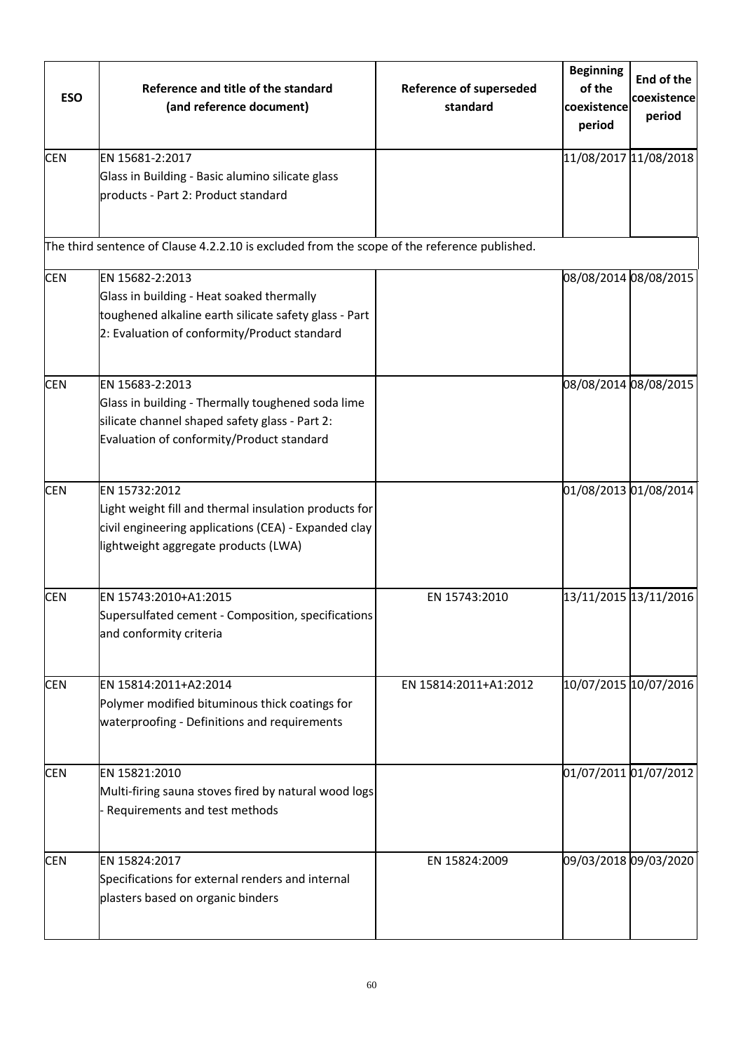| ESO | Reference and title of the standard (and reference document) | Reference of superseded standard | Beginning of the coexistence period | End of the coexistence period |
|---|---|---|---|---|
| CEN | EN 15681-2:2017<br>Glass in Building - Basic alumino silicate glass products - Part 2: Product standard | | 11/08/2017 | 11/08/2018 |
| The third sentence of Clause 4.2.2.10 is excluded from the scope of the reference published. | | | | |
| CEN | EN 15682-2:2013<br>Glass in building - Heat soaked thermally toughened alkaline earth silicate safety glass - Part 2: Evaluation of conformity/Product standard | | 08/08/2014 | 08/08/2015 |
| CEN | EN 15683-2:2013<br>Glass in building - Thermally toughened soda lime silicate channel shaped safety glass - Part 2: Evaluation of conformity/Product standard | | 08/08/2014 | 08/08/2015 |
| CEN | EN 15732:2012<br>Light weight fill and thermal insulation products for civil engineering applications (CEA) - Expanded clay lightweight aggregate products (LWA) | | 01/08/2013 | 01/08/2014 |
| CEN | EN 15743:2010+A1:2015<br>Supersulfated cement - Composition, specifications and conformity criteria | EN 15743:2010 | 13/11/2015 | 13/11/2016 |
| CEN | EN 15814:2011+A2:2014<br>Polymer modified bituminous thick coatings for waterproofing - Definitions and requirements | EN 15814:2011+A1:2012 | 10/07/2015 | 10/07/2016 |
| CEN | EN 15821:2010<br>Multi-firing sauna stoves fired by natural wood logs - Requirements and test methods | | 01/07/2011 | 01/07/2012 |
| CEN | EN 15824:2017<br>Specifications for external renders and internal plasters based on organic binders | EN 15824:2009 | 09/03/2018 | 09/03/2020 |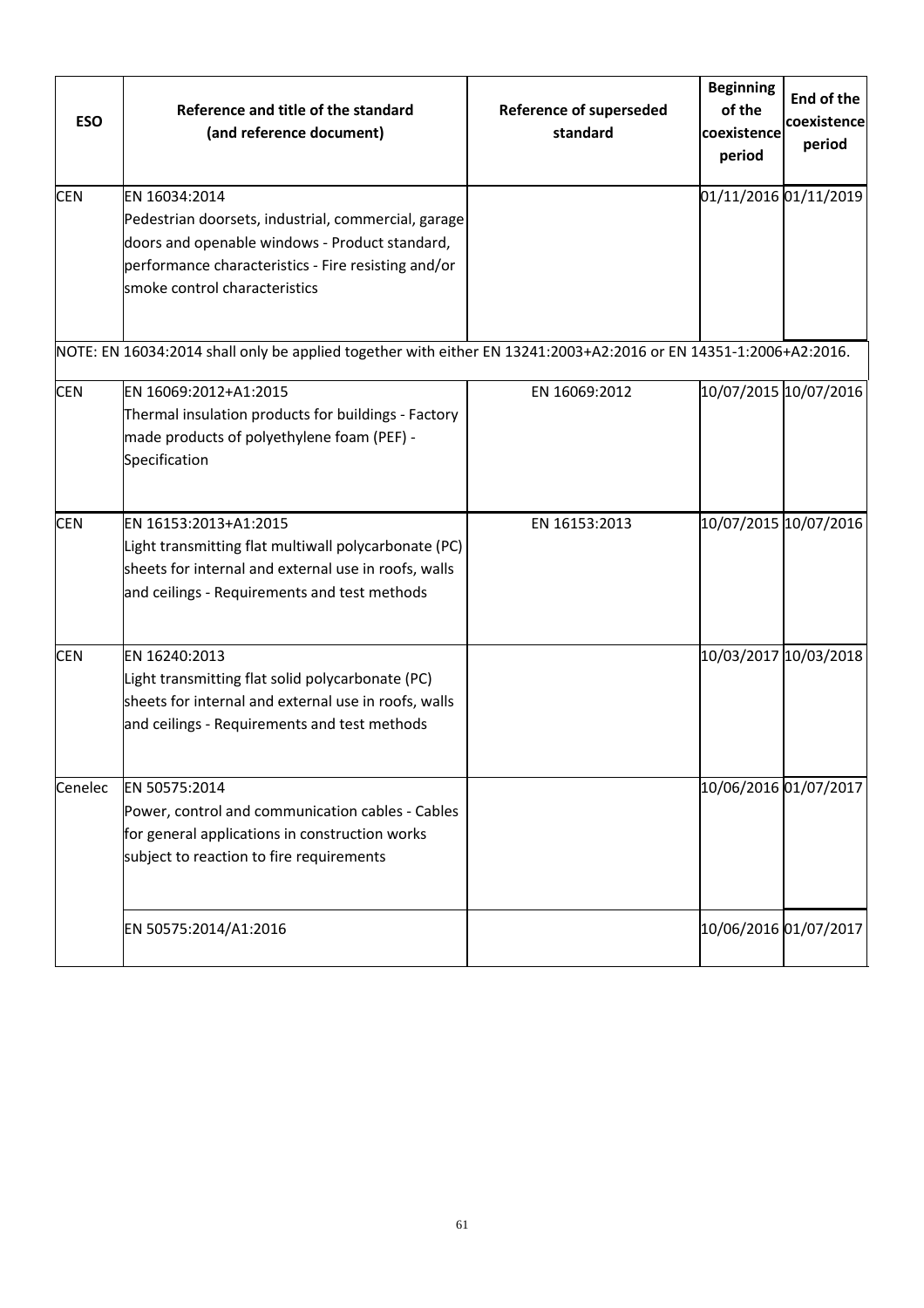| ESO | Reference and title of the standard (and reference document) | Reference of superseded standard | Beginning of the coexistence period | End of the coexistence period |
|---|---|---|---|---|
| CEN | EN 16034:2014<br>Pedestrian doorsets, industrial, commercial, garage doors and openable windows - Product standard, performance characteristics - Fire resisting and/or smoke control characteristics | | 01/11/2016 | 01/11/2019 |
| NOTE: EN 16034:2014 shall only be applied together with either EN 13241:2003+A2:2016 or EN 14351-1:2006+A2:2016. | | | | |
| CEN | EN 16069:2012+A1:2015<br>Thermal insulation products for buildings - Factory made products of polyethylene foam (PEF) - Specification | EN 16069:2012 | 10/07/2015 | 10/07/2016 |
| CEN | EN 16153:2013+A1:2015<br>Light transmitting flat multiwall polycarbonate (PC) sheets for internal and external use in roofs, walls and ceilings - Requirements and test methods | EN 16153:2013 | 10/07/2015 | 10/07/2016 |
| CEN | EN 16240:2013<br>Light transmitting flat solid polycarbonate (PC) sheets for internal and external use in roofs, walls and ceilings - Requirements and test methods | | 10/03/2017 | 10/03/2018 |
| Cenelec | EN 50575:2014<br>Power, control and communication cables - Cables for general applications in construction works subject to reaction to fire requirements | | 10/06/2016 | 01/07/2017 |
| | EN 50575:2014/A1:2016 | | 10/06/2016 | 01/07/2017 |